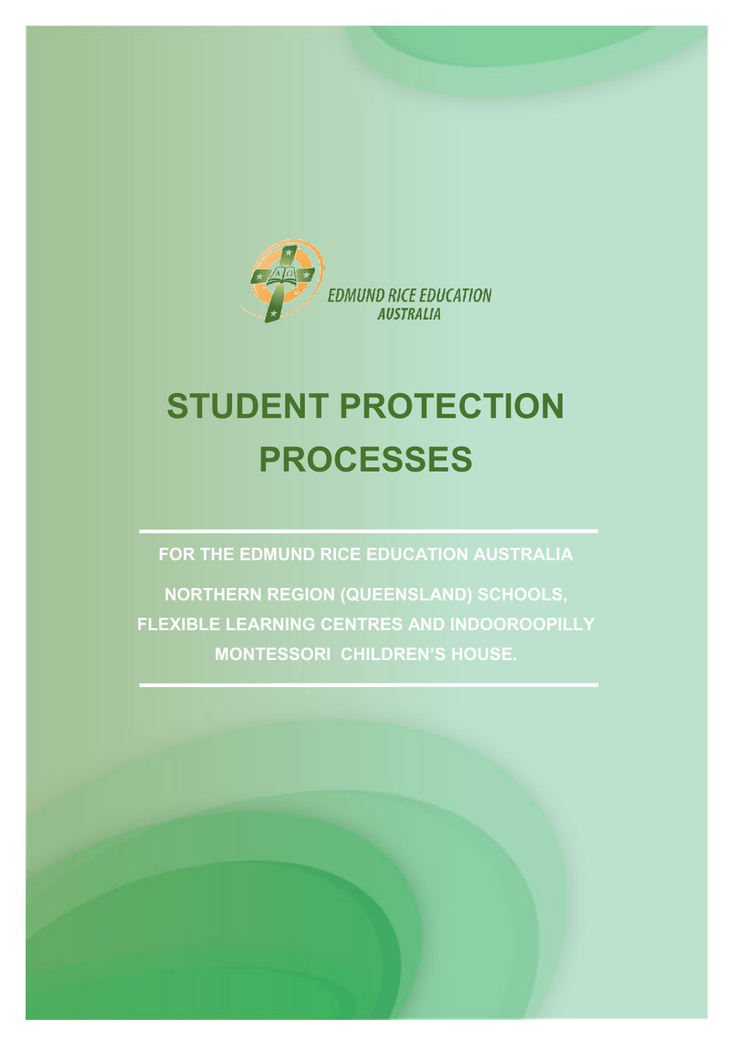EDMUND RICE EDUCATION AUSTRALIA

# STUDENT PROTECTION PROCESSES

**FOR THE EDMUND RICE EDUCATION AUSTRALIA**

**NORTHERN REGION (QUEENSLAND) SCHOOLS, FLEXIBLE LEARNING CENTRES AND INDOOROOPILLY MONTESSORI CHILDREN'S HOUSE.**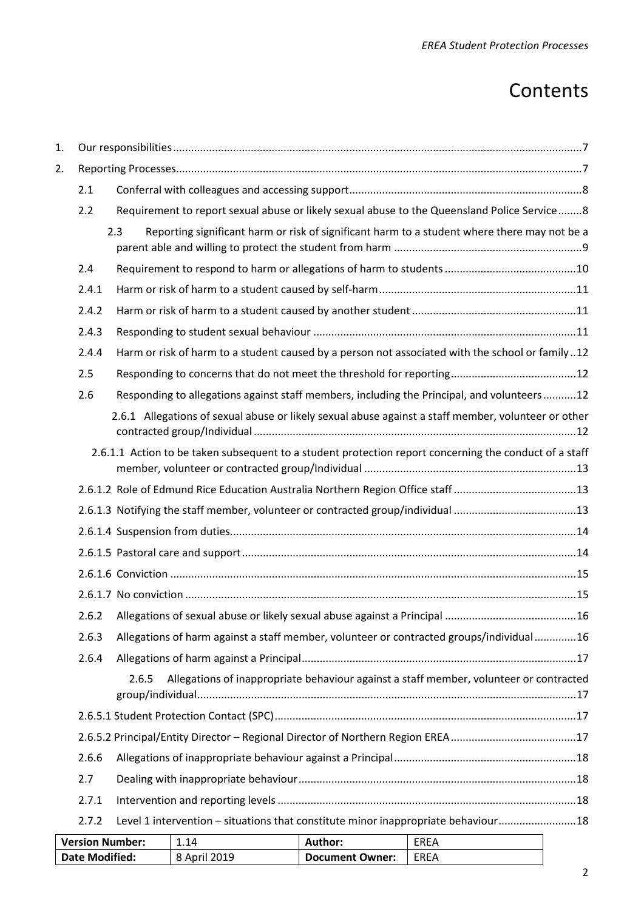# Contents

1. Our responsibilities ....... 7
2. Reporting Processes ....... 7
   - 2.1 Conferral with colleagues and accessing support ....... 8
   - 2.2 Requirement to report sexual abuse or likely sexual abuse to the Queensland Police Service ....... 8
   - 2.3 Reporting significant harm or risk of significant harm to a student where there may not be a parent able and willing to protect the student from harm ....... 9
   - 2.4 Requirement to respond to harm or allegations of harm to students ....... 10
   - 2.4.1 Harm or risk of harm to a student caused by self-harm ....... 11
   - 2.4.2 Harm or risk of harm to a student caused by another student ....... 11
   - 2.4.3 Responding to student sexual behaviour ....... 11
   - 2.4.4 Harm or risk of harm to a student caused by a person not associated with the school or family ....... 12
   - 2.5 Responding to concerns that do not meet the threshold for reporting ....... 12
   - 2.6 Responding to allegations against staff members, including the Principal, and volunteers ....... 12
   - 2.6.1 Allegations of sexual abuse or likely sexual abuse against a staff member, volunteer or other contracted group/Individual ....... 12
   - 2.6.1.1 Action to be taken subsequent to a student protection report concerning the conduct of a staff member, volunteer or contracted group/Individual ....... 13
   - 2.6.1.2 Role of Edmund Rice Education Australia Northern Region Office staff ....... 13
   - 2.6.1.3 Notifying the staff member, volunteer or contracted group/individual ....... 13
   - 2.6.1.4 Suspension from duties ....... 14
   - 2.6.1.5 Pastoral care and support ....... 14
   - 2.6.1.6 Conviction ....... 15
   - 2.6.1.7 No conviction ....... 15
   - 2.6.2 Allegations of sexual abuse or likely sexual abuse against a Principal ....... 16
   - 2.6.3 Allegations of harm against a staff member, volunteer or contracted groups/individual ....... 16
   - 2.6.4 Allegations of harm against a Principal ....... 17
   - 2.6.5 Allegations of inappropriate behaviour against a staff member, volunteer or contracted group/individual ....... 17
   - 2.6.5.1 Student Protection Contact (SPC) ....... 17
   - 2.6.5.2 Principal/Entity Director – Regional Director of Northern Region EREA ....... 17
   - 2.6.6 Allegations of inappropriate behaviour against a Principal ....... 18
   - 2.7 Dealing with inappropriate behaviour ....... 18
   - 2.7.1 Intervention and reporting levels ....... 18
   - 2.7.2 Level 1 intervention – situations that constitute minor inappropriate behaviour ....... 18

| Version Number: | 1.14 | Author: | EREA |
|---|---|---|---|
| Date Modified: | 8 April 2019 | Document Owner: | EREA |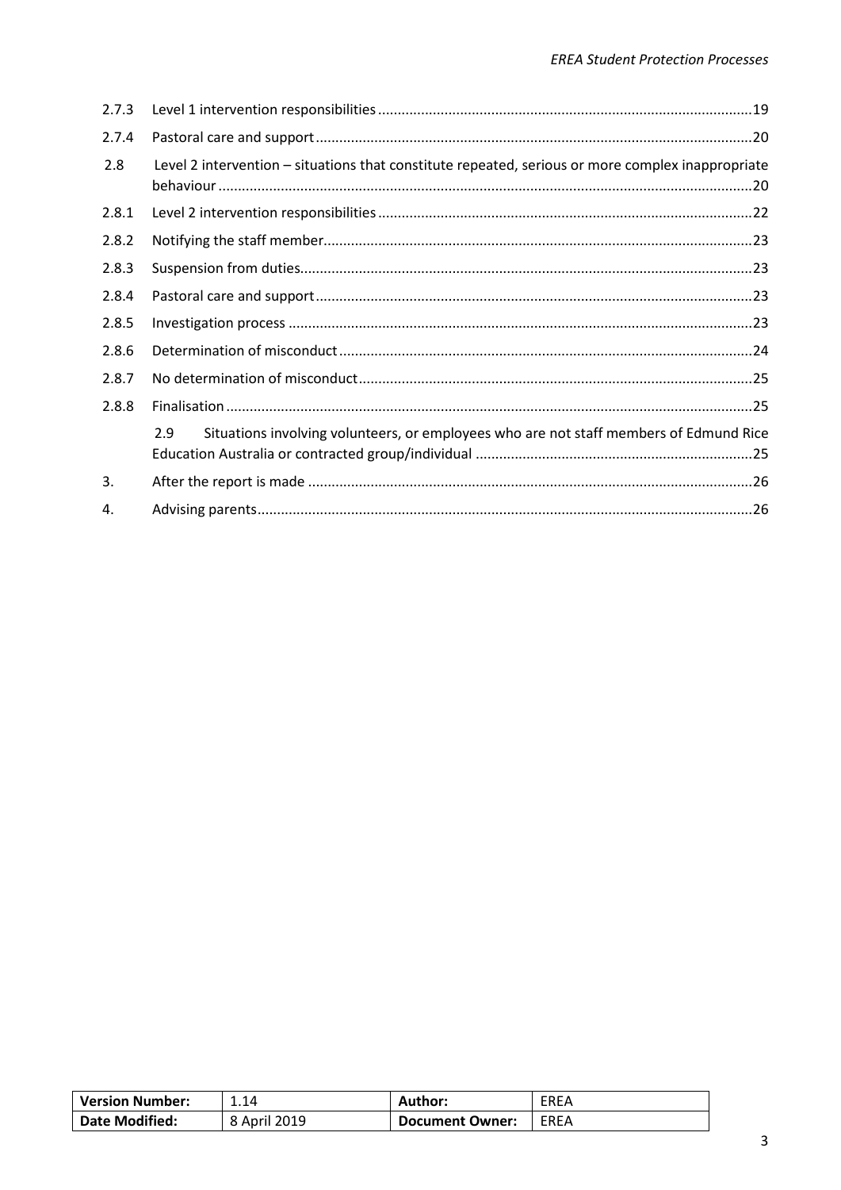| | | |
|---|---|---|
| 2.7.3 | Level 1 intervention responsibilities | 19 |
| 2.7.4 | Pastoral care and support | 20 |
| 2.8 | Level 2 intervention – situations that constitute repeated, serious or more complex inappropriate behaviour | 20 |
| 2.8.1 | Level 2 intervention responsibilities | 22 |
| 2.8.2 | Notifying the staff member | 23 |
| 2.8.3 | Suspension from duties | 23 |
| 2.8.4 | Pastoral care and support | 23 |
| 2.8.5 | Investigation process | 23 |
| 2.8.6 | Determination of misconduct | 24 |
| 2.8.7 | No determination of misconduct | 25 |
| 2.8.8 | Finalisation | 25 |
| 2.9 | Situations involving volunteers, or employees who are not staff members of Edmund Rice Education Australia or contracted group/individual | 25 |
| 3. | After the report is made | 26 |
| 4. | Advising parents | 26 |

| Version Number: | 1.14 | Author: | EREA |
|---|---|---|---|
| Date Modified: | 8 April 2019 | Document Owner: | EREA |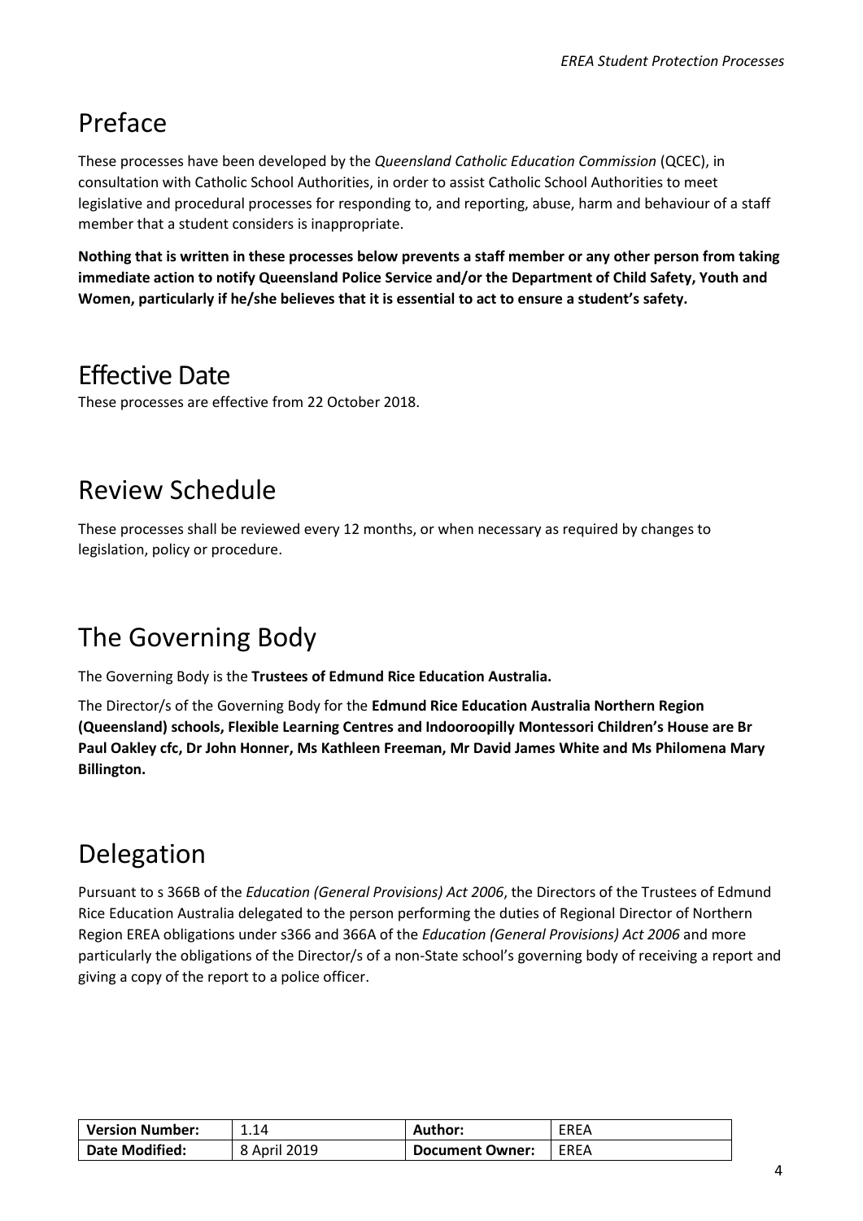## Preface

These processes have been developed by the *Queensland Catholic Education Commission* (QCEC), in consultation with Catholic School Authorities, in order to assist Catholic School Authorities to meet legislative and procedural processes for responding to, and reporting, abuse, harm and behaviour of a staff member that a student considers is inappropriate.

**Nothing that is written in these processes below prevents a staff member or any other person from taking immediate action to notify Queensland Police Service and/or the Department of Child Safety, Youth and Women, particularly if he/she believes that it is essential to act to ensure a student's safety.**

## Effective Date

These processes are effective from 22 October 2018.

## Review Schedule

These processes shall be reviewed every 12 months, or when necessary as required by changes to legislation, policy or procedure.

## The Governing Body

The Governing Body is the **Trustees of Edmund Rice Education Australia.**

The Director/s of the Governing Body for the **Edmund Rice Education Australia Northern Region (Queensland) schools, Flexible Learning Centres and Indooroopilly Montessori Children's House are Br Paul Oakley cfc, Dr John Honner, Ms Kathleen Freeman, Mr David James White and Ms Philomena Mary Billington.**

## Delegation

Pursuant to s 366B of the *Education (General Provisions) Act 2006*, the Directors of the Trustees of Edmund Rice Education Australia delegated to the person performing the duties of Regional Director of Northern Region EREA obligations under s366 and 366A of the *Education (General Provisions) Act 2006* and more particularly the obligations of the Director/s of a non-State school's governing body of receiving a report and giving a copy of the report to a police officer.

| Version Number: | 1.14 | Author: | EREA |
|---|---|---|---|
| Date Modified: | 8 April 2019 | Document Owner: | EREA |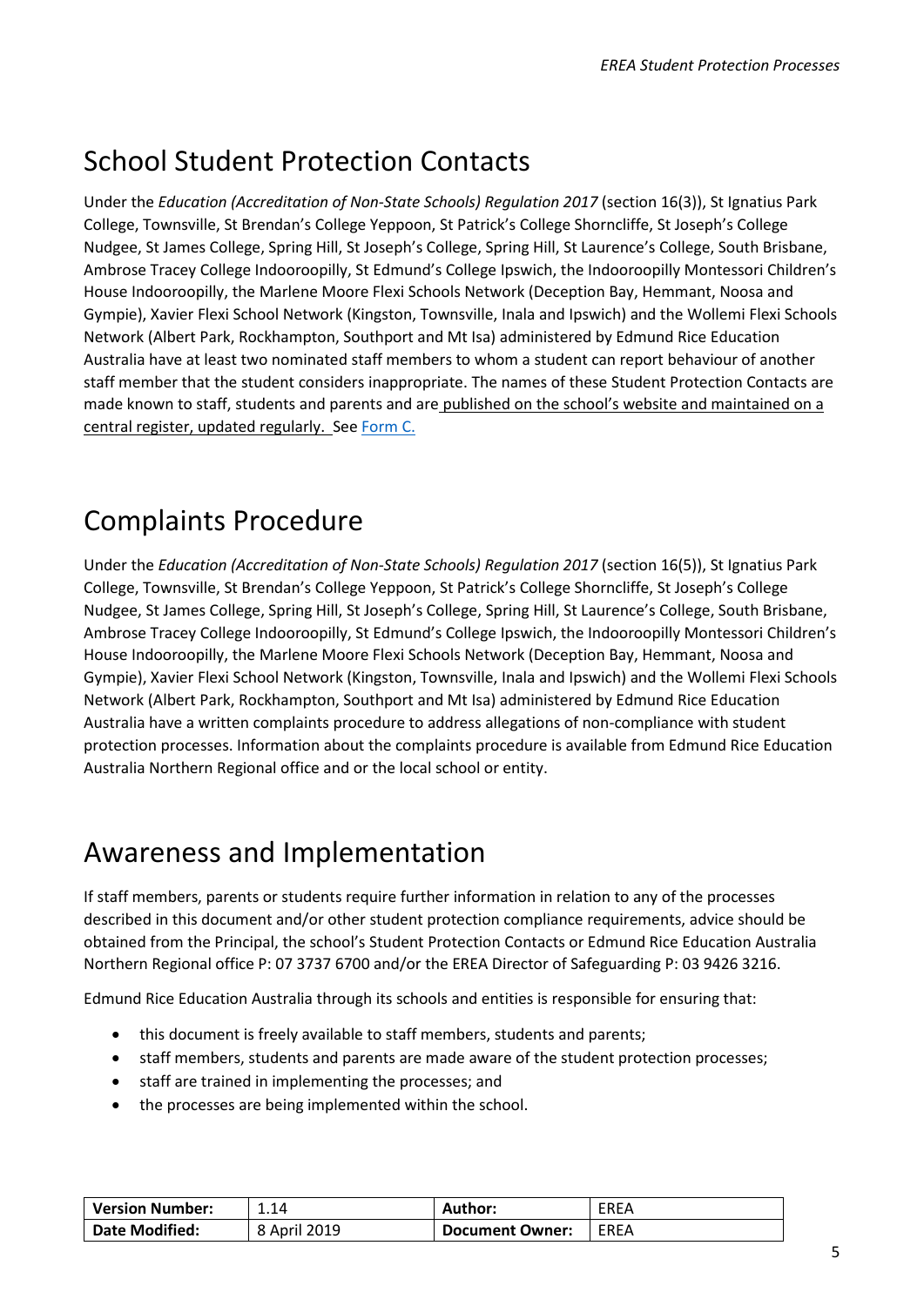## School Student Protection Contacts

Under the *Education (Accreditation of Non-State Schools) Regulation 2017* (section 16(3)), St Ignatius Park College, Townsville, St Brendan's College Yeppoon, St Patrick's College Shorncliffe, St Joseph's College Nudgee, St James College, Spring Hill, St Joseph's College, Spring Hill, St Laurence's College, South Brisbane, Ambrose Tracey College Indooroopilly, St Edmund's College Ipswich, the Indooroopilly Montessori Children's House Indooroopilly, the Marlene Moore Flexi Schools Network (Deception Bay, Hemmant, Noosa and Gympie), Xavier Flexi School Network (Kingston, Townsville, Inala and Ipswich) and the Wollemi Flexi Schools Network (Albert Park, Rockhampton, Southport and Mt Isa) administered by Edmund Rice Education Australia have at least two nominated staff members to whom a student can report behaviour of another staff member that the student considers inappropriate. The names of these Student Protection Contacts are made known to staff, students and parents and are published on the school's website and maintained on a central register, updated regularly. See Form C.

## Complaints Procedure

Under the *Education (Accreditation of Non-State Schools) Regulation 2017* (section 16(5)), St Ignatius Park College, Townsville, St Brendan's College Yeppoon, St Patrick's College Shorncliffe, St Joseph's College Nudgee, St James College, Spring Hill, St Joseph's College, Spring Hill, St Laurence's College, South Brisbane, Ambrose Tracey College Indooroopilly, St Edmund's College Ipswich, the Indooroopilly Montessori Children's House Indooroopilly, the Marlene Moore Flexi Schools Network (Deception Bay, Hemmant, Noosa and Gympie), Xavier Flexi School Network (Kingston, Townsville, Inala and Ipswich) and the Wollemi Flexi Schools Network (Albert Park, Rockhampton, Southport and Mt Isa) administered by Edmund Rice Education Australia have a written complaints procedure to address allegations of non-compliance with student protection processes. Information about the complaints procedure is available from Edmund Rice Education Australia Northern Regional office and or the local school or entity.

## Awareness and Implementation

If staff members, parents or students require further information in relation to any of the processes described in this document and/or other student protection compliance requirements, advice should be obtained from the Principal, the school's Student Protection Contacts or Edmund Rice Education Australia Northern Regional office P: 07 3737 6700 and/or the EREA Director of Safeguarding P: 03 9426 3216.

Edmund Rice Education Australia through its schools and entities is responsible for ensuring that:

- this document is freely available to staff members, students and parents;
- staff members, students and parents are made aware of the student protection processes;
- staff are trained in implementing the processes; and
- the processes are being implemented within the school.

| **Version Number:** | 1.14 | **Author:** | EREA |
|---|---|---|---|
| **Date Modified:** | 8 April 2019 | **Document Owner:** | EREA |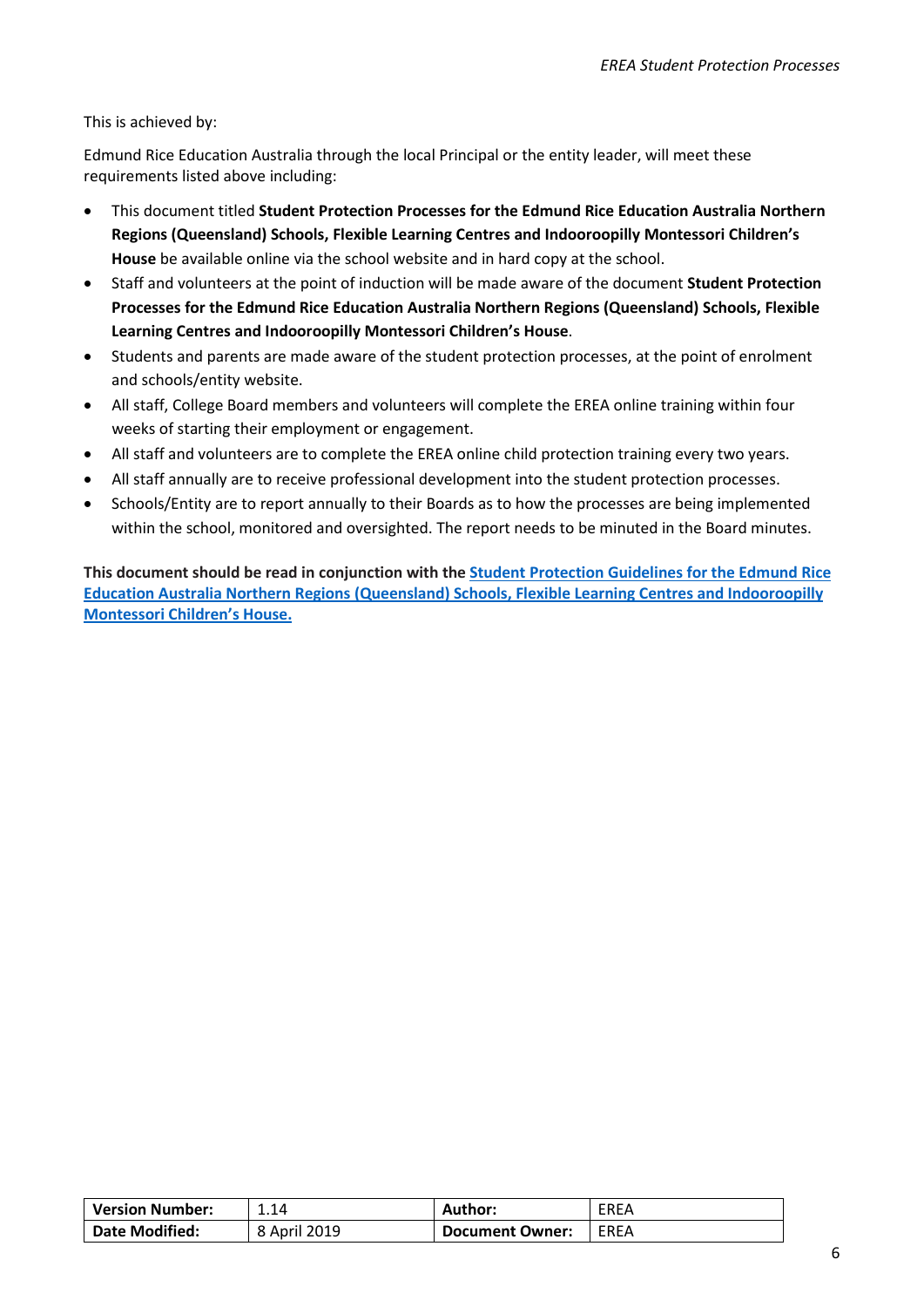This is achieved by:

Edmund Rice Education Australia through the local Principal or the entity leader, will meet these requirements listed above including:

- This document titled **Student Protection Processes for the Edmund Rice Education Australia Northern Regions (Queensland) Schools, Flexible Learning Centres and Indooroopilly Montessori Children's House** be available online via the school website and in hard copy at the school.
- Staff and volunteers at the point of induction will be made aware of the document **Student Protection Processes for the Edmund Rice Education Australia Northern Regions (Queensland) Schools, Flexible Learning Centres and Indooroopilly Montessori Children's House**.
- Students and parents are made aware of the student protection processes, at the point of enrolment and schools/entity website.
- All staff, College Board members and volunteers will complete the EREA online training within four weeks of starting their employment or engagement.
- All staff and volunteers are to complete the EREA online child protection training every two years.
- All staff annually are to receive professional development into the student protection processes.
- Schools/Entity are to report annually to their Boards as to how the processes are being implemented within the school, monitored and oversighted. The report needs to be minuted in the Board minutes.

**This document should be read in conjunction with the [Student Protection Guidelines for the Edmund Rice Education Australia Northern Regions (Queensland) Schools, Flexible Learning Centres and Indooroopilly Montessori Children's House.]()**

| Version Number: | 1.14 | Author: | EREA |
|---|---|---|---|
| Date Modified: | 8 April 2019 | Document Owner: | EREA |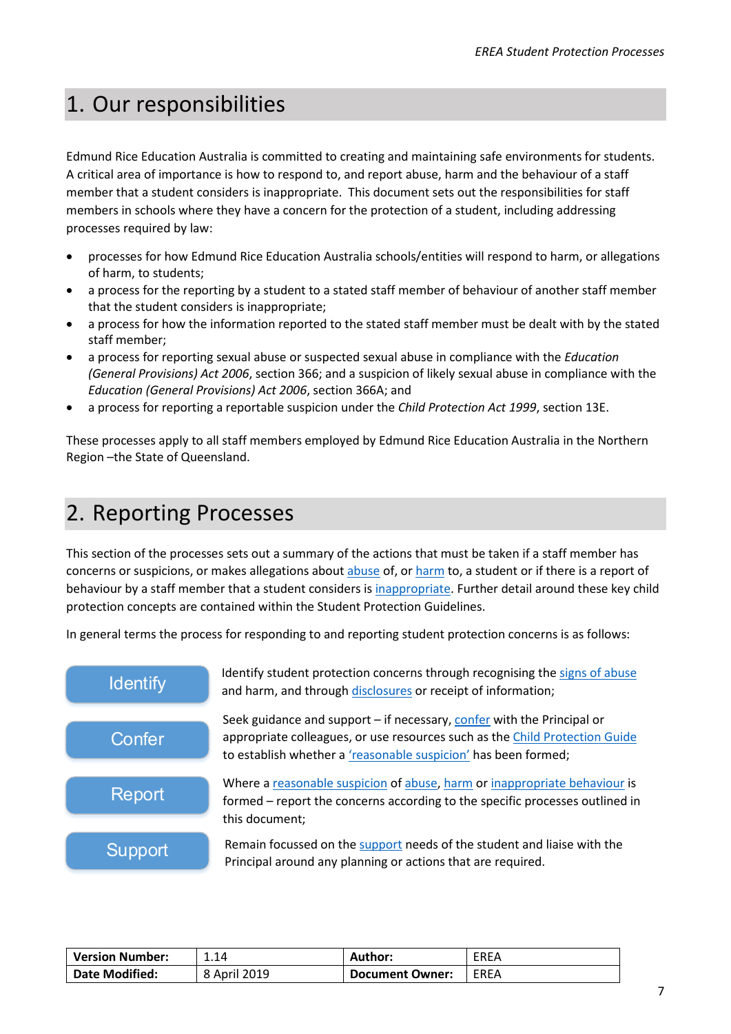# 1. Our responsibilities

Edmund Rice Education Australia is committed to creating and maintaining safe environments for students. A critical area of importance is how to respond to, and report abuse, harm and the behaviour of a staff member that a student considers is inappropriate. This document sets out the responsibilities for staff members in schools where they have a concern for the protection of a student, including addressing processes required by law:

- processes for how Edmund Rice Education Australia schools/entities will respond to harm, or allegations of harm, to students;
- a process for the reporting by a student to a stated staff member of behaviour of another staff member that the student considers is inappropriate;
- a process for how the information reported to the stated staff member must be dealt with by the stated staff member;
- a process for reporting sexual abuse or suspected sexual abuse in compliance with the *Education (General Provisions) Act 2006*, section 366; and a suspicion of likely sexual abuse in compliance with the *Education (General Provisions) Act 2006*, section 366A; and
- a process for reporting a reportable suspicion under the *Child Protection Act 1999*, section 13E.

These processes apply to all staff members employed by Edmund Rice Education Australia in the Northern Region –the State of Queensland.

# 2. Reporting Processes

This section of the processes sets out a summary of the actions that must be taken if a staff member has concerns or suspicions, or makes allegations about abuse of, or harm to, a student or if there is a report of behaviour by a staff member that a student considers is inappropriate. Further detail around these key child protection concepts are contained within the Student Protection Guidelines.

In general terms the process for responding to and reporting student protection concerns is as follows:

| | |
|---|---|
| **Identify** | Identify student protection concerns through recognising the signs of abuse and harm, and through disclosures or receipt of information; |
| **Confer** | Seek guidance and support – if necessary, confer with the Principal or appropriate colleagues, or use resources such as the Child Protection Guide to establish whether a 'reasonable suspicion' has been formed; |
| **Report** | Where a reasonable suspicion of abuse, harm or inappropriate behaviour is formed – report the concerns according to the specific processes outlined in this document; |
| **Support** | Remain focussed on the support needs of the student and liaise with the Principal around any planning or actions that are required. |

| **Version Number:** | 1.14 | **Author:** | EREA |
|---|---|---|---|
| **Date Modified:** | 8 April 2019 | **Document Owner:** | EREA |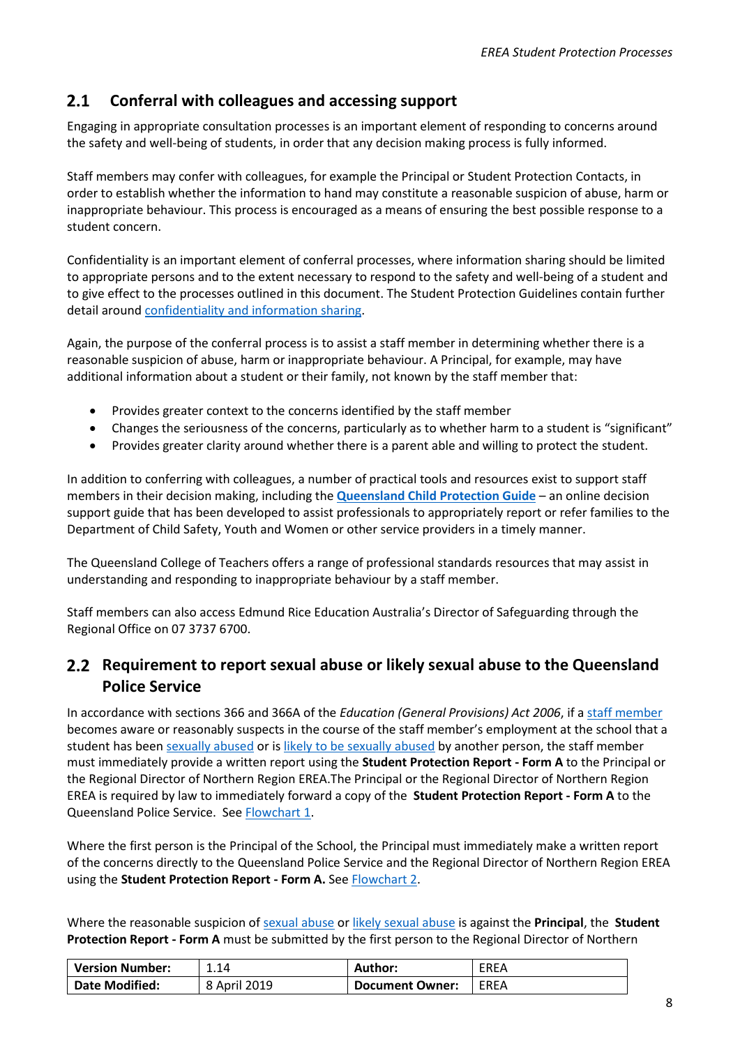## 2.1 Conferral with colleagues and accessing support

Engaging in appropriate consultation processes is an important element of responding to concerns around the safety and well-being of students, in order that any decision making process is fully informed.

Staff members may confer with colleagues, for example the Principal or Student Protection Contacts, in order to establish whether the information to hand may constitute a reasonable suspicion of abuse, harm or inappropriate behaviour. This process is encouraged as a means of ensuring the best possible response to a student concern.

Confidentiality is an important element of conferral processes, where information sharing should be limited to appropriate persons and to the extent necessary to respond to the safety and well-being of a student and to give effect to the processes outlined in this document. The Student Protection Guidelines contain further detail around confidentiality and information sharing.

Again, the purpose of the conferral process is to assist a staff member in determining whether there is a reasonable suspicion of abuse, harm or inappropriate behaviour. A Principal, for example, may have additional information about a student or their family, not known by the staff member that:

- Provides greater context to the concerns identified by the staff member
- Changes the seriousness of the concerns, particularly as to whether harm to a student is "significant"
- Provides greater clarity around whether there is a parent able and willing to protect the student.

In addition to conferring with colleagues, a number of practical tools and resources exist to support staff members in their decision making, including the **Queensland Child Protection Guide** – an online decision support guide that has been developed to assist professionals to appropriately report or refer families to the Department of Child Safety, Youth and Women or other service providers in a timely manner.

The Queensland College of Teachers offers a range of professional standards resources that may assist in understanding and responding to inappropriate behaviour by a staff member.

Staff members can also access Edmund Rice Education Australia's Director of Safeguarding through the Regional Office on 07 3737 6700.

## 2.2 Requirement to report sexual abuse or likely sexual abuse to the Queensland Police Service

In accordance with sections 366 and 366A of the *Education (General Provisions) Act 2006*, if a staff member becomes aware or reasonably suspects in the course of the staff member's employment at the school that a student has been sexually abused or is likely to be sexually abused by another person, the staff member must immediately provide a written report using the **Student Protection Report - Form A** to the Principal or the Regional Director of Northern Region EREA.The Principal or the Regional Director of Northern Region EREA is required by law to immediately forward a copy of the **Student Protection Report - Form A** to the Queensland Police Service. See Flowchart 1.

Where the first person is the Principal of the School, the Principal must immediately make a written report of the concerns directly to the Queensland Police Service and the Regional Director of Northern Region EREA using the **Student Protection Report - Form A.** See Flowchart 2.

Where the reasonable suspicion of sexual abuse or likely sexual abuse is against the **Principal**, the **Student Protection Report - Form A** must be submitted by the first person to the Regional Director of Northern

| **Version Number:** | 1.14 | **Author:** | EREA |
|---|---|---|---|
| **Date Modified:** | 8 April 2019 | **Document Owner:** | EREA |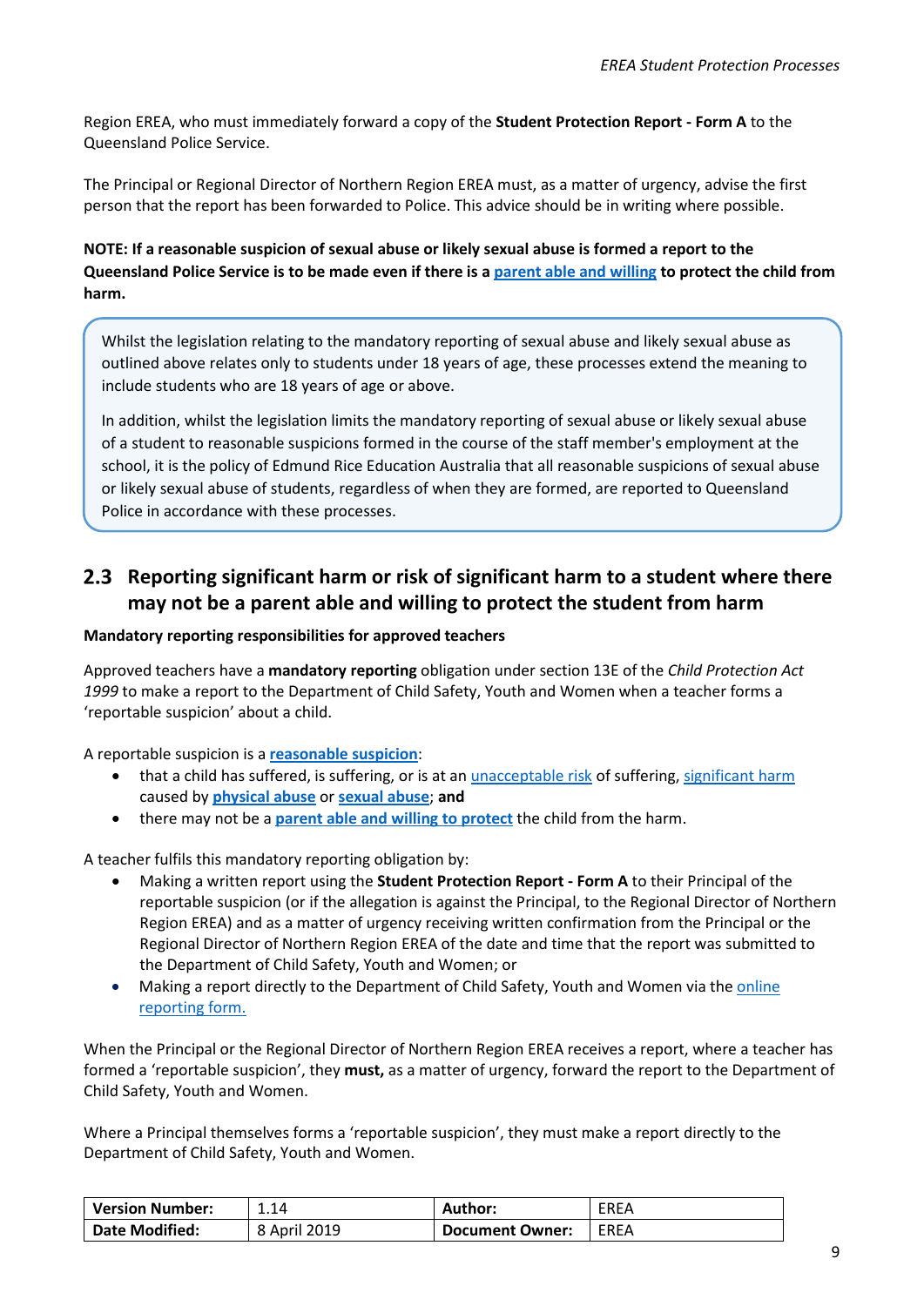Region EREA, who must immediately forward a copy of the **Student Protection Report - Form A** to the Queensland Police Service.

The Principal or Regional Director of Northern Region EREA must, as a matter of urgency, advise the first person that the report has been forwarded to Police. This advice should be in writing where possible.

**NOTE: If a reasonable suspicion of sexual abuse or likely sexual abuse is formed a report to the Queensland Police Service is to be made even if there is a parent able and willing to protect the child from harm.**

> Whilst the legislation relating to the mandatory reporting of sexual abuse and likely sexual abuse as outlined above relates only to students under 18 years of age, these processes extend the meaning to include students who are 18 years of age or above.
>
> In addition, whilst the legislation limits the mandatory reporting of sexual abuse or likely sexual abuse of a student to reasonable suspicions formed in the course of the staff member's employment at the school, it is the policy of Edmund Rice Education Australia that all reasonable suspicions of sexual abuse or likely sexual abuse of students, regardless of when they are formed, are reported to Queensland Police in accordance with these processes.

## 2.3 Reporting significant harm or risk of significant harm to a student where there may not be a parent able and willing to protect the student from harm

**Mandatory reporting responsibilities for approved teachers**

Approved teachers have a **mandatory reporting** obligation under section 13E of the *Child Protection Act 1999* to make a report to the Department of Child Safety, Youth and Women when a teacher forms a 'reportable suspicion' about a child.

A reportable suspicion is a **reasonable suspicion**:

- that a child has suffered, is suffering, or is at an unacceptable risk of suffering, significant harm caused by **physical abuse** or **sexual abuse**; **and**
- there may not be a **parent able and willing to protect** the child from the harm.

A teacher fulfils this mandatory reporting obligation by:

- Making a written report using the **Student Protection Report - Form A** to their Principal of the reportable suspicion (or if the allegation is against the Principal, to the Regional Director of Northern Region EREA) and as a matter of urgency receiving written confirmation from the Principal or the Regional Director of Northern Region EREA of the date and time that the report was submitted to the Department of Child Safety, Youth and Women; or
- Making a report directly to the Department of Child Safety, Youth and Women via the online reporting form.

When the Principal or the Regional Director of Northern Region EREA receives a report, where a teacher has formed a 'reportable suspicion', they **must,** as a matter of urgency, forward the report to the Department of Child Safety, Youth and Women.

Where a Principal themselves forms a 'reportable suspicion', they must make a report directly to the Department of Child Safety, Youth and Women.

| **Version Number:** | 1.14 | **Author:** | EREA |
|---|---|---|---|
| **Date Modified:** | 8 April 2019 | **Document Owner:** | EREA |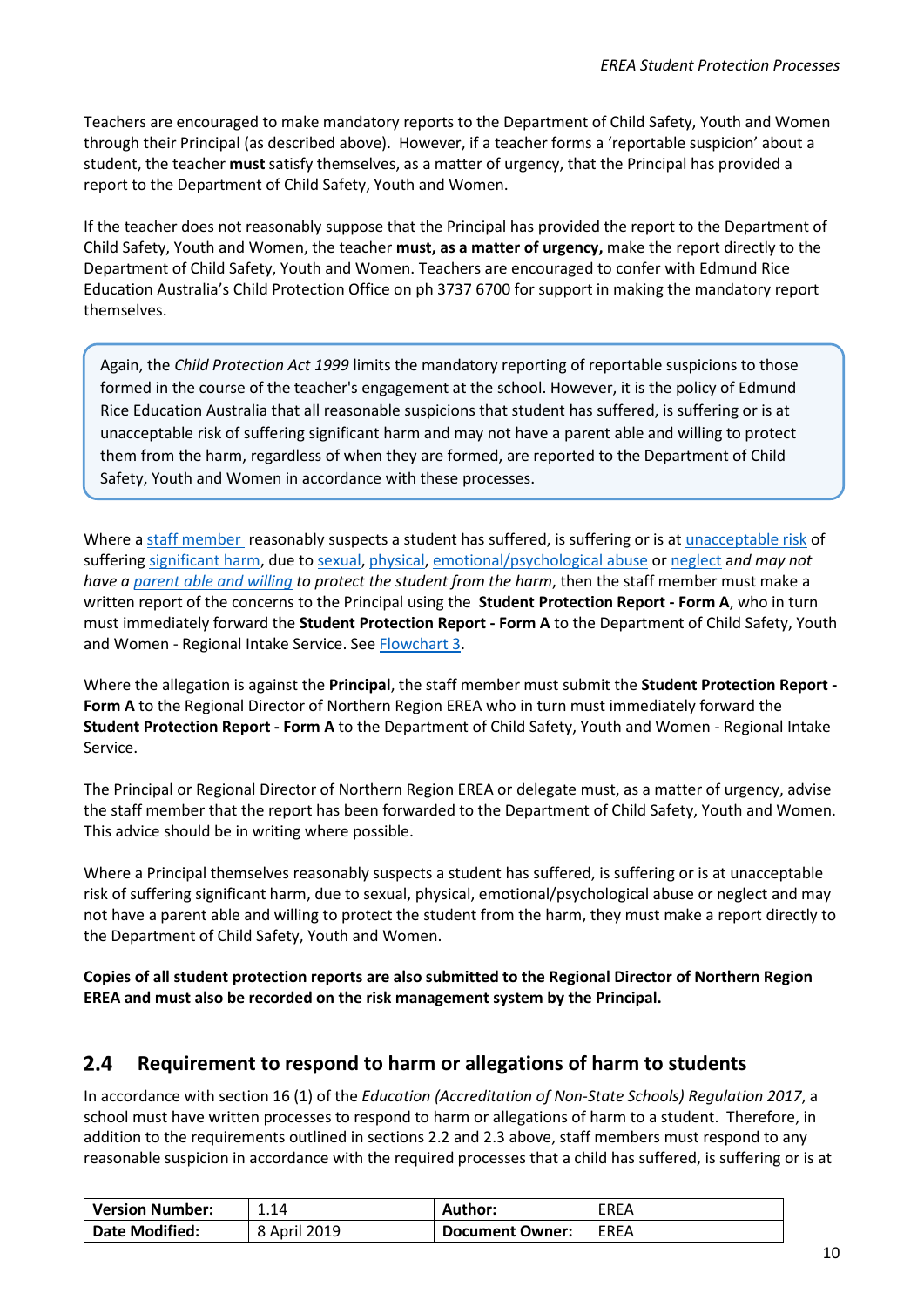Teachers are encouraged to make mandatory reports to the Department of Child Safety, Youth and Women through their Principal (as described above). However, if a teacher forms a 'reportable suspicion' about a student, the teacher **must** satisfy themselves, as a matter of urgency, that the Principal has provided a report to the Department of Child Safety, Youth and Women.

If the teacher does not reasonably suppose that the Principal has provided the report to the Department of Child Safety, Youth and Women, the teacher **must, as a matter of urgency,** make the report directly to the Department of Child Safety, Youth and Women. Teachers are encouraged to confer with Edmund Rice Education Australia's Child Protection Office on ph 3737 6700 for support in making the mandatory report themselves.

> Again, the *Child Protection Act 1999* limits the mandatory reporting of reportable suspicions to those formed in the course of the teacher's engagement at the school. However, it is the policy of Edmund Rice Education Australia that all reasonable suspicions that student has suffered, is suffering or is at unacceptable risk of suffering significant harm and may not have a parent able and willing to protect them from the harm, regardless of when they are formed, are reported to the Department of Child Safety, Youth and Women in accordance with these processes.

Where a staff member reasonably suspects a student has suffered, is suffering or is at unacceptable risk of suffering significant harm, due to sexual, physical, emotional/psychological abuse or neglect *and may not have a parent able and willing to protect the student from the harm*, then the staff member must make a written report of the concerns to the Principal using the **Student Protection Report - Form A**, who in turn must immediately forward the **Student Protection Report - Form A** to the Department of Child Safety, Youth and Women - Regional Intake Service. See Flowchart 3.

Where the allegation is against the **Principal**, the staff member must submit the **Student Protection Report - Form A** to the Regional Director of Northern Region EREA who in turn must immediately forward the **Student Protection Report - Form A** to the Department of Child Safety, Youth and Women - Regional Intake Service.

The Principal or Regional Director of Northern Region EREA or delegate must, as a matter of urgency, advise the staff member that the report has been forwarded to the Department of Child Safety, Youth and Women. This advice should be in writing where possible.

Where a Principal themselves reasonably suspects a student has suffered, is suffering or is at unacceptable risk of suffering significant harm, due to sexual, physical, emotional/psychological abuse or neglect and may not have a parent able and willing to protect the student from the harm, they must make a report directly to the Department of Child Safety, Youth and Women.

**Copies of all student protection reports are also submitted to the Regional Director of Northern Region EREA and must also be recorded on the risk management system by the Principal.**

## 2.4 Requirement to respond to harm or allegations of harm to students

In accordance with section 16 (1) of the *Education (Accreditation of Non-State Schools) Regulation 2017*, a school must have written processes to respond to harm or allegations of harm to a student. Therefore, in addition to the requirements outlined in sections 2.2 and 2.3 above, staff members must respond to any reasonable suspicion in accordance with the required processes that a child has suffered, is suffering or is at

| Version Number: | 1.14 | Author: | EREA |
|---|---|---|---|
| Date Modified: | 8 April 2019 | Document Owner: | EREA |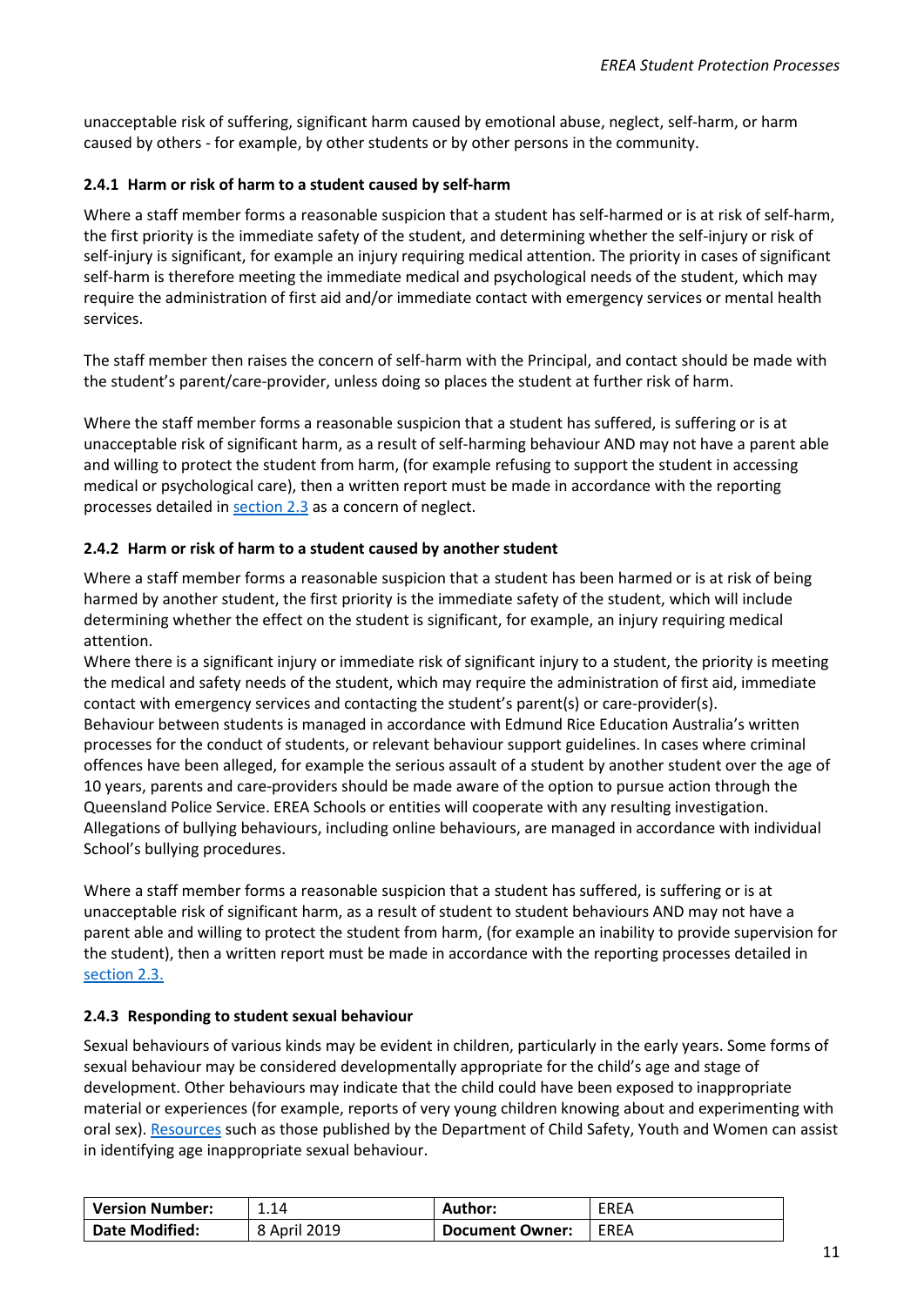unacceptable risk of suffering, significant harm caused by emotional abuse, neglect, self-harm, or harm caused by others - for example, by other students or by other persons in the community.

### 2.4.1 Harm or risk of harm to a student caused by self-harm

Where a staff member forms a reasonable suspicion that a student has self-harmed or is at risk of self-harm, the first priority is the immediate safety of the student, and determining whether the self-injury or risk of self-injury is significant, for example an injury requiring medical attention. The priority in cases of significant self-harm is therefore meeting the immediate medical and psychological needs of the student, which may require the administration of first aid and/or immediate contact with emergency services or mental health services.

The staff member then raises the concern of self-harm with the Principal, and contact should be made with the student's parent/care-provider, unless doing so places the student at further risk of harm.

Where the staff member forms a reasonable suspicion that a student has suffered, is suffering or is at unacceptable risk of significant harm, as a result of self-harming behaviour AND may not have a parent able and willing to protect the student from harm, (for example refusing to support the student in accessing medical or psychological care), then a written report must be made in accordance with the reporting processes detailed in section 2.3 as a concern of neglect.

### 2.4.2 Harm or risk of harm to a student caused by another student

Where a staff member forms a reasonable suspicion that a student has been harmed or is at risk of being harmed by another student, the first priority is the immediate safety of the student, which will include determining whether the effect on the student is significant, for example, an injury requiring medical attention.

Where there is a significant injury or immediate risk of significant injury to a student, the priority is meeting the medical and safety needs of the student, which may require the administration of first aid, immediate contact with emergency services and contacting the student's parent(s) or care-provider(s).

Behaviour between students is managed in accordance with Edmund Rice Education Australia's written processes for the conduct of students, or relevant behaviour support guidelines. In cases where criminal offences have been alleged, for example the serious assault of a student by another student over the age of 10 years, parents and care-providers should be made aware of the option to pursue action through the Queensland Police Service. EREA Schools or entities will cooperate with any resulting investigation.

Allegations of bullying behaviours, including online behaviours, are managed in accordance with individual School's bullying procedures.

Where a staff member forms a reasonable suspicion that a student has suffered, is suffering or is at unacceptable risk of significant harm, as a result of student to student behaviours AND may not have a parent able and willing to protect the student from harm, (for example an inability to provide supervision for the student), then a written report must be made in accordance with the reporting processes detailed in section 2.3.

### 2.4.3 Responding to student sexual behaviour

Sexual behaviours of various kinds may be evident in children, particularly in the early years. Some forms of sexual behaviour may be considered developmentally appropriate for the child's age and stage of development. Other behaviours may indicate that the child could have been exposed to inappropriate material or experiences (for example, reports of very young children knowing about and experimenting with oral sex). Resources such as those published by the Department of Child Safety, Youth and Women can assist in identifying age inappropriate sexual behaviour.

| Version Number: | 1.14 | Author: | EREA |
|---|---|---|---|
| Date Modified: | 8 April 2019 | Document Owner: | EREA |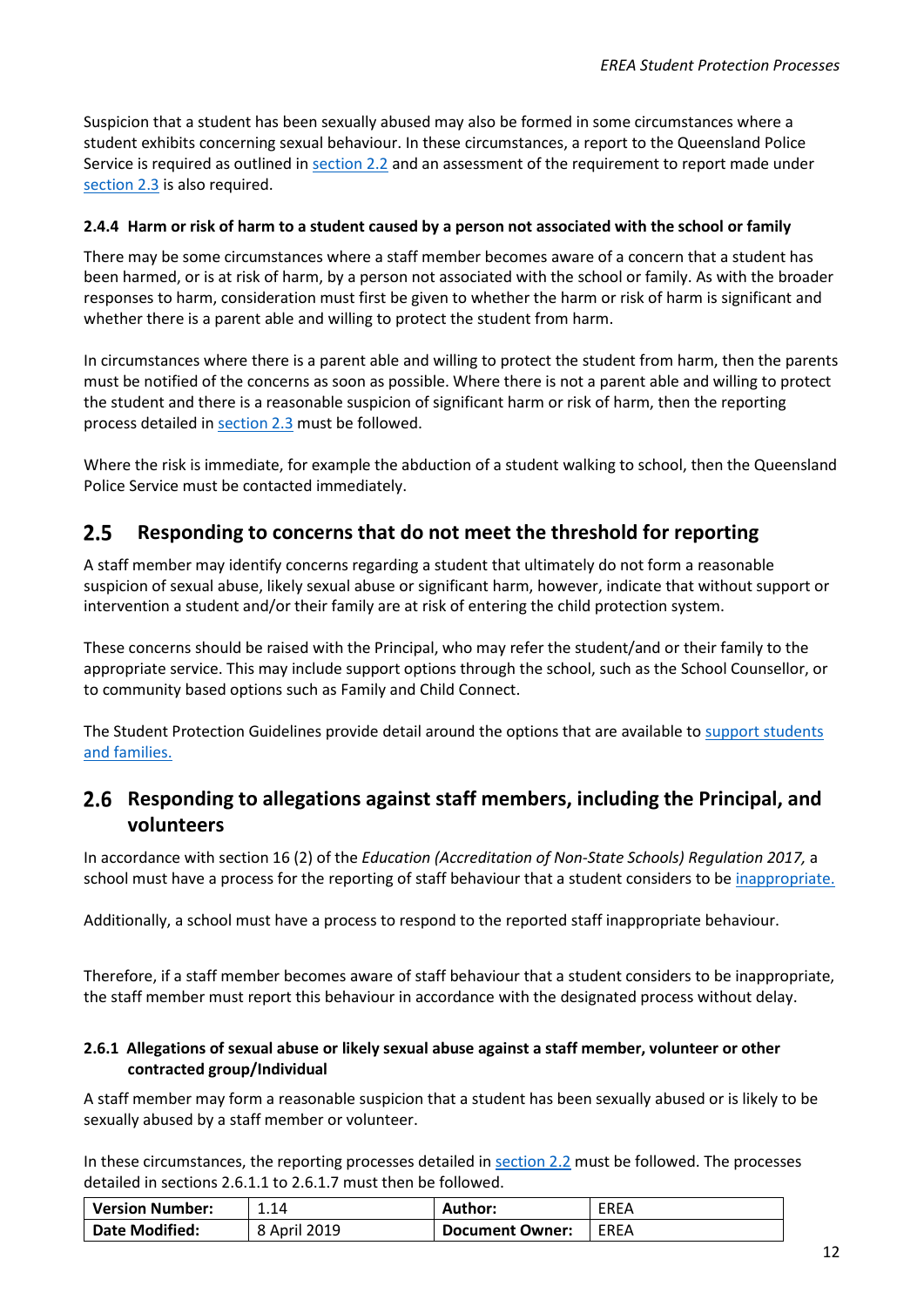Suspicion that a student has been sexually abused may also be formed in some circumstances where a student exhibits concerning sexual behaviour. In these circumstances, a report to the Queensland Police Service is required as outlined in section 2.2 and an assessment of the requirement to report made under section 2.3 is also required.

#### 2.4.4 Harm or risk of harm to a student caused by a person not associated with the school or family

There may be some circumstances where a staff member becomes aware of a concern that a student has been harmed, or is at risk of harm, by a person not associated with the school or family. As with the broader responses to harm, consideration must first be given to whether the harm or risk of harm is significant and whether there is a parent able and willing to protect the student from harm.

In circumstances where there is a parent able and willing to protect the student from harm, then the parents must be notified of the concerns as soon as possible. Where there is not a parent able and willing to protect the student and there is a reasonable suspicion of significant harm or risk of harm, then the reporting process detailed in section 2.3 must be followed.

Where the risk is immediate, for example the abduction of a student walking to school, then the Queensland Police Service must be contacted immediately.

## 2.5 Responding to concerns that do not meet the threshold for reporting

A staff member may identify concerns regarding a student that ultimately do not form a reasonable suspicion of sexual abuse, likely sexual abuse or significant harm, however, indicate that without support or intervention a student and/or their family are at risk of entering the child protection system.

These concerns should be raised with the Principal, who may refer the student/and or their family to the appropriate service. This may include support options through the school, such as the School Counsellor, or to community based options such as Family and Child Connect.

The Student Protection Guidelines provide detail around the options that are available to support students and families.

## 2.6 Responding to allegations against staff members, including the Principal, and volunteers

In accordance with section 16 (2) of the *Education (Accreditation of Non-State Schools) Regulation 2017*, a school must have a process for the reporting of staff behaviour that a student considers to be inappropriate.

Additionally, a school must have a process to respond to the reported staff inappropriate behaviour.

Therefore, if a staff member becomes aware of staff behaviour that a student considers to be inappropriate, the staff member must report this behaviour in accordance with the designated process without delay.

#### 2.6.1 Allegations of sexual abuse or likely sexual abuse against a staff member, volunteer or other contracted group/Individual

A staff member may form a reasonable suspicion that a student has been sexually abused or is likely to be sexually abused by a staff member or volunteer.

In these circumstances, the reporting processes detailed in section 2.2 must be followed. The processes detailed in sections 2.6.1.1 to 2.6.1.7 must then be followed.

| **Version Number:** | 1.14 | **Author:** | EREA |
|---|---|---|---|
| **Date Modified:** | 8 April 2019 | **Document Owner:** | EREA |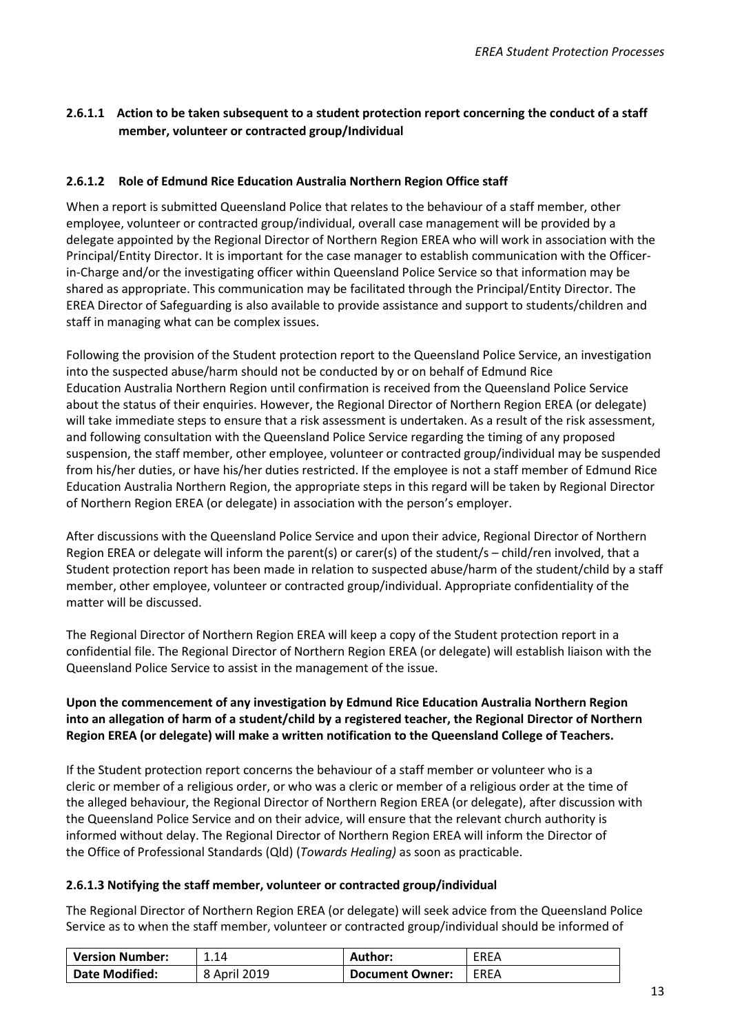### 2.6.1.1 Action to be taken subsequent to a student protection report concerning the conduct of a staff member, volunteer or contracted group/Individual

### 2.6.1.2 Role of Edmund Rice Education Australia Northern Region Office staff

When a report is submitted Queensland Police that relates to the behaviour of a staff member, other employee, volunteer or contracted group/individual, overall case management will be provided by a delegate appointed by the Regional Director of Northern Region EREA who will work in association with the Principal/Entity Director. It is important for the case manager to establish communication with the Officer-in-Charge and/or the investigating officer within Queensland Police Service so that information may be shared as appropriate. This communication may be facilitated through the Principal/Entity Director. The EREA Director of Safeguarding is also available to provide assistance and support to students/children and staff in managing what can be complex issues.

Following the provision of the Student protection report to the Queensland Police Service, an investigation into the suspected abuse/harm should not be conducted by or on behalf of Edmund Rice Education Australia Northern Region until confirmation is received from the Queensland Police Service about the status of their enquiries. However, the Regional Director of Northern Region EREA (or delegate) will take immediate steps to ensure that a risk assessment is undertaken. As a result of the risk assessment, and following consultation with the Queensland Police Service regarding the timing of any proposed suspension, the staff member, other employee, volunteer or contracted group/individual may be suspended from his/her duties, or have his/her duties restricted. If the employee is not a staff member of Edmund Rice Education Australia Northern Region, the appropriate steps in this regard will be taken by Regional Director of Northern Region EREA (or delegate) in association with the person's employer.

After discussions with the Queensland Police Service and upon their advice, Regional Director of Northern Region EREA or delegate will inform the parent(s) or carer(s) of the student/s – child/ren involved, that a Student protection report has been made in relation to suspected abuse/harm of the student/child by a staff member, other employee, volunteer or contracted group/individual. Appropriate confidentiality of the matter will be discussed.

The Regional Director of Northern Region EREA will keep a copy of the Student protection report in a confidential file. The Regional Director of Northern Region EREA (or delegate) will establish liaison with the Queensland Police Service to assist in the management of the issue.

**Upon the commencement of any investigation by Edmund Rice Education Australia Northern Region into an allegation of harm of a student/child by a registered teacher, the Regional Director of Northern Region EREA (or delegate) will make a written notification to the Queensland College of Teachers.**

If the Student protection report concerns the behaviour of a staff member or volunteer who is a cleric or member of a religious order, or who was a cleric or member of a religious order at the time of the alleged behaviour, the Regional Director of Northern Region EREA (or delegate), after discussion with the Queensland Police Service and on their advice, will ensure that the relevant church authority is informed without delay. The Regional Director of Northern Region EREA will inform the Director of the Office of Professional Standards (Qld) (*Towards Healing)* as soon as practicable.

### 2.6.1.3 Notifying the staff member, volunteer or contracted group/individual

The Regional Director of Northern Region EREA (or delegate) will seek advice from the Queensland Police Service as to when the staff member, volunteer or contracted group/individual should be informed of

| Version Number: | 1.14 | Author: | EREA |
|---|---|---|---|
| Date Modified: | 8 April 2019 | Document Owner: | EREA |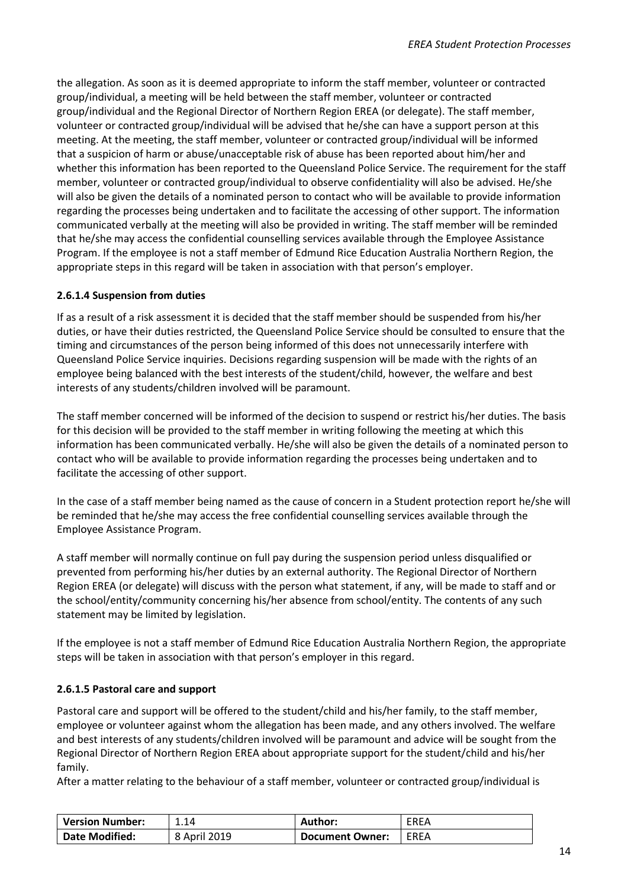the allegation. As soon as it is deemed appropriate to inform the staff member, volunteer or contracted group/individual, a meeting will be held between the staff member, volunteer or contracted group/individual and the Regional Director of Northern Region EREA (or delegate). The staff member, volunteer or contracted group/individual will be advised that he/she can have a support person at this meeting. At the meeting, the staff member, volunteer or contracted group/individual will be informed that a suspicion of harm or abuse/unacceptable risk of abuse has been reported about him/her and whether this information has been reported to the Queensland Police Service. The requirement for the staff member, volunteer or contracted group/individual to observe confidentiality will also be advised. He/she will also be given the details of a nominated person to contact who will be available to provide information regarding the processes being undertaken and to facilitate the accessing of other support. The information communicated verbally at the meeting will also be provided in writing. The staff member will be reminded that he/she may access the confidential counselling services available through the Employee Assistance Program. If the employee is not a staff member of Edmund Rice Education Australia Northern Region, the appropriate steps in this regard will be taken in association with that person's employer.

#### 2.6.1.4 Suspension from duties

If as a result of a risk assessment it is decided that the staff member should be suspended from his/her duties, or have their duties restricted, the Queensland Police Service should be consulted to ensure that the timing and circumstances of the person being informed of this does not unnecessarily interfere with Queensland Police Service inquiries. Decisions regarding suspension will be made with the rights of an employee being balanced with the best interests of the student/child, however, the welfare and best interests of any students/children involved will be paramount.

The staff member concerned will be informed of the decision to suspend or restrict his/her duties. The basis for this decision will be provided to the staff member in writing following the meeting at which this information has been communicated verbally. He/she will also be given the details of a nominated person to contact who will be available to provide information regarding the processes being undertaken and to facilitate the accessing of other support.

In the case of a staff member being named as the cause of concern in a Student protection report he/she will be reminded that he/she may access the free confidential counselling services available through the Employee Assistance Program.

A staff member will normally continue on full pay during the suspension period unless disqualified or prevented from performing his/her duties by an external authority. The Regional Director of Northern Region EREA (or delegate) will discuss with the person what statement, if any, will be made to staff and or the school/entity/community concerning his/her absence from school/entity. The contents of any such statement may be limited by legislation.

If the employee is not a staff member of Edmund Rice Education Australia Northern Region, the appropriate steps will be taken in association with that person's employer in this regard.

#### 2.6.1.5 Pastoral care and support

Pastoral care and support will be offered to the student/child and his/her family, to the staff member, employee or volunteer against whom the allegation has been made, and any others involved. The welfare and best interests of any students/children involved will be paramount and advice will be sought from the Regional Director of Northern Region EREA about appropriate support for the student/child and his/her family.

After a matter relating to the behaviour of a staff member, volunteer or contracted group/individual is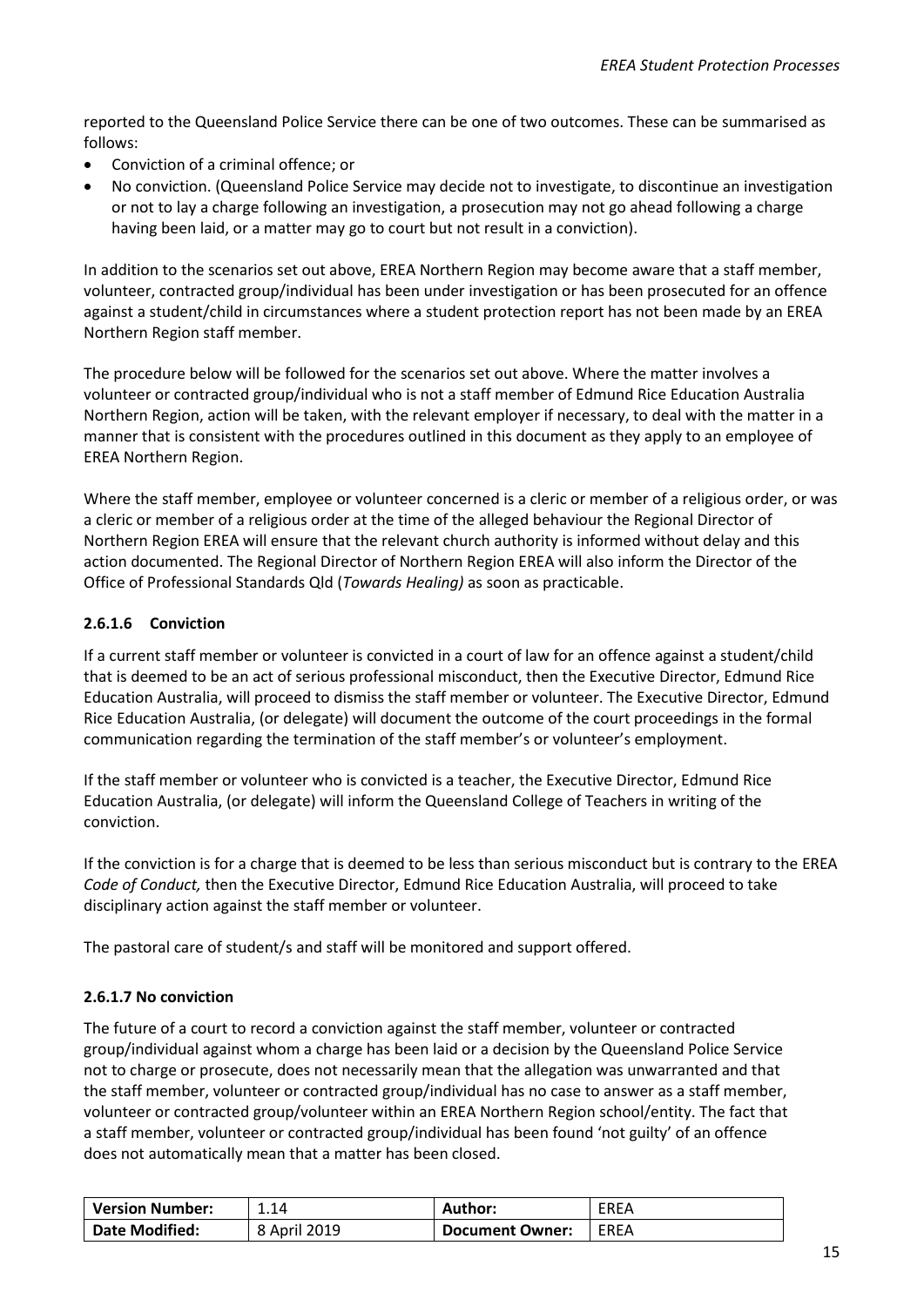reported to the Queensland Police Service there can be one of two outcomes. These can be summarised as follows:

- Conviction of a criminal offence; or
- No conviction. (Queensland Police Service may decide not to investigate, to discontinue an investigation or not to lay a charge following an investigation, a prosecution may not go ahead following a charge having been laid, or a matter may go to court but not result in a conviction).

In addition to the scenarios set out above, EREA Northern Region may become aware that a staff member, volunteer, contracted group/individual has been under investigation or has been prosecuted for an offence against a student/child in circumstances where a student protection report has not been made by an EREA Northern Region staff member.

The procedure below will be followed for the scenarios set out above. Where the matter involves a volunteer or contracted group/individual who is not a staff member of Edmund Rice Education Australia Northern Region, action will be taken, with the relevant employer if necessary, to deal with the matter in a manner that is consistent with the procedures outlined in this document as they apply to an employee of EREA Northern Region.

Where the staff member, employee or volunteer concerned is a cleric or member of a religious order, or was a cleric or member of a religious order at the time of the alleged behaviour the Regional Director of Northern Region EREA will ensure that the relevant church authority is informed without delay and this action documented. The Regional Director of Northern Region EREA will also inform the Director of the Office of Professional Standards Qld (*Towards Healing)* as soon as practicable.

#### 2.6.1.6 Conviction

If a current staff member or volunteer is convicted in a court of law for an offence against a student/child that is deemed to be an act of serious professional misconduct, then the Executive Director, Edmund Rice Education Australia, will proceed to dismiss the staff member or volunteer. The Executive Director, Edmund Rice Education Australia, (or delegate) will document the outcome of the court proceedings in the formal communication regarding the termination of the staff member's or volunteer's employment.

If the staff member or volunteer who is convicted is a teacher, the Executive Director, Edmund Rice Education Australia, (or delegate) will inform the Queensland College of Teachers in writing of the conviction.

If the conviction is for a charge that is deemed to be less than serious misconduct but is contrary to the EREA *Code of Conduct,* then the Executive Director, Edmund Rice Education Australia, will proceed to take disciplinary action against the staff member or volunteer.

The pastoral care of student/s and staff will be monitored and support offered.

#### 2.6.1.7 No conviction

The future of a court to record a conviction against the staff member, volunteer or contracted group/individual against whom a charge has been laid or a decision by the Queensland Police Service not to charge or prosecute, does not necessarily mean that the allegation was unwarranted and that the staff member, volunteer or contracted group/individual has no case to answer as a staff member, volunteer or contracted group/volunteer within an EREA Northern Region school/entity. The fact that a staff member, volunteer or contracted group/individual has been found 'not guilty' of an offence does not automatically mean that a matter has been closed.

| Version Number: | 1.14 | Author: | EREA |
|---|---|---|---|
| Date Modified: | 8 April 2019 | Document Owner: | EREA |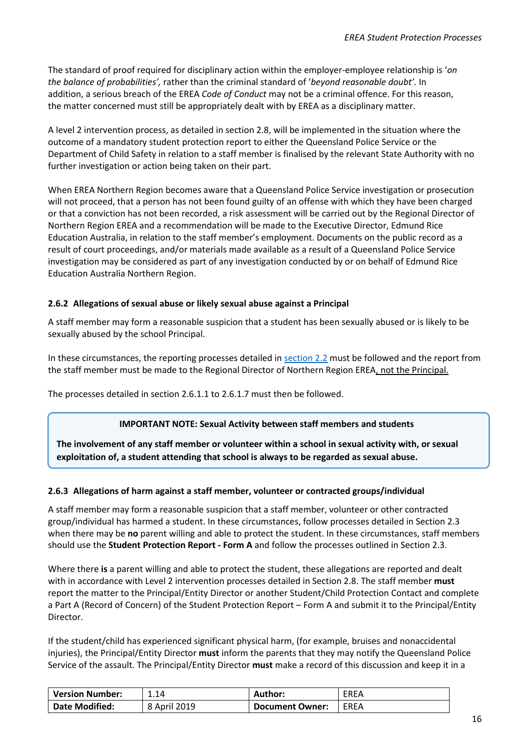The standard of proof required for disciplinary action within the employer-employee relationship is '*on the balance of probabilities',* rather than the criminal standard of '*beyond reasonable doubt'.* In addition, a serious breach of the EREA *Code of Conduct* may not be a criminal offence. For this reason, the matter concerned must still be appropriately dealt with by EREA as a disciplinary matter.

A level 2 intervention process, as detailed in section 2.8, will be implemented in the situation where the outcome of a mandatory student protection report to either the Queensland Police Service or the Department of Child Safety in relation to a staff member is finalised by the relevant State Authority with no further investigation or action being taken on their part.

When EREA Northern Region becomes aware that a Queensland Police Service investigation or prosecution will not proceed, that a person has not been found guilty of an offense with which they have been charged or that a conviction has not been recorded, a risk assessment will be carried out by the Regional Director of Northern Region EREA and a recommendation will be made to the Executive Director, Edmund Rice Education Australia, in relation to the staff member's employment. Documents on the public record as a result of court proceedings, and/or materials made available as a result of a Queensland Police Service investigation may be considered as part of any investigation conducted by or on behalf of Edmund Rice Education Australia Northern Region.

### 2.6.2 Allegations of sexual abuse or likely sexual abuse against a Principal

A staff member may form a reasonable suspicion that a student has been sexually abused or is likely to be sexually abused by the school Principal.

In these circumstances, the reporting processes detailed in section 2.2 must be followed and the report from the staff member must be made to the Regional Director of Northern Region EREA, not the Principal.

The processes detailed in section 2.6.1.1 to 2.6.1.7 must then be followed.

> **IMPORTANT NOTE: Sexual Activity between staff members and students**
>
> **The involvement of any staff member or volunteer within a school in sexual activity with, or sexual exploitation of, a student attending that school is always to be regarded as sexual abuse.**

### 2.6.3 Allegations of harm against a staff member, volunteer or contracted groups/individual

A staff member may form a reasonable suspicion that a staff member, volunteer or other contracted group/individual has harmed a student. In these circumstances, follow processes detailed in Section 2.3 when there may be **no** parent willing and able to protect the student. In these circumstances, staff members should use the **Student Protection Report - Form A** and follow the processes outlined in Section 2.3.

Where there **is** a parent willing and able to protect the student, these allegations are reported and dealt with in accordance with Level 2 intervention processes detailed in Section 2.8. The staff member **must** report the matter to the Principal/Entity Director or another Student/Child Protection Contact and complete a Part A (Record of Concern) of the Student Protection Report – Form A and submit it to the Principal/Entity Director.

If the student/child has experienced significant physical harm, (for example, bruises and nonaccidental injuries), the Principal/Entity Director **must** inform the parents that they may notify the Queensland Police Service of the assault. The Principal/Entity Director **must** make a record of this discussion and keep it in a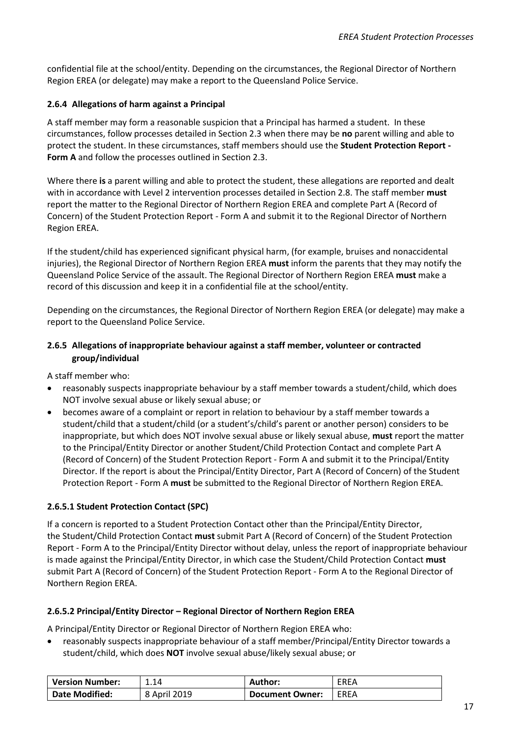confidential file at the school/entity. Depending on the circumstances, the Regional Director of Northern Region EREA (or delegate) may make a report to the Queensland Police Service.

### 2.6.4 Allegations of harm against a Principal

A staff member may form a reasonable suspicion that a Principal has harmed a student. In these circumstances, follow processes detailed in Section 2.3 when there may be **no** parent willing and able to protect the student. In these circumstances, staff members should use the **Student Protection Report - Form A** and follow the processes outlined in Section 2.3.

Where there **is** a parent willing and able to protect the student, these allegations are reported and dealt with in accordance with Level 2 intervention processes detailed in Section 2.8. The staff member **must** report the matter to the Regional Director of Northern Region EREA and complete Part A (Record of Concern) of the Student Protection Report - Form A and submit it to the Regional Director of Northern Region EREA.

If the student/child has experienced significant physical harm, (for example, bruises and nonaccidental injuries), the Regional Director of Northern Region EREA **must** inform the parents that they may notify the Queensland Police Service of the assault. The Regional Director of Northern Region EREA **must** make a record of this discussion and keep it in a confidential file at the school/entity.

Depending on the circumstances, the Regional Director of Northern Region EREA (or delegate) may make a report to the Queensland Police Service.

### 2.6.5 Allegations of inappropriate behaviour against a staff member, volunteer or contracted group/individual

A staff member who:

- reasonably suspects inappropriate behaviour by a staff member towards a student/child, which does NOT involve sexual abuse or likely sexual abuse; or
- becomes aware of a complaint or report in relation to behaviour by a staff member towards a student/child that a student/child (or a student's/child's parent or another person) considers to be inappropriate, but which does NOT involve sexual abuse or likely sexual abuse, **must** report the matter to the Principal/Entity Director or another Student/Child Protection Contact and complete Part A (Record of Concern) of the Student Protection Report - Form A and submit it to the Principal/Entity Director. If the report is about the Principal/Entity Director, Part A (Record of Concern) of the Student Protection Report - Form A **must** be submitted to the Regional Director of Northern Region EREA.

#### 2.6.5.1 Student Protection Contact (SPC)

If a concern is reported to a Student Protection Contact other than the Principal/Entity Director, the Student/Child Protection Contact **must** submit Part A (Record of Concern) of the Student Protection Report - Form A to the Principal/Entity Director without delay, unless the report of inappropriate behaviour is made against the Principal/Entity Director, in which case the Student/Child Protection Contact **must** submit Part A (Record of Concern) of the Student Protection Report - Form A to the Regional Director of Northern Region EREA.

#### 2.6.5.2 Principal/Entity Director – Regional Director of Northern Region EREA

A Principal/Entity Director or Regional Director of Northern Region EREA who:

- reasonably suspects inappropriate behaviour of a staff member/Principal/Entity Director towards a student/child, which does **NOT** involve sexual abuse/likely sexual abuse; or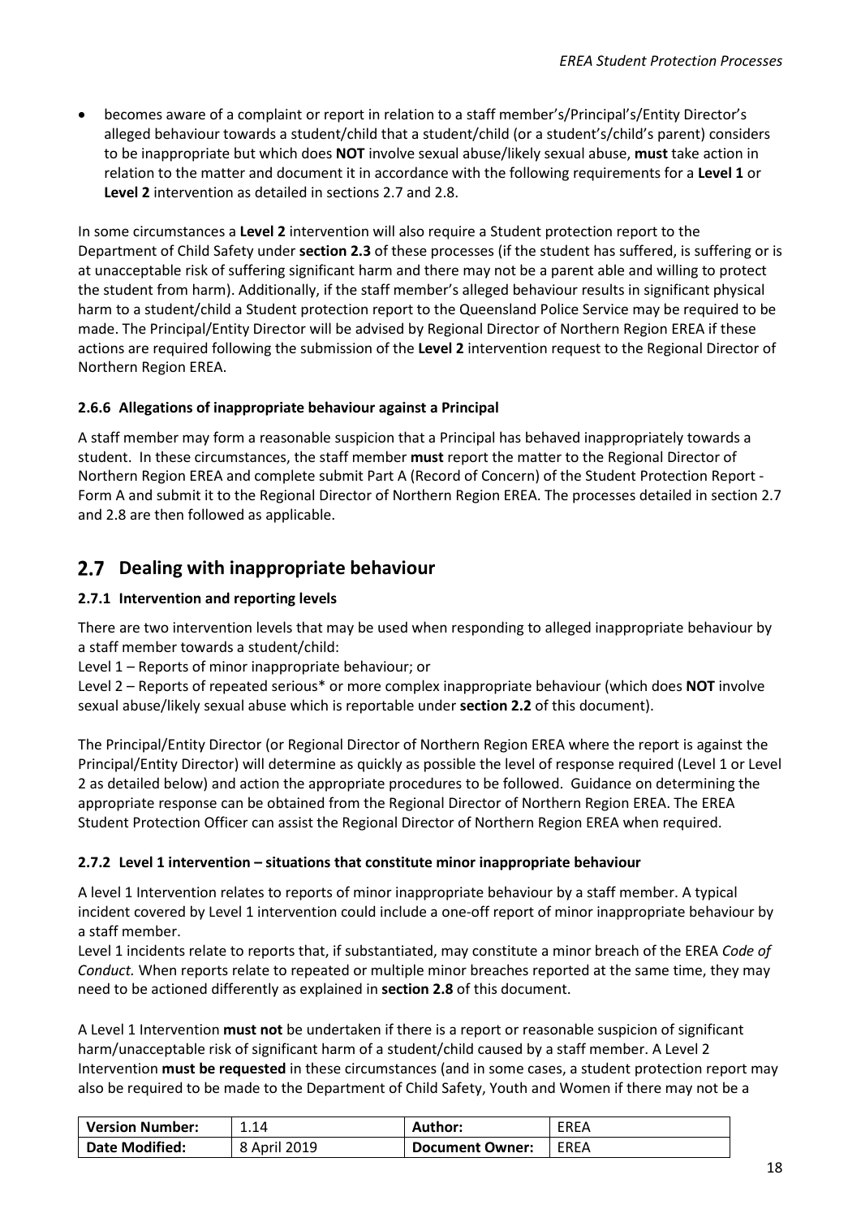- becomes aware of a complaint or report in relation to a staff member's/Principal's/Entity Director's alleged behaviour towards a student/child that a student/child (or a student's/child's parent) considers to be inappropriate but which does **NOT** involve sexual abuse/likely sexual abuse, **must** take action in relation to the matter and document it in accordance with the following requirements for a **Level 1** or **Level 2** intervention as detailed in sections 2.7 and 2.8.

In some circumstances a **Level 2** intervention will also require a Student protection report to the Department of Child Safety under **section 2.3** of these processes (if the student has suffered, is suffering or is at unacceptable risk of suffering significant harm and there may not be a parent able and willing to protect the student from harm). Additionally, if the staff member's alleged behaviour results in significant physical harm to a student/child a Student protection report to the Queensland Police Service may be required to be made. The Principal/Entity Director will be advised by Regional Director of Northern Region EREA if these actions are required following the submission of the **Level 2** intervention request to the Regional Director of Northern Region EREA.

#### 2.6.6 Allegations of inappropriate behaviour against a Principal

A staff member may form a reasonable suspicion that a Principal has behaved inappropriately towards a student. In these circumstances, the staff member **must** report the matter to the Regional Director of Northern Region EREA and complete submit Part A (Record of Concern) of the Student Protection Report - Form A and submit it to the Regional Director of Northern Region EREA. The processes detailed in section 2.7 and 2.8 are then followed as applicable.

## 2.7 Dealing with inappropriate behaviour

#### 2.7.1 Intervention and reporting levels

There are two intervention levels that may be used when responding to alleged inappropriate behaviour by a staff member towards a student/child:

Level 1 – Reports of minor inappropriate behaviour; or

Level 2 – Reports of repeated serious* or more complex inappropriate behaviour (which does **NOT** involve sexual abuse/likely sexual abuse which is reportable under **section 2.2** of this document).

The Principal/Entity Director (or Regional Director of Northern Region EREA where the report is against the Principal/Entity Director) will determine as quickly as possible the level of response required (Level 1 or Level 2 as detailed below) and action the appropriate procedures to be followed. Guidance on determining the appropriate response can be obtained from the Regional Director of Northern Region EREA. The EREA Student Protection Officer can assist the Regional Director of Northern Region EREA when required.

#### 2.7.2 Level 1 intervention – situations that constitute minor inappropriate behaviour

A level 1 Intervention relates to reports of minor inappropriate behaviour by a staff member. A typical incident covered by Level 1 intervention could include a one-off report of minor inappropriate behaviour by a staff member.

Level 1 incidents relate to reports that, if substantiated, may constitute a minor breach of the EREA *Code of Conduct.* When reports relate to repeated or multiple minor breaches reported at the same time, they may need to be actioned differently as explained in **section 2.8** of this document.

A Level 1 Intervention **must not** be undertaken if there is a report or reasonable suspicion of significant harm/unacceptable risk of significant harm of a student/child caused by a staff member. A Level 2 Intervention **must be requested** in these circumstances (and in some cases, a student protection report may also be required to be made to the Department of Child Safety, Youth and Women if there may not be a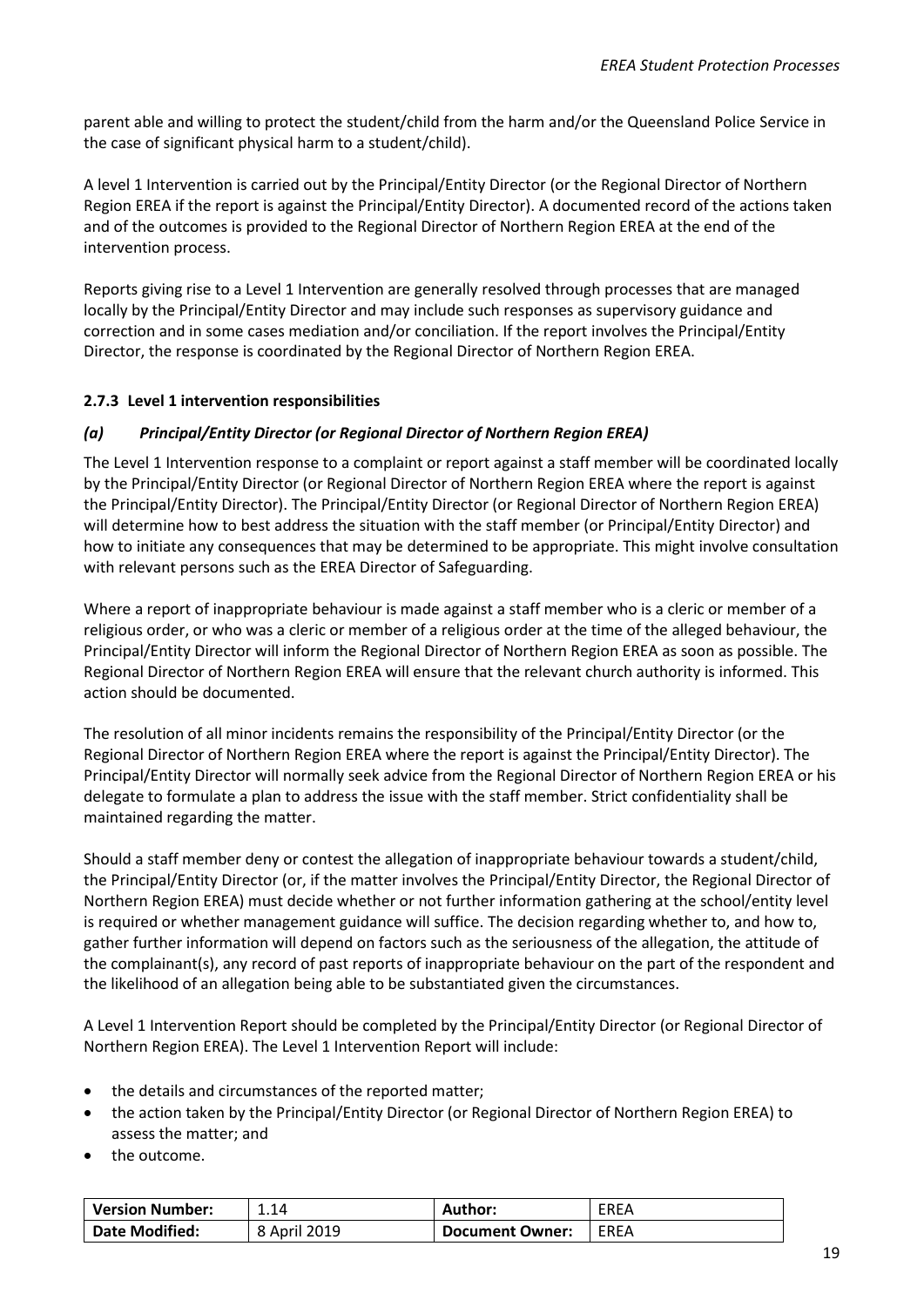parent able and willing to protect the student/child from the harm and/or the Queensland Police Service in the case of significant physical harm to a student/child).

A level 1 Intervention is carried out by the Principal/Entity Director (or the Regional Director of Northern Region EREA if the report is against the Principal/Entity Director). A documented record of the actions taken and of the outcomes is provided to the Regional Director of Northern Region EREA at the end of the intervention process.

Reports giving rise to a Level 1 Intervention are generally resolved through processes that are managed locally by the Principal/Entity Director and may include such responses as supervisory guidance and correction and in some cases mediation and/or conciliation. If the report involves the Principal/Entity Director, the response is coordinated by the Regional Director of Northern Region EREA.

### 2.7.3 Level 1 intervention responsibilities

#### *(a) Principal/Entity Director (or Regional Director of Northern Region EREA)*

The Level 1 Intervention response to a complaint or report against a staff member will be coordinated locally by the Principal/Entity Director (or Regional Director of Northern Region EREA where the report is against the Principal/Entity Director). The Principal/Entity Director (or Regional Director of Northern Region EREA) will determine how to best address the situation with the staff member (or Principal/Entity Director) and how to initiate any consequences that may be determined to be appropriate. This might involve consultation with relevant persons such as the EREA Director of Safeguarding.

Where a report of inappropriate behaviour is made against a staff member who is a cleric or member of a religious order, or who was a cleric or member of a religious order at the time of the alleged behaviour, the Principal/Entity Director will inform the Regional Director of Northern Region EREA as soon as possible. The Regional Director of Northern Region EREA will ensure that the relevant church authority is informed. This action should be documented.

The resolution of all minor incidents remains the responsibility of the Principal/Entity Director (or the Regional Director of Northern Region EREA where the report is against the Principal/Entity Director). The Principal/Entity Director will normally seek advice from the Regional Director of Northern Region EREA or his delegate to formulate a plan to address the issue with the staff member. Strict confidentiality shall be maintained regarding the matter.

Should a staff member deny or contest the allegation of inappropriate behaviour towards a student/child, the Principal/Entity Director (or, if the matter involves the Principal/Entity Director, the Regional Director of Northern Region EREA) must decide whether or not further information gathering at the school/entity level is required or whether management guidance will suffice. The decision regarding whether to, and how to, gather further information will depend on factors such as the seriousness of the allegation, the attitude of the complainant(s), any record of past reports of inappropriate behaviour on the part of the respondent and the likelihood of an allegation being able to be substantiated given the circumstances.

A Level 1 Intervention Report should be completed by the Principal/Entity Director (or Regional Director of Northern Region EREA). The Level 1 Intervention Report will include:

- the details and circumstances of the reported matter;
- the action taken by the Principal/Entity Director (or Regional Director of Northern Region EREA) to assess the matter; and
- the outcome.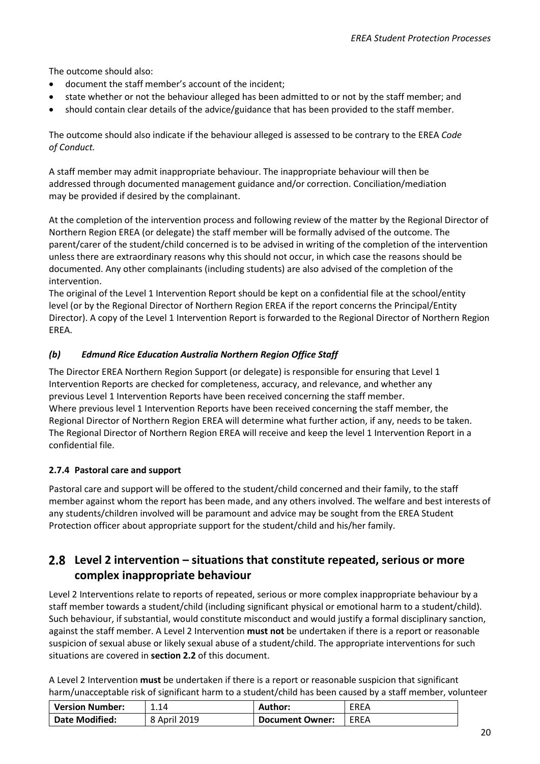The outcome should also:

- document the staff member's account of the incident;
- state whether or not the behaviour alleged has been admitted to or not by the staff member; and
- should contain clear details of the advice/guidance that has been provided to the staff member.

The outcome should also indicate if the behaviour alleged is assessed to be contrary to the EREA *Code of Conduct.*

A staff member may admit inappropriate behaviour. The inappropriate behaviour will then be addressed through documented management guidance and/or correction. Conciliation/mediation may be provided if desired by the complainant.

At the completion of the intervention process and following review of the matter by the Regional Director of Northern Region EREA (or delegate) the staff member will be formally advised of the outcome. The parent/carer of the student/child concerned is to be advised in writing of the completion of the intervention unless there are extraordinary reasons why this should not occur, in which case the reasons should be documented. Any other complainants (including students) are also advised of the completion of the intervention.

The original of the Level 1 Intervention Report should be kept on a confidential file at the school/entity level (or by the Regional Director of Northern Region EREA if the report concerns the Principal/Entity Director). A copy of the Level 1 Intervention Report is forwarded to the Regional Director of Northern Region EREA.

#### *(b) Edmund Rice Education Australia Northern Region Office Staff*

The Director EREA Northern Region Support (or delegate) is responsible for ensuring that Level 1 Intervention Reports are checked for completeness, accuracy, and relevance, and whether any previous Level 1 Intervention Reports have been received concerning the staff member.
Where previous level 1 Intervention Reports have been received concerning the staff member, the Regional Director of Northern Region EREA will determine what further action, if any, needs to be taken.
The Regional Director of Northern Region EREA will receive and keep the level 1 Intervention Report in a confidential file.

### 2.7.4 Pastoral care and support

Pastoral care and support will be offered to the student/child concerned and their family, to the staff member against whom the report has been made, and any others involved. The welfare and best interests of any students/children involved will be paramount and advice may be sought from the EREA Student Protection officer about appropriate support for the student/child and his/her family.

## 2.8 Level 2 intervention – situations that constitute repeated, serious or more complex inappropriate behaviour

Level 2 Interventions relate to reports of repeated, serious or more complex inappropriate behaviour by a staff member towards a student/child (including significant physical or emotional harm to a student/child). Such behaviour, if substantial, would constitute misconduct and would justify a formal disciplinary sanction, against the staff member. A Level 2 Intervention **must not** be undertaken if there is a report or reasonable suspicion of sexual abuse or likely sexual abuse of a student/child. The appropriate interventions for such situations are covered in **section 2.2** of this document.

A Level 2 Intervention **must** be undertaken if there is a report or reasonable suspicion that significant harm/unacceptable risk of significant harm to a student/child has been caused by a staff member, volunteer

| Version Number: | 1.14 | Author: | EREA |
|---|---|---|---|
| Date Modified: | 8 April 2019 | Document Owner: | EREA |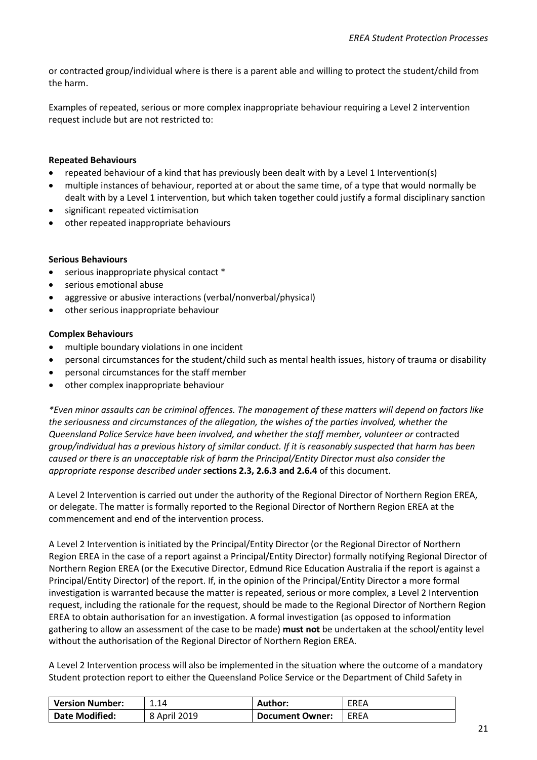or contracted group/individual where is there is a parent able and willing to protect the student/child from the harm.

Examples of repeated, serious or more complex inappropriate behaviour requiring a Level 2 intervention request include but are not restricted to:

**Repeated Behaviours**

- repeated behaviour of a kind that has previously been dealt with by a Level 1 Intervention(s)
- multiple instances of behaviour, reported at or about the same time, of a type that would normally be dealt with by a Level 1 intervention, but which taken together could justify a formal disciplinary sanction
- significant repeated victimisation
- other repeated inappropriate behaviours

**Serious Behaviours**

- serious inappropriate physical contact *
- serious emotional abuse
- aggressive or abusive interactions (verbal/nonverbal/physical)
- other serious inappropriate behaviour

**Complex Behaviours**

- multiple boundary violations in one incident
- personal circumstances for the student/child such as mental health issues, history of trauma or disability
- personal circumstances for the staff member
- other complex inappropriate behaviour

*\*Even minor assaults can be criminal offences. The management of these matters will depend on factors like the seriousness and circumstances of the allegation, the wishes of the parties involved, whether the Queensland Police Service have been involved, and whether the staff member, volunteer or* contracted *group/individual has a previous history of similar conduct. If it is reasonably suspected that harm has been caused or there is an unacceptable risk of harm the Principal/Entity Director must also consider the appropriate response described under s***ections 2.3, 2.6.3 and 2.6.4** of this document.

A Level 2 Intervention is carried out under the authority of the Regional Director of Northern Region EREA, or delegate. The matter is formally reported to the Regional Director of Northern Region EREA at the commencement and end of the intervention process.

A Level 2 Intervention is initiated by the Principal/Entity Director (or the Regional Director of Northern Region EREA in the case of a report against a Principal/Entity Director) formally notifying Regional Director of Northern Region EREA (or the Executive Director, Edmund Rice Education Australia if the report is against a Principal/Entity Director) of the report. If, in the opinion of the Principal/Entity Director a more formal investigation is warranted because the matter is repeated, serious or more complex, a Level 2 Intervention request, including the rationale for the request, should be made to the Regional Director of Northern Region EREA to obtain authorisation for an investigation. A formal investigation (as opposed to information gathering to allow an assessment of the case to be made) **must not** be undertaken at the school/entity level without the authorisation of the Regional Director of Northern Region EREA.

A Level 2 Intervention process will also be implemented in the situation where the outcome of a mandatory Student protection report to either the Queensland Police Service or the Department of Child Safety in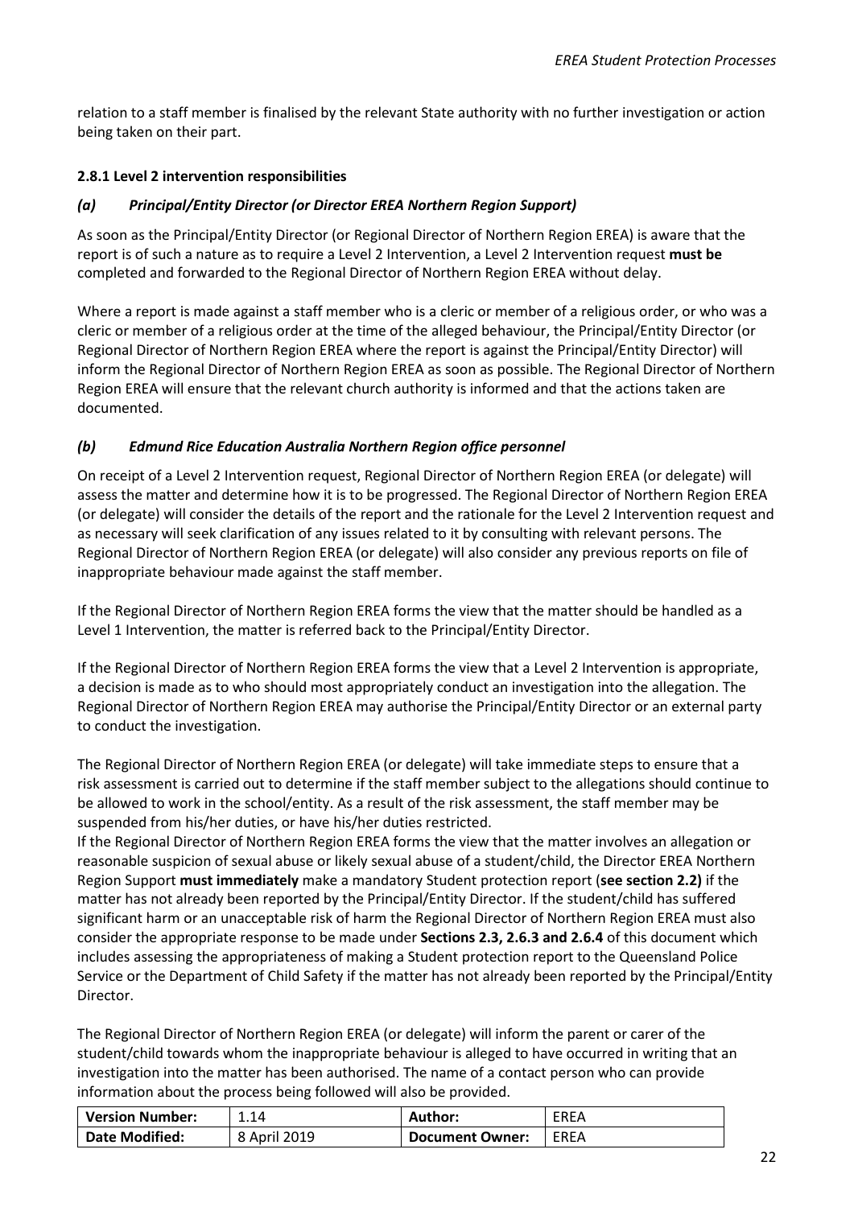relation to a staff member is finalised by the relevant State authority with no further investigation or action being taken on their part.

#### 2.8.1 Level 2 intervention responsibilities

##### *(a) Principal/Entity Director (or Director EREA Northern Region Support)*

As soon as the Principal/Entity Director (or Regional Director of Northern Region EREA) is aware that the report is of such a nature as to require a Level 2 Intervention, a Level 2 Intervention request **must be** completed and forwarded to the Regional Director of Northern Region EREA without delay.

Where a report is made against a staff member who is a cleric or member of a religious order, or who was a cleric or member of a religious order at the time of the alleged behaviour, the Principal/Entity Director (or Regional Director of Northern Region EREA where the report is against the Principal/Entity Director) will inform the Regional Director of Northern Region EREA as soon as possible. The Regional Director of Northern Region EREA will ensure that the relevant church authority is informed and that the actions taken are documented.

##### *(b) Edmund Rice Education Australia Northern Region office personnel*

On receipt of a Level 2 Intervention request, Regional Director of Northern Region EREA (or delegate) will assess the matter and determine how it is to be progressed. The Regional Director of Northern Region EREA (or delegate) will consider the details of the report and the rationale for the Level 2 Intervention request and as necessary will seek clarification of any issues related to it by consulting with relevant persons. The Regional Director of Northern Region EREA (or delegate) will also consider any previous reports on file of inappropriate behaviour made against the staff member.

If the Regional Director of Northern Region EREA forms the view that the matter should be handled as a Level 1 Intervention, the matter is referred back to the Principal/Entity Director.

If the Regional Director of Northern Region EREA forms the view that a Level 2 Intervention is appropriate, a decision is made as to who should most appropriately conduct an investigation into the allegation. The Regional Director of Northern Region EREA may authorise the Principal/Entity Director or an external party to conduct the investigation.

The Regional Director of Northern Region EREA (or delegate) will take immediate steps to ensure that a risk assessment is carried out to determine if the staff member subject to the allegations should continue to be allowed to work in the school/entity. As a result of the risk assessment, the staff member may be suspended from his/her duties, or have his/her duties restricted.

If the Regional Director of Northern Region EREA forms the view that the matter involves an allegation or reasonable suspicion of sexual abuse or likely sexual abuse of a student/child, the Director EREA Northern Region Support **must immediately** make a mandatory Student protection report (**see section 2.2)** if the matter has not already been reported by the Principal/Entity Director. If the student/child has suffered significant harm or an unacceptable risk of harm the Regional Director of Northern Region EREA must also consider the appropriate response to be made under **Sections 2.3, 2.6.3 and 2.6.4** of this document which includes assessing the appropriateness of making a Student protection report to the Queensland Police Service or the Department of Child Safety if the matter has not already been reported by the Principal/Entity Director.

The Regional Director of Northern Region EREA (or delegate) will inform the parent or carer of the student/child towards whom the inappropriate behaviour is alleged to have occurred in writing that an investigation into the matter has been authorised. The name of a contact person who can provide information about the process being followed will also be provided.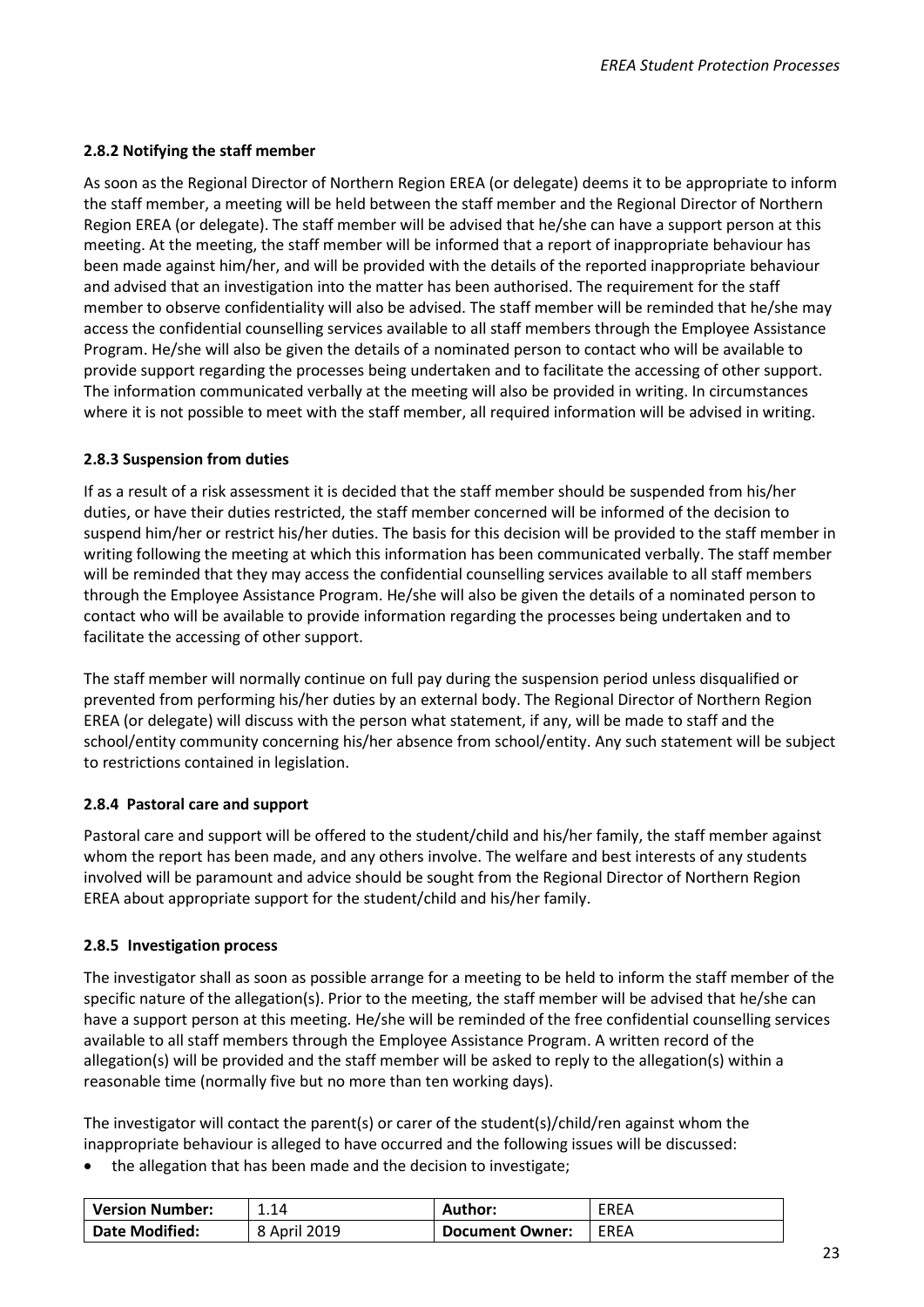#### 2.8.2 Notifying the staff member

As soon as the Regional Director of Northern Region EREA (or delegate) deems it to be appropriate to inform the staff member, a meeting will be held between the staff member and the Regional Director of Northern Region EREA (or delegate). The staff member will be advised that he/she can have a support person at this meeting. At the meeting, the staff member will be informed that a report of inappropriate behaviour has been made against him/her, and will be provided with the details of the reported inappropriate behaviour and advised that an investigation into the matter has been authorised. The requirement for the staff member to observe confidentiality will also be advised. The staff member will be reminded that he/she may access the confidential counselling services available to all staff members through the Employee Assistance Program. He/she will also be given the details of a nominated person to contact who will be available to provide support regarding the processes being undertaken and to facilitate the accessing of other support. The information communicated verbally at the meeting will also be provided in writing. In circumstances where it is not possible to meet with the staff member, all required information will be advised in writing.

#### 2.8.3 Suspension from duties

If as a result of a risk assessment it is decided that the staff member should be suspended from his/her duties, or have their duties restricted, the staff member concerned will be informed of the decision to suspend him/her or restrict his/her duties. The basis for this decision will be provided to the staff member in writing following the meeting at which this information has been communicated verbally. The staff member will be reminded that they may access the confidential counselling services available to all staff members through the Employee Assistance Program. He/she will also be given the details of a nominated person to contact who will be available to provide information regarding the processes being undertaken and to facilitate the accessing of other support.

The staff member will normally continue on full pay during the suspension period unless disqualified or prevented from performing his/her duties by an external body. The Regional Director of Northern Region EREA (or delegate) will discuss with the person what statement, if any, will be made to staff and the school/entity community concerning his/her absence from school/entity. Any such statement will be subject to restrictions contained in legislation.

#### 2.8.4 Pastoral care and support

Pastoral care and support will be offered to the student/child and his/her family, the staff member against whom the report has been made, and any others involve. The welfare and best interests of any students involved will be paramount and advice should be sought from the Regional Director of Northern Region EREA about appropriate support for the student/child and his/her family.

#### 2.8.5 Investigation process

The investigator shall as soon as possible arrange for a meeting to be held to inform the staff member of the specific nature of the allegation(s). Prior to the meeting, the staff member will be advised that he/she can have a support person at this meeting. He/she will be reminded of the free confidential counselling services available to all staff members through the Employee Assistance Program. A written record of the allegation(s) will be provided and the staff member will be asked to reply to the allegation(s) within a reasonable time (normally five but no more than ten working days).

The investigator will contact the parent(s) or carer of the student(s)/child/ren against whom the inappropriate behaviour is alleged to have occurred and the following issues will be discussed:

- the allegation that has been made and the decision to investigate;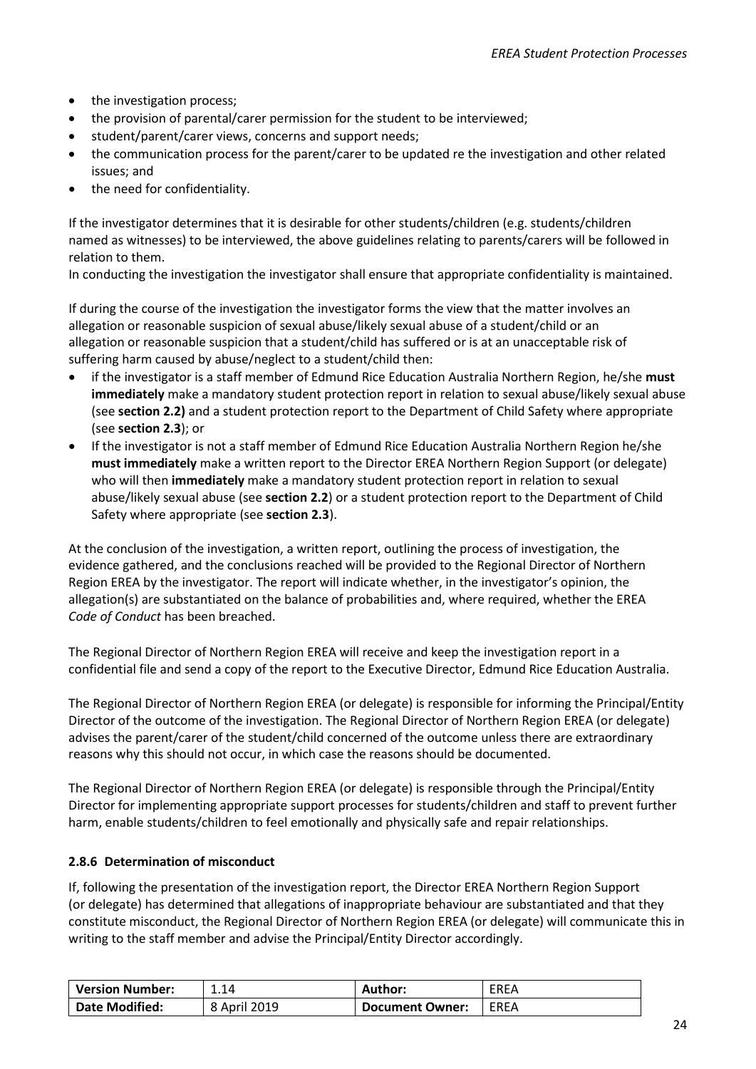- the investigation process;
- the provision of parental/carer permission for the student to be interviewed;
- student/parent/carer views, concerns and support needs;
- the communication process for the parent/carer to be updated re the investigation and other related issues; and
- the need for confidentiality.

If the investigator determines that it is desirable for other students/children (e.g. students/children named as witnesses) to be interviewed, the above guidelines relating to parents/carers will be followed in relation to them.
In conducting the investigation the investigator shall ensure that appropriate confidentiality is maintained.

If during the course of the investigation the investigator forms the view that the matter involves an allegation or reasonable suspicion of sexual abuse/likely sexual abuse of a student/child or an allegation or reasonable suspicion that a student/child has suffered or is at an unacceptable risk of suffering harm caused by abuse/neglect to a student/child then:

- if the investigator is a staff member of Edmund Rice Education Australia Northern Region, he/she **must immediately** make a mandatory student protection report in relation to sexual abuse/likely sexual abuse (see **section 2.2)** and a student protection report to the Department of Child Safety where appropriate (see **section 2.3**); or
- If the investigator is not a staff member of Edmund Rice Education Australia Northern Region he/she **must immediately** make a written report to the Director EREA Northern Region Support (or delegate) who will then **immediately** make a mandatory student protection report in relation to sexual abuse/likely sexual abuse (see **section 2.2**) or a student protection report to the Department of Child Safety where appropriate (see **section 2.3**).

At the conclusion of the investigation, a written report, outlining the process of investigation, the evidence gathered, and the conclusions reached will be provided to the Regional Director of Northern Region EREA by the investigator. The report will indicate whether, in the investigator's opinion, the allegation(s) are substantiated on the balance of probabilities and, where required, whether the EREA *Code of Conduct* has been breached.

The Regional Director of Northern Region EREA will receive and keep the investigation report in a confidential file and send a copy of the report to the Executive Director, Edmund Rice Education Australia.

The Regional Director of Northern Region EREA (or delegate) is responsible for informing the Principal/Entity Director of the outcome of the investigation. The Regional Director of Northern Region EREA (or delegate) advises the parent/carer of the student/child concerned of the outcome unless there are extraordinary reasons why this should not occur, in which case the reasons should be documented.

The Regional Director of Northern Region EREA (or delegate) is responsible through the Principal/Entity Director for implementing appropriate support processes for students/children and staff to prevent further harm, enable students/children to feel emotionally and physically safe and repair relationships.

### 2.8.6 Determination of misconduct

If, following the presentation of the investigation report, the Director EREA Northern Region Support (or delegate) has determined that allegations of inappropriate behaviour are substantiated and that they constitute misconduct, the Regional Director of Northern Region EREA (or delegate) will communicate this in writing to the staff member and advise the Principal/Entity Director accordingly.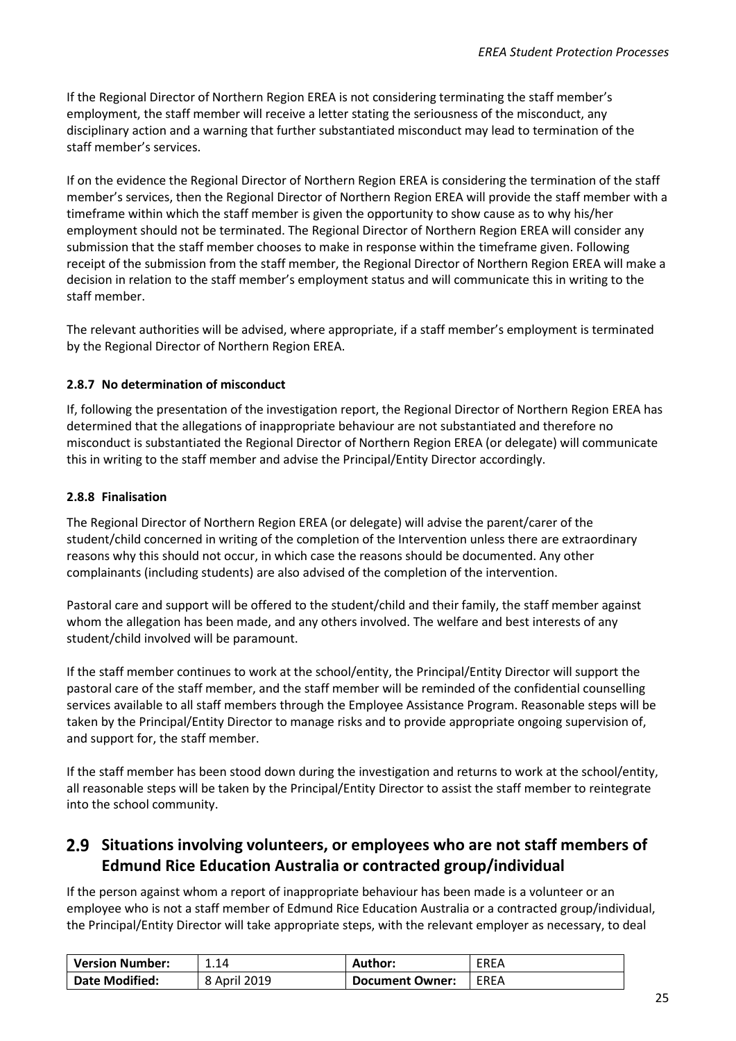If the Regional Director of Northern Region EREA is not considering terminating the staff member's employment, the staff member will receive a letter stating the seriousness of the misconduct, any disciplinary action and a warning that further substantiated misconduct may lead to termination of the staff member's services.

If on the evidence the Regional Director of Northern Region EREA is considering the termination of the staff member's services, then the Regional Director of Northern Region EREA will provide the staff member with a timeframe within which the staff member is given the opportunity to show cause as to why his/her employment should not be terminated. The Regional Director of Northern Region EREA will consider any submission that the staff member chooses to make in response within the timeframe given. Following receipt of the submission from the staff member, the Regional Director of Northern Region EREA will make a decision in relation to the staff member's employment status and will communicate this in writing to the staff member.

The relevant authorities will be advised, where appropriate, if a staff member's employment is terminated by the Regional Director of Northern Region EREA.

#### 2.8.7 No determination of misconduct

If, following the presentation of the investigation report, the Regional Director of Northern Region EREA has determined that the allegations of inappropriate behaviour are not substantiated and therefore no misconduct is substantiated the Regional Director of Northern Region EREA (or delegate) will communicate this in writing to the staff member and advise the Principal/Entity Director accordingly.

#### 2.8.8 Finalisation

The Regional Director of Northern Region EREA (or delegate) will advise the parent/carer of the student/child concerned in writing of the completion of the Intervention unless there are extraordinary reasons why this should not occur, in which case the reasons should be documented. Any other complainants (including students) are also advised of the completion of the intervention.

Pastoral care and support will be offered to the student/child and their family, the staff member against whom the allegation has been made, and any others involved. The welfare and best interests of any student/child involved will be paramount.

If the staff member continues to work at the school/entity, the Principal/Entity Director will support the pastoral care of the staff member, and the staff member will be reminded of the confidential counselling services available to all staff members through the Employee Assistance Program. Reasonable steps will be taken by the Principal/Entity Director to manage risks and to provide appropriate ongoing supervision of, and support for, the staff member.

If the staff member has been stood down during the investigation and returns to work at the school/entity, all reasonable steps will be taken by the Principal/Entity Director to assist the staff member to reintegrate into the school community.

## 2.9 Situations involving volunteers, or employees who are not staff members of Edmund Rice Education Australia or contracted group/individual

If the person against whom a report of inappropriate behaviour has been made is a volunteer or an employee who is not a staff member of Edmund Rice Education Australia or a contracted group/individual, the Principal/Entity Director will take appropriate steps, with the relevant employer as necessary, to deal

| Version Number: | 1.14 | Author: | EREA |
|---|---|---|---|
| Date Modified: | 8 April 2019 | Document Owner: | EREA |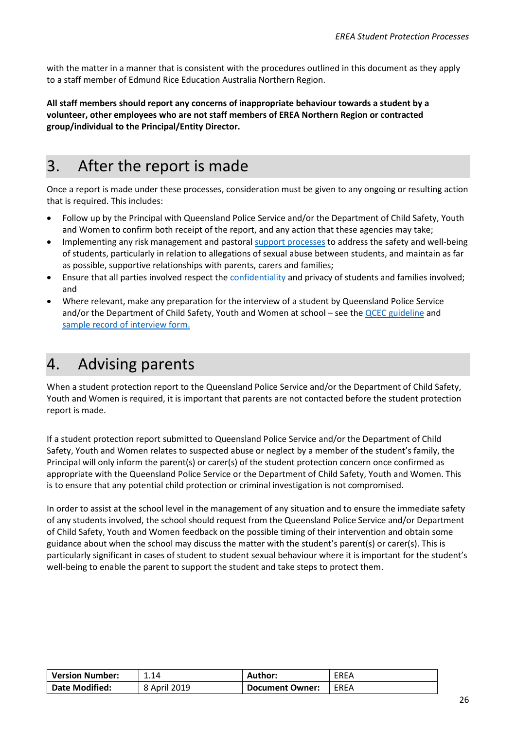with the matter in a manner that is consistent with the procedures outlined in this document as they apply to a staff member of Edmund Rice Education Australia Northern Region.

**All staff members should report any concerns of inappropriate behaviour towards a student by a volunteer, other employees who are not staff members of EREA Northern Region or contracted group/individual to the Principal/Entity Director.**

## 3. After the report is made

Once a report is made under these processes, consideration must be given to any ongoing or resulting action that is required. This includes:

- Follow up by the Principal with Queensland Police Service and/or the Department of Child Safety, Youth and Women to confirm both receipt of the report, and any action that these agencies may take;
- Implementing any risk management and pastoral support processes to address the safety and well-being of students, particularly in relation to allegations of sexual abuse between students, and maintain as far as possible, supportive relationships with parents, carers and families;
- Ensure that all parties involved respect the confidentiality and privacy of students and families involved; and
- Where relevant, make any preparation for the interview of a student by Queensland Police Service and/or the Department of Child Safety, Youth and Women at school – see the QCEC guideline and sample record of interview form.

## 4. Advising parents

When a student protection report to the Queensland Police Service and/or the Department of Child Safety, Youth and Women is required, it is important that parents are not contacted before the student protection report is made.

If a student protection report submitted to Queensland Police Service and/or the Department of Child Safety, Youth and Women relates to suspected abuse or neglect by a member of the student's family, the Principal will only inform the parent(s) or carer(s) of the student protection concern once confirmed as appropriate with the Queensland Police Service or the Department of Child Safety, Youth and Women. This is to ensure that any potential child protection or criminal investigation is not compromised.

In order to assist at the school level in the management of any situation and to ensure the immediate safety of any students involved, the school should request from the Queensland Police Service and/or Department of Child Safety, Youth and Women feedback on the possible timing of their intervention and obtain some guidance about when the school may discuss the matter with the student's parent(s) or carer(s). This is particularly significant in cases of student to student sexual behaviour where it is important for the student's well-being to enable the parent to support the student and take steps to protect them.

| **Version Number:** | 1.14 | **Author:** | EREA |
|---|---|---|---|
| **Date Modified:** | 8 April 2019 | **Document Owner:** | EREA |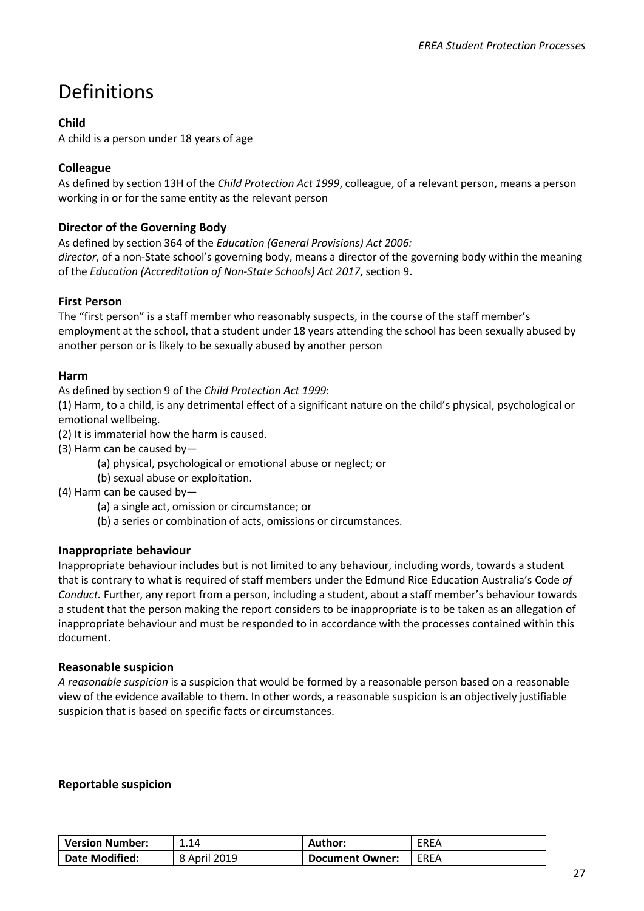# Definitions

### Child

A child is a person under 18 years of age

### Colleague

As defined by section 13H of the *Child Protection Act 1999*, colleague, of a relevant person, means a person working in or for the same entity as the relevant person

### Director of the Governing Body

As defined by section 364 of the *Education (General Provisions) Act 2006:*
*director*, of a non-State school's governing body, means a director of the governing body within the meaning of the *Education (Accreditation of Non-State Schools) Act 2017*, section 9.

### First Person

The "first person" is a staff member who reasonably suspects, in the course of the staff member's employment at the school, that a student under 18 years attending the school has been sexually abused by another person or is likely to be sexually abused by another person

### Harm

As defined by section 9 of the *Child Protection Act 1999*:

(1) Harm, to a child, is any detrimental effect of a significant nature on the child's physical, psychological or emotional wellbeing.

(2) It is immaterial how the harm is caused.

(3) Harm can be caused by—

- (a) physical, psychological or emotional abuse or neglect; or
- (b) sexual abuse or exploitation.

(4) Harm can be caused by—

- (a) a single act, omission or circumstance; or
- (b) a series or combination of acts, omissions or circumstances.

### Inappropriate behaviour

Inappropriate behaviour includes but is not limited to any behaviour, including words, towards a student that is contrary to what is required of staff members under the Edmund Rice Education Australia's Code *of Conduct.* Further, any report from a person, including a student, about a staff member's behaviour towards a student that the person making the report considers to be inappropriate is to be taken as an allegation of inappropriate behaviour and must be responded to in accordance with the processes contained within this document.

### Reasonable suspicion

*A reasonable suspicion* is a suspicion that would be formed by a reasonable person based on a reasonable view of the evidence available to them. In other words, a reasonable suspicion is an objectively justifiable suspicion that is based on specific facts or circumstances.

### Reportable suspicion

| Version Number: | 1.14 | Author: | EREA |
| --- | --- | --- | --- |
| Date Modified: | 8 April 2019 | Document Owner: | EREA |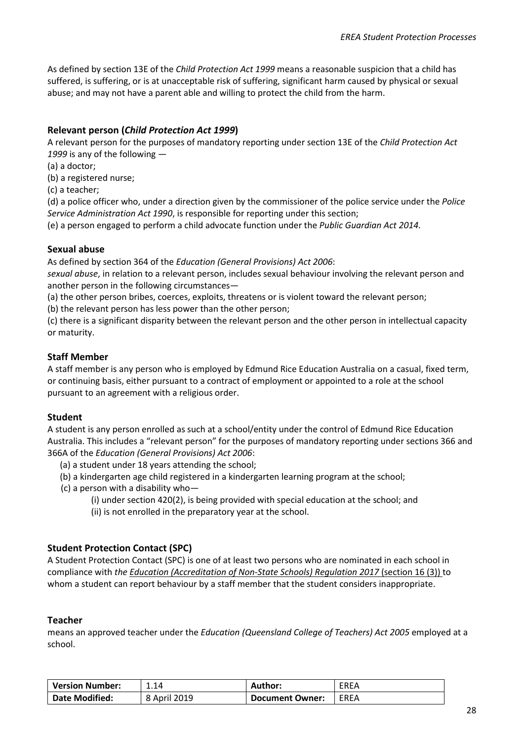As defined by section 13E of the *Child Protection Act 1999* means a reasonable suspicion that a child has suffered, is suffering, or is at unacceptable risk of suffering, significant harm caused by physical or sexual abuse; and may not have a parent able and willing to protect the child from the harm.

### Relevant person (*Child Protection Act 1999*)

A relevant person for the purposes of mandatory reporting under section 13E of the *Child Protection Act 1999* is any of the following —

(a) a doctor;

(b) a registered nurse;

(c) a teacher;

(d) a police officer who, under a direction given by the commissioner of the police service under the *Police Service Administration Act 1990*, is responsible for reporting under this section;

(e) a person engaged to perform a child advocate function under the *Public Guardian Act 2014.*

### Sexual abuse

As defined by section 364 of the *Education (General Provisions) Act 2006*:

*sexual abuse*, in relation to a relevant person, includes sexual behaviour involving the relevant person and another person in the following circumstances—

(a) the other person bribes, coerces, exploits, threatens or is violent toward the relevant person;

(b) the relevant person has less power than the other person;

(c) there is a significant disparity between the relevant person and the other person in intellectual capacity or maturity.

### Staff Member

A staff member is any person who is employed by Edmund Rice Education Australia on a casual, fixed term, or continuing basis, either pursuant to a contract of employment or appointed to a role at the school pursuant to an agreement with a religious order.

### Student

A student is any person enrolled as such at a school/entity under the control of Edmund Rice Education Australia. This includes a "relevant person" for the purposes of mandatory reporting under sections 366 and 366A of the *Education (General Provisions) Act 2006*:

(a) a student under 18 years attending the school;

(b) a kindergarten age child registered in a kindergarten learning program at the school;

(c) a person with a disability who—

(i) under section 420(2), is being provided with special education at the school; and

(ii) is not enrolled in the preparatory year at the school.

### Student Protection Contact (SPC)

A Student Protection Contact (SPC) is one of at least two persons who are nominated in each school in compliance with *the Education (Accreditation of Non-State Schools) Regulation 2017* (section 16 (3)) to whom a student can report behaviour by a staff member that the student considers inappropriate.

### Teacher

means an approved teacher under the *Education (Queensland College of Teachers) Act 2005* employed at a school.

| **Version Number:** | 1.14 | **Author:** | EREA |
|---|---|---|---|
| **Date Modified:** | 8 April 2019 | **Document Owner:** | EREA |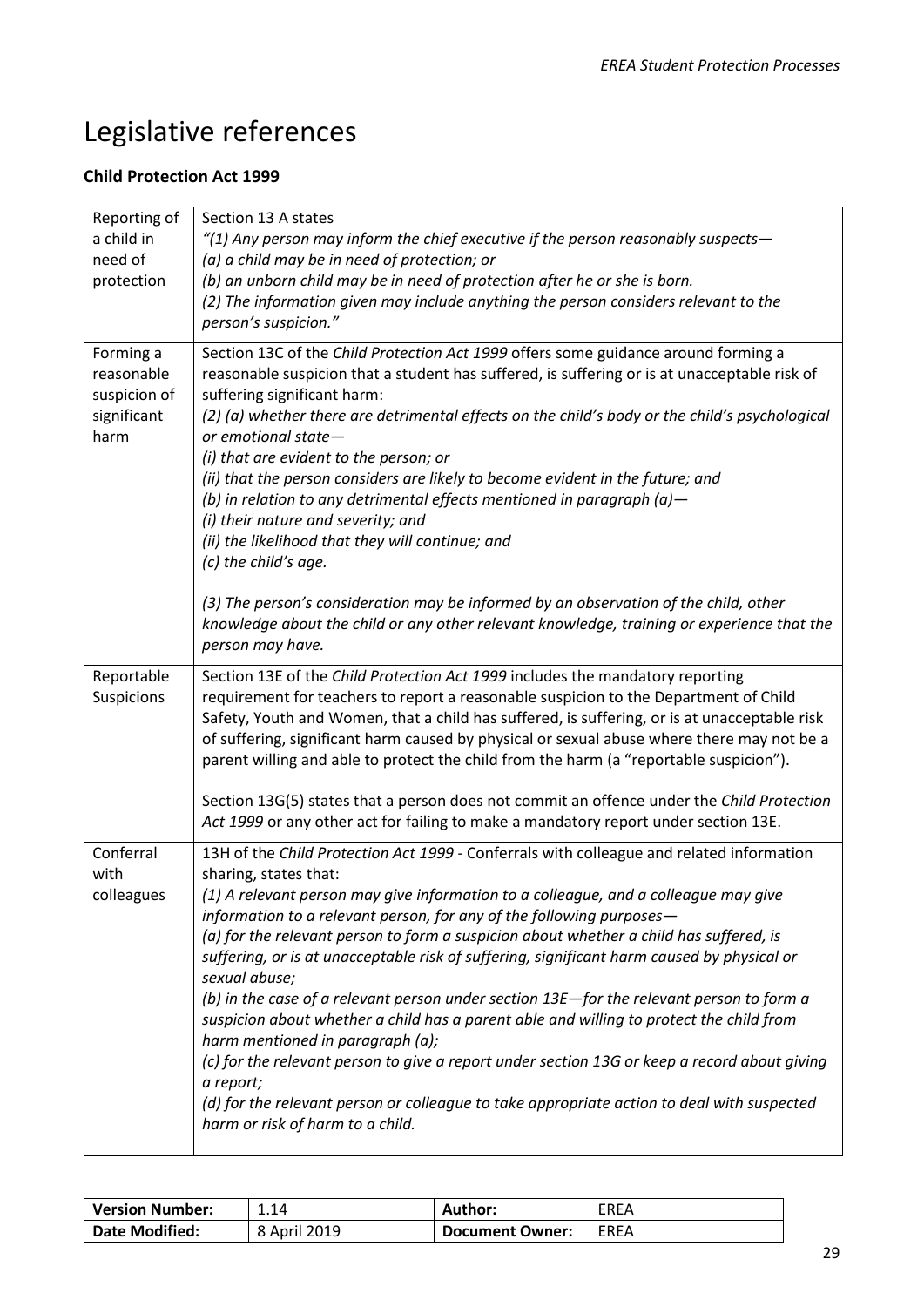# Legislative references

### Child Protection Act 1999

| | |
|---|---|
| Reporting of a child in need of protection | Section 13 A states<br>*"(1) Any person may inform the chief executive if the person reasonably suspects—*<br>*(a) a child may be in need of protection; or*<br>*(b) an unborn child may be in need of protection after he or she is born.*<br>*(2) The information given may include anything the person considers relevant to the person's suspicion."* |
| Forming a reasonable suspicion of significant harm | Section 13C of the *Child Protection Act 1999* offers some guidance around forming a reasonable suspicion that a student has suffered, is suffering or is at unacceptable risk of suffering significant harm:<br>*(2) (a) whether there are detrimental effects on the child's body or the child's psychological or emotional state—*<br>*(i) that are evident to the person; or*<br>*(ii) that the person considers are likely to become evident in the future; and*<br>*(b) in relation to any detrimental effects mentioned in paragraph (a)—*<br>*(i) their nature and severity; and*<br>*(ii) the likelihood that they will continue; and*<br>*(c) the child's age.*<br><br>*(3) The person's consideration may be informed by an observation of the child, other knowledge about the child or any other relevant knowledge, training or experience that the person may have.* |
| Reportable Suspicions | Section 13E of the *Child Protection Act 1999* includes the mandatory reporting requirement for teachers to report a reasonable suspicion to the Department of Child Safety, Youth and Women, that a child has suffered, is suffering, or is at unacceptable risk of suffering, significant harm caused by physical or sexual abuse where there may not be a parent willing and able to protect the child from the harm (a "reportable suspicion").<br><br>Section 13G(5) states that a person does not commit an offence under the *Child Protection Act 1999* or any other act for failing to make a mandatory report under section 13E. |
| Conferral with colleagues | 13H of the *Child Protection Act 1999* - Conferrals with colleague and related information sharing, states that:<br>*(1) A relevant person may give information to a colleague, and a colleague may give information to a relevant person, for any of the following purposes—*<br>*(a) for the relevant person to form a suspicion about whether a child has suffered, is suffering, or is at unacceptable risk of suffering, significant harm caused by physical or sexual abuse;*<br>*(b) in the case of a relevant person under section 13E—for the relevant person to form a suspicion about whether a child has a parent able and willing to protect the child from harm mentioned in paragraph (a);*<br>*(c) for the relevant person to give a report under section 13G or keep a record about giving a report;*<br>*(d) for the relevant person or colleague to take appropriate action to deal with suspected harm or risk of harm to a child.* |

| Version Number: | 1.14 | Author: | EREA |
|---|---|---|---|
| Date Modified: | 8 April 2019 | Document Owner: | EREA |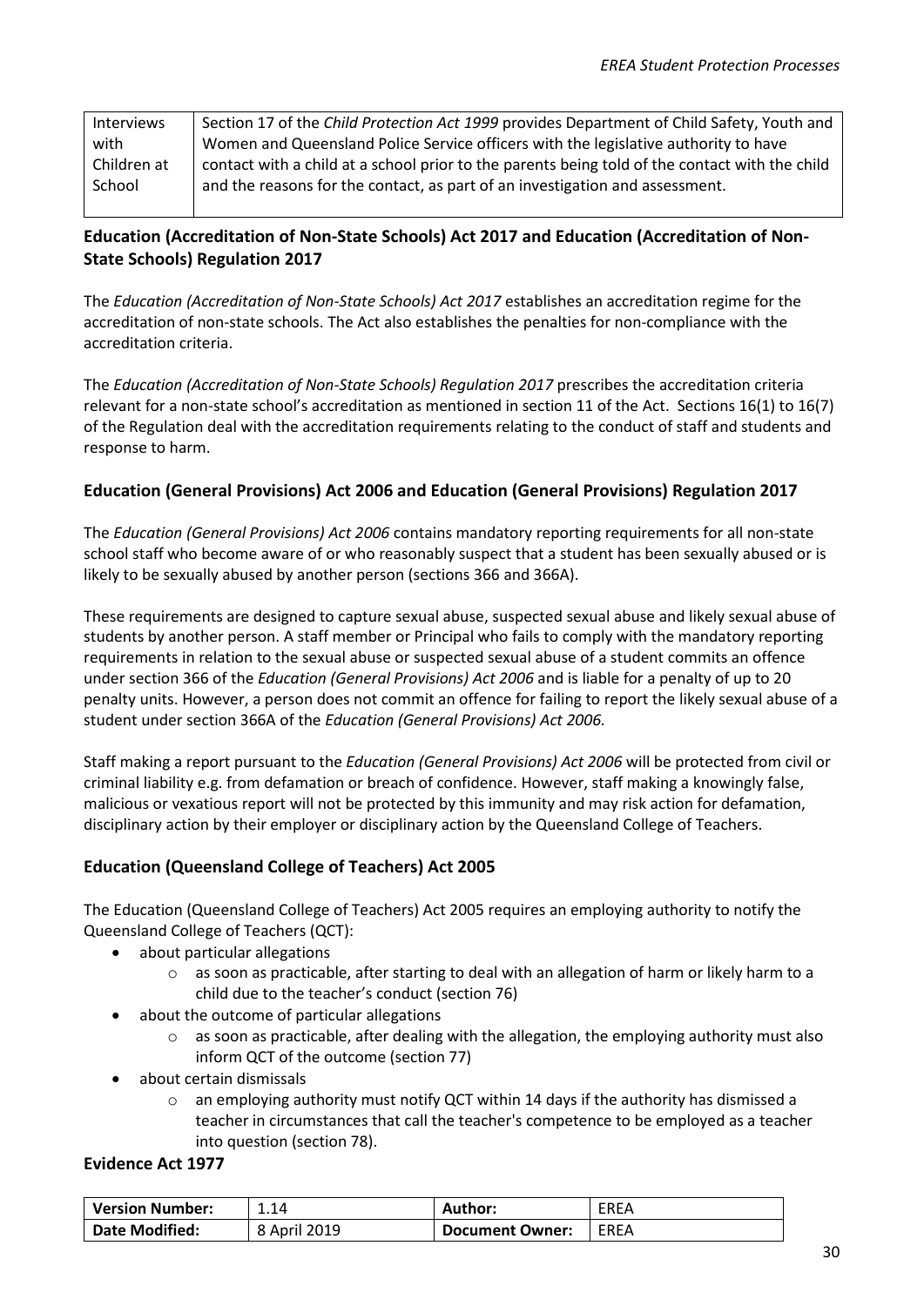| Interviews with Children at School | Section 17 of the *Child Protection Act 1999* provides Department of Child Safety, Youth and Women and Queensland Police Service officers with the legislative authority to have contact with a child at a school prior to the parents being told of the contact with the child and the reasons for the contact, as part of an investigation and assessment. |
|---|---|

## Education (Accreditation of Non-State Schools) Act 2017 and Education (Accreditation of Non-State Schools) Regulation 2017

The *Education (Accreditation of Non-State Schools) Act 2017* establishes an accreditation regime for the accreditation of non-state schools. The Act also establishes the penalties for non-compliance with the accreditation criteria.

The *Education (Accreditation of Non-State Schools) Regulation 2017* prescribes the accreditation criteria relevant for a non-state school's accreditation as mentioned in section 11 of the Act. Sections 16(1) to 16(7) of the Regulation deal with the accreditation requirements relating to the conduct of staff and students and response to harm.

## Education (General Provisions) Act 2006 and Education (General Provisions) Regulation 2017

The *Education (General Provisions) Act 2006* contains mandatory reporting requirements for all non-state school staff who become aware of or who reasonably suspect that a student has been sexually abused or is likely to be sexually abused by another person (sections 366 and 366A).

These requirements are designed to capture sexual abuse, suspected sexual abuse and likely sexual abuse of students by another person. A staff member or Principal who fails to comply with the mandatory reporting requirements in relation to the sexual abuse or suspected sexual abuse of a student commits an offence under section 366 of the *Education (General Provisions) Act 2006* and is liable for a penalty of up to 20 penalty units. However, a person does not commit an offence for failing to report the likely sexual abuse of a student under section 366A of the *Education (General Provisions) Act 2006.*

Staff making a report pursuant to the *Education (General Provisions) Act 2006* will be protected from civil or criminal liability e.g. from defamation or breach of confidence. However, staff making a knowingly false, malicious or vexatious report will not be protected by this immunity and may risk action for defamation, disciplinary action by their employer or disciplinary action by the Queensland College of Teachers.

## Education (Queensland College of Teachers) Act 2005

The Education (Queensland College of Teachers) Act 2005 requires an employing authority to notify the Queensland College of Teachers (QCT):

- about particular allegations
  - as soon as practicable, after starting to deal with an allegation of harm or likely harm to a child due to the teacher's conduct (section 76)
- about the outcome of particular allegations
  - as soon as practicable, after dealing with the allegation, the employing authority must also inform QCT of the outcome (section 77)
- about certain dismissals
  - an employing authority must notify QCT within 14 days if the authority has dismissed a teacher in circumstances that call the teacher's competence to be employed as a teacher into question (section 78).

## Evidence Act 1977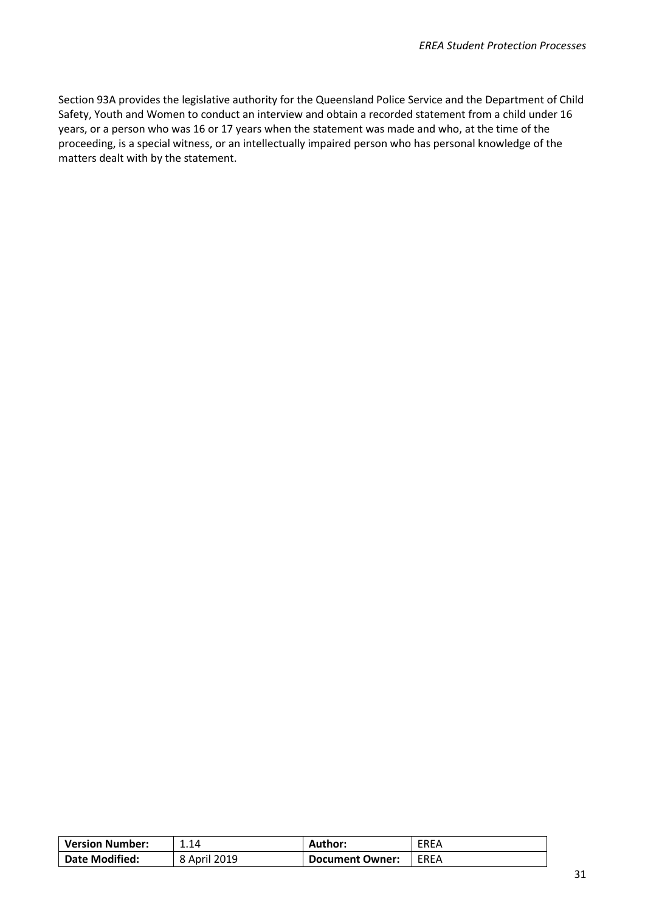Section 93A provides the legislative authority for the Queensland Police Service and the Department of Child Safety, Youth and Women to conduct an interview and obtain a recorded statement from a child under 16 years, or a person who was 16 or 17 years when the statement was made and who, at the time of the proceeding, is a special witness, or an intellectually impaired person who has personal knowledge of the matters dealt with by the statement.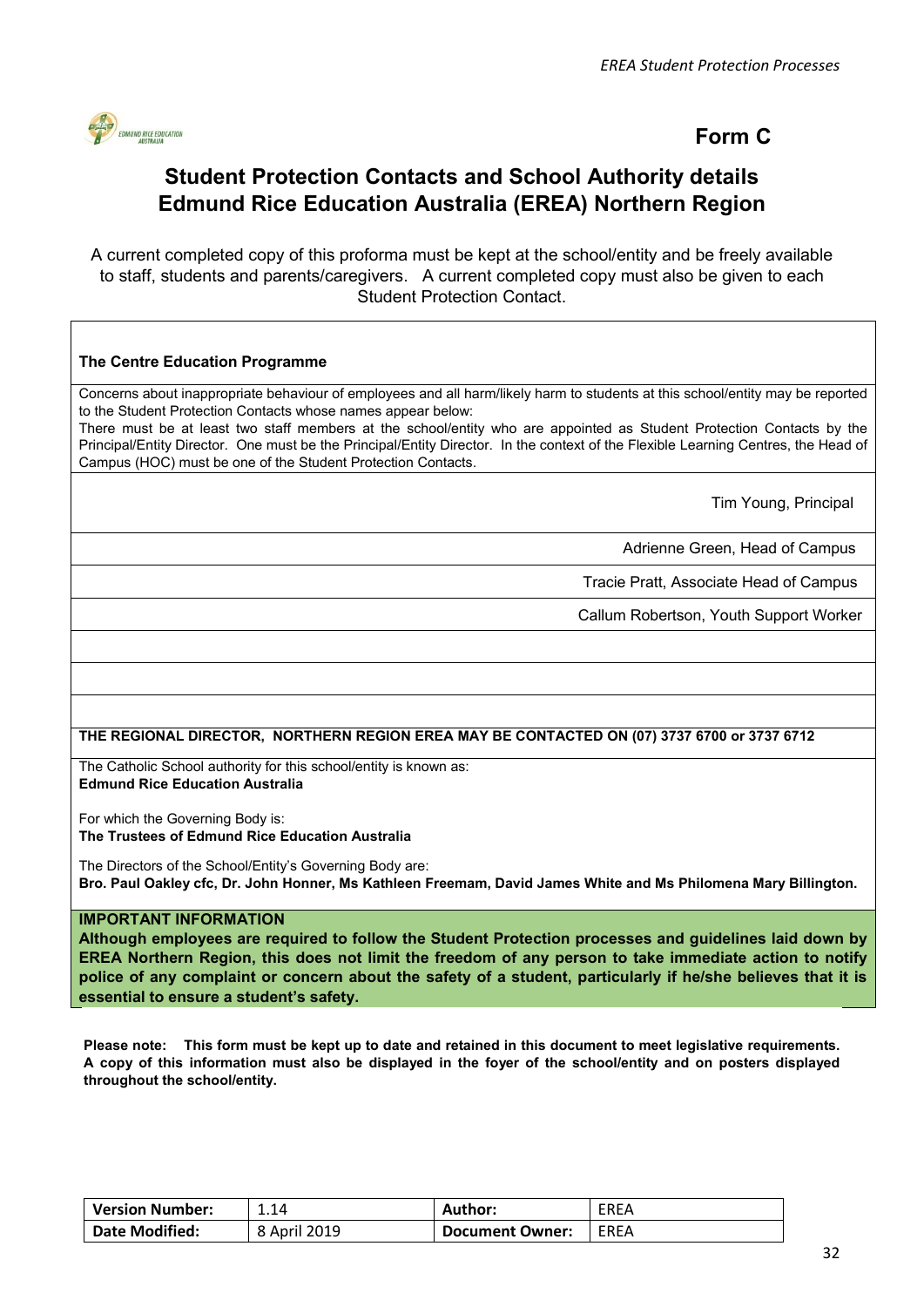# Form C

## Student Protection Contacts and School Authority details Edmund Rice Education Australia (EREA) Northern Region

A current completed copy of this proforma must be kept at the school/entity and be freely available to staff, students and parents/caregivers. A current completed copy must also be given to each Student Protection Contact.

**The Centre Education Programme**

Concerns about inappropriate behaviour of employees and all harm/likely harm to students at this school/entity may be reported to the Student Protection Contacts whose names appear below:

There must be at least two staff members at the school/entity who are appointed as Student Protection Contacts by the Principal/Entity Director. One must be the Principal/Entity Director. In the context of the Flexible Learning Centres, the Head of Campus (HOC) must be one of the Student Protection Contacts.

| Student Protection Contacts |
|---|
| Tim Young, Principal |
| Adrienne Green, Head of Campus |
| Tracie Pratt, Associate Head of Campus |
| Callum Robertson, Youth Support Worker |
| |
| |
| |

**THE REGIONAL DIRECTOR, NORTHERN REGION EREA MAY BE CONTACTED ON (07) 3737 6700 or 3737 6712**

The Catholic School authority for this school/entity is known as:
**Edmund Rice Education Australia**

For which the Governing Body is:
**The Trustees of Edmund Rice Education Australia**

The Directors of the School/Entity's Governing Body are:
**Bro. Paul Oakley cfc, Dr. John Honner, Ms Kathleen Freemam, David James White and Ms Philomena Mary Billington.**

**IMPORTANT INFORMATION**
**Although employees are required to follow the Student Protection processes and guidelines laid down by EREA Northern Region, this does not limit the freedom of any person to take immediate action to notify police of any complaint or concern about the safety of a student, particularly if he/she believes that it is essential to ensure a student's safety.**

**Please note: This form must be kept up to date and retained in this document to meet legislative requirements. A copy of this information must also be displayed in the foyer of the school/entity and on posters displayed throughout the school/entity.**

| **Version Number:** | 1.14 | **Author:** | EREA |
|---|---|---|---|
| **Date Modified:** | 8 April 2019 | **Document Owner:** | EREA |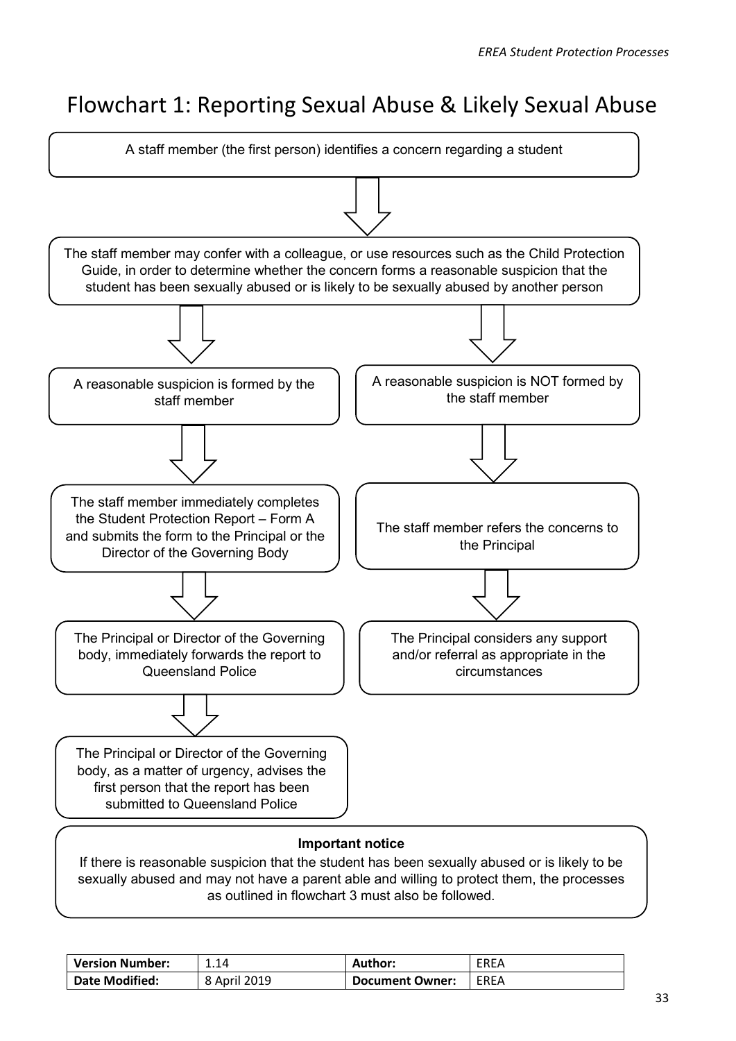# Flowchart 1: Reporting Sexual Abuse & Likely Sexual Abuse

A staff member (the first person) identifies a concern regarding a student

↓

The staff member may confer with a colleague, or use resources such as the Child Protection Guide, in order to determine whether the concern forms a reasonable suspicion that the student has been sexually abused or is likely to be sexually abused by another person

↓

**Left branch:**

A reasonable suspicion is formed by the staff member

↓

The staff member immediately completes the Student Protection Report – Form A and submits the form to the Principal or the Director of the Governing Body

↓

The Principal or Director of the Governing body, immediately forwards the report to Queensland Police

↓

The Principal or Director of the Governing body, as a matter of urgency, advises the first person that the report has been submitted to Queensland Police

**Right branch:**

A reasonable suspicion is NOT formed by the staff member

↓

The staff member refers the concerns to the Principal

↓

The Principal considers any support and/or referral as appropriate in the circumstances

**Important notice**

If there is reasonable suspicion that the student has been sexually abused or is likely to be sexually abused and may not have a parent able and willing to protect them, the processes as outlined in flowchart 3 must also be followed.

| Version Number: | 1.14 | Author: | EREA |
|---|---|---|---|
| Date Modified: | 8 April 2019 | Document Owner: | EREA |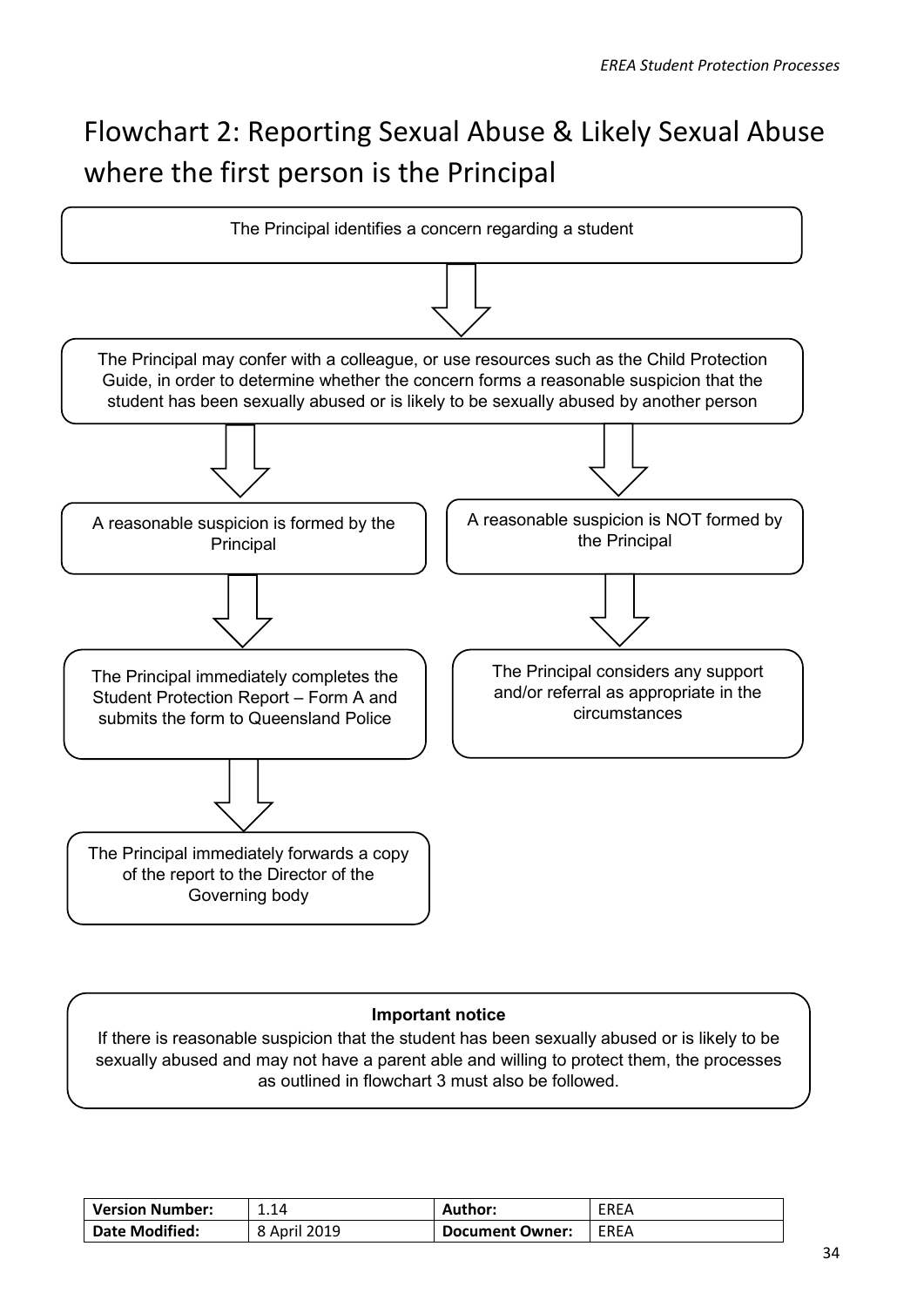# Flowchart 2: Reporting Sexual Abuse & Likely Sexual Abuse where the first person is the Principal

The Principal identifies a concern regarding a student

↓

The Principal may confer with a colleague, or use resources such as the Child Protection Guide, in order to determine whether the concern forms a reasonable suspicion that the student has been sexually abused or is likely to be sexually abused by another person

↓

**A reasonable suspicion is formed by the Principal**

↓

The Principal immediately completes the Student Protection Report – Form A and submits the form to Queensland Police

↓

The Principal immediately forwards a copy of the report to the Director of the Governing body

**A reasonable suspicion is NOT formed by the Principal**

↓

The Principal considers any support and/or referral as appropriate in the circumstances

**Important notice**

If there is reasonable suspicion that the student has been sexually abused or is likely to be sexually abused and may not have a parent able and willing to protect them, the processes as outlined in flowchart 3 must also be followed.

| **Version Number:** | 1.14 | **Author:** | EREA |
| --- | --- | --- | --- |
| **Date Modified:** | 8 April 2019 | **Document Owner:** | EREA |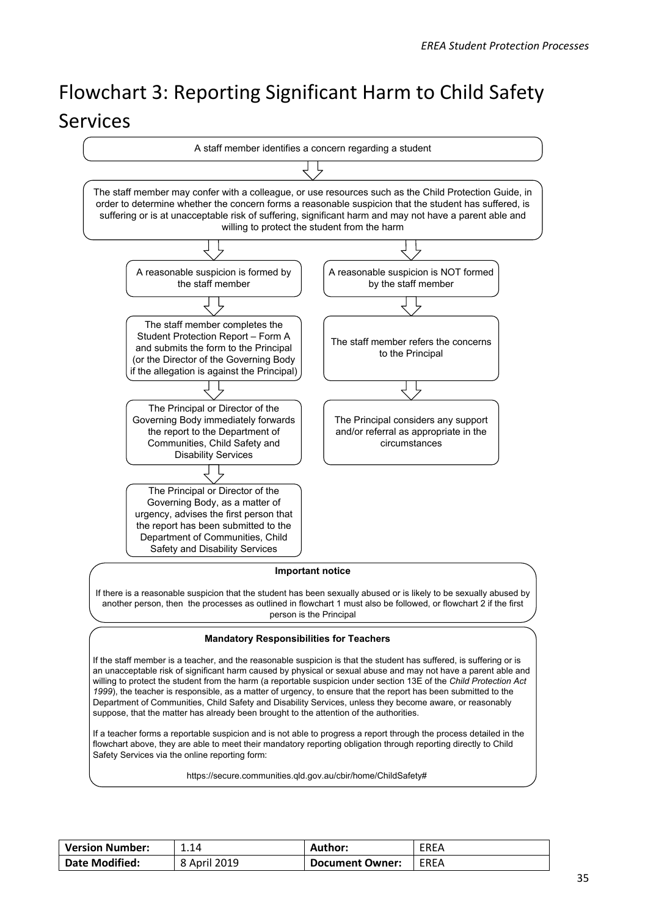# Flowchart 3: Reporting Significant Harm to Child Safety Services

A staff member identifies a concern regarding a student

↓

The staff member may confer with a colleague, or use resources such as the Child Protection Guide, in order to determine whether the concern forms a reasonable suspicion that the student has suffered, is suffering or is at unacceptable risk of suffering, significant harm and may not have a parent able and willing to protect the student from the harm

**Path 1:**

A reasonable suspicion is formed by the staff member

↓

The staff member completes the Student Protection Report – Form A and submits the form to the Principal (or the Director of the Governing Body if the allegation is against the Principal)

↓

The Principal or Director of the Governing Body immediately forwards the report to the Department of Communities, Child Safety and Disability Services

↓

The Principal or Director of the Governing Body, as a matter of urgency, advises the first person that the report has been submitted to the Department of Communities, Child Safety and Disability Services

**Path 2:**

A reasonable suspicion is NOT formed by the staff member

↓

The staff member refers the concerns to the Principal

↓

The Principal considers any support and/or referral as appropriate in the circumstances

**Important notice**

If there is a reasonable suspicion that the student has been sexually abused or is likely to be sexually abused by another person, then the processes as outlined in flowchart 1 must also be followed, or flowchart 2 if the first person is the Principal

**Mandatory Responsibilities for Teachers**

If the staff member is a teacher, and the reasonable suspicion is that the student has suffered, is suffering or is an unacceptable risk of significant harm caused by physical or sexual abuse and may not have a parent able and willing to protect the student from the harm (a reportable suspicion under section 13E of the *Child Protection Act 1999*), the teacher is responsible, as a matter of urgency, to ensure that the report has been submitted to the Department of Communities, Child Safety and Disability Services, unless they become aware, or reasonably suppose, that the matter has already been brought to the attention of the authorities.

If a teacher forms a reportable suspicion and is not able to progress a report through the process detailed in the flowchart above, they are able to meet their mandatory reporting obligation through reporting directly to Child Safety Services via the online reporting form:

https://secure.communities.qld.gov.au/cbir/home/ChildSafety#

| Version Number: | 1.14 | Author: | EREA |
|---|---|---|---|
| Date Modified: | 8 April 2019 | Document Owner: | EREA |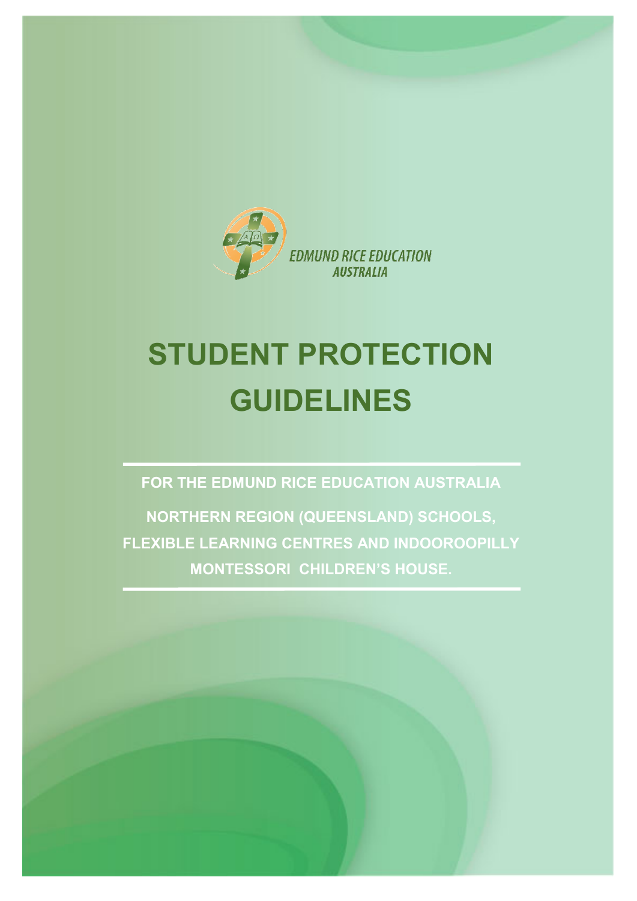EDMUND RICE EDUCATION AUSTRALIA

# STUDENT PROTECTION GUIDELINES

**FOR THE EDMUND RICE EDUCATION AUSTRALIA**

**NORTHERN REGION (QUEENSLAND) SCHOOLS, FLEXIBLE LEARNING CENTRES AND INDOOROOPILLY MONTESSORI CHILDREN'S HOUSE.**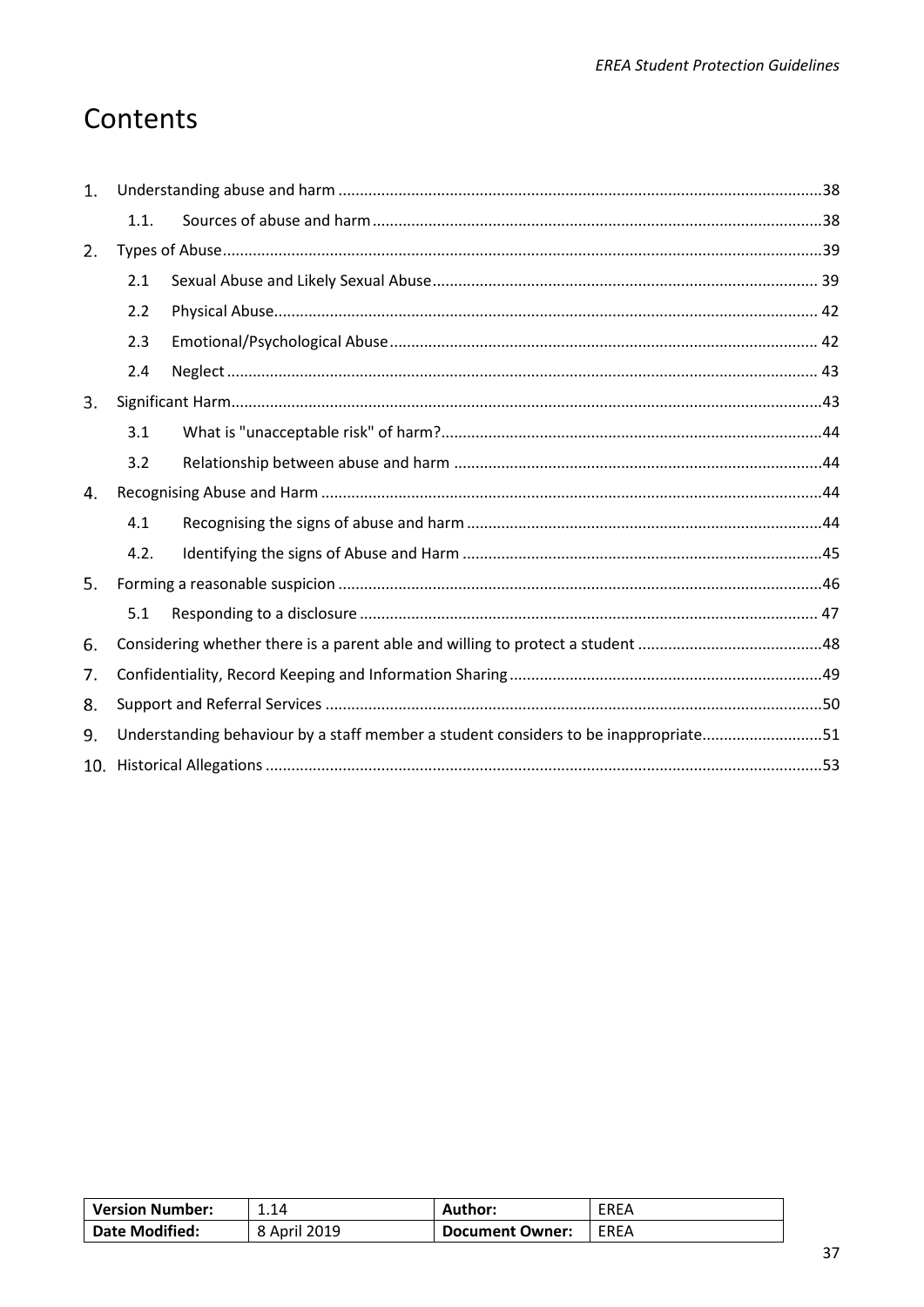# Contents

1. Understanding abuse and harm ....... 38
   - 1.1. Sources of abuse and harm ....... 38
2. Types of Abuse ....... 39
   - 2.1 Sexual Abuse and Likely Sexual Abuse ....... 39
   - 2.2 Physical Abuse ....... 42
   - 2.3 Emotional/Psychological Abuse ....... 42
   - 2.4 Neglect ....... 43
3. Significant Harm ....... 43
   - 3.1 What is "unacceptable risk" of harm? ....... 44
   - 3.2 Relationship between abuse and harm ....... 44
4. Recognising Abuse and Harm ....... 44
   - 4.1 Recognising the signs of abuse and harm ....... 44
   - 4.2. Identifying the signs of Abuse and Harm ....... 45
5. Forming a reasonable suspicion ....... 46
   - 5.1 Responding to a disclosure ....... 47
6. Considering whether there is a parent able and willing to protect a student ....... 48
7. Confidentiality, Record Keeping and Information Sharing ....... 49
8. Support and Referral Services ....... 50
9. Understanding behaviour by a staff member a student considers to be inappropriate ....... 51
10. Historical Allegations ....... 53

| Version Number: | 1.14 | Author: | EREA |
|---|---|---|---|
| Date Modified: | 8 April 2019 | Document Owner: | EREA |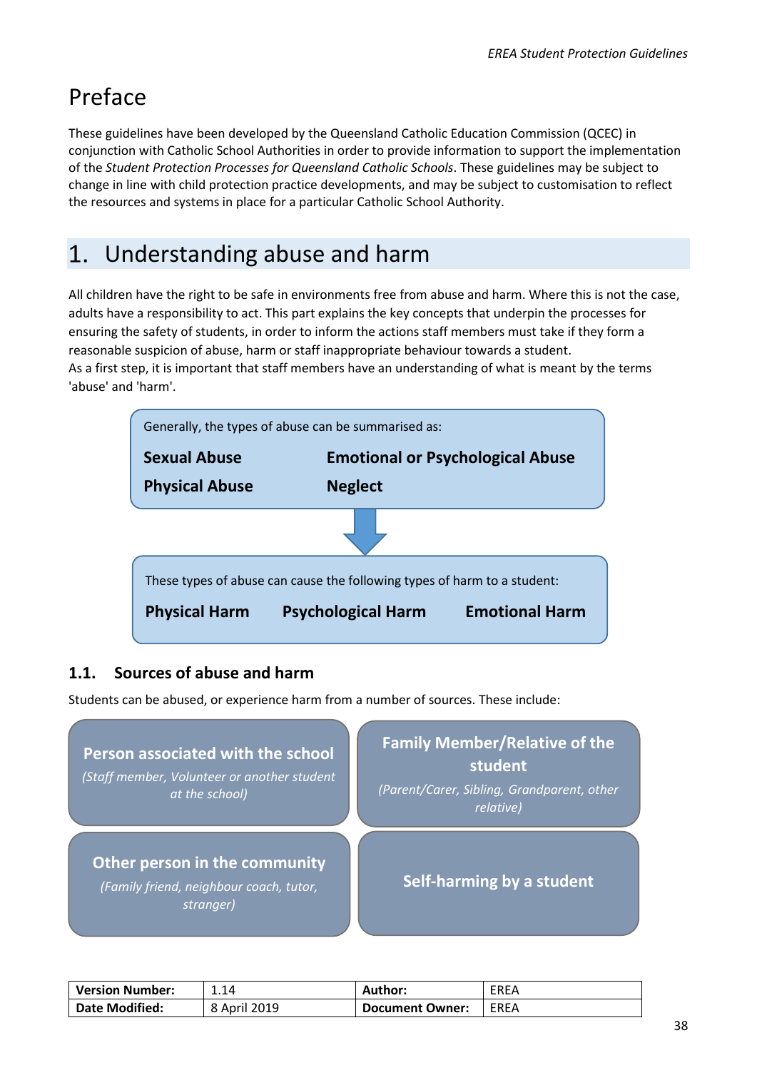# Preface

These guidelines have been developed by the Queensland Catholic Education Commission (QCEC) in conjunction with Catholic School Authorities in order to provide information to support the implementation of the *Student Protection Processes for Queensland Catholic Schools*. These guidelines may be subject to change in line with child protection practice developments, and may be subject to customisation to reflect the resources and systems in place for a particular Catholic School Authority.

# 1. Understanding abuse and harm

All children have the right to be safe in environments free from abuse and harm. Where this is not the case, adults have a responsibility to act. This part explains the key concepts that underpin the processes for ensuring the safety of students, in order to inform the actions staff members must take if they form a reasonable suspicion of abuse, harm or staff inappropriate behaviour towards a student.
As a first step, it is important that staff members have an understanding of what is meant by the terms 'abuse' and 'harm'.

Generally, the types of abuse can be summarised as:

**Sexual Abuse** **Emotional or Psychological Abuse**

**Physical Abuse** **Neglect**

These types of abuse can cause the following types of harm to a student:

**Physical Harm** **Psychological Harm** **Emotional Harm**

## 1.1. Sources of abuse and harm

Students can be abused, or experience harm from a number of sources. These include:

**Person associated with the school**
*(Staff member, Volunteer or another student at the school)*

**Family Member/Relative of the student**
*(Parent/Carer, Sibling, Grandparent, other relative)*

**Other person in the community**
*(Family friend, neighbour coach, tutor, stranger)*

**Self-harming by a student**

| **Version Number:** | 1.14 | **Author:** | EREA |
|---|---|---|---|
| **Date Modified:** | 8 April 2019 | **Document Owner:** | EREA |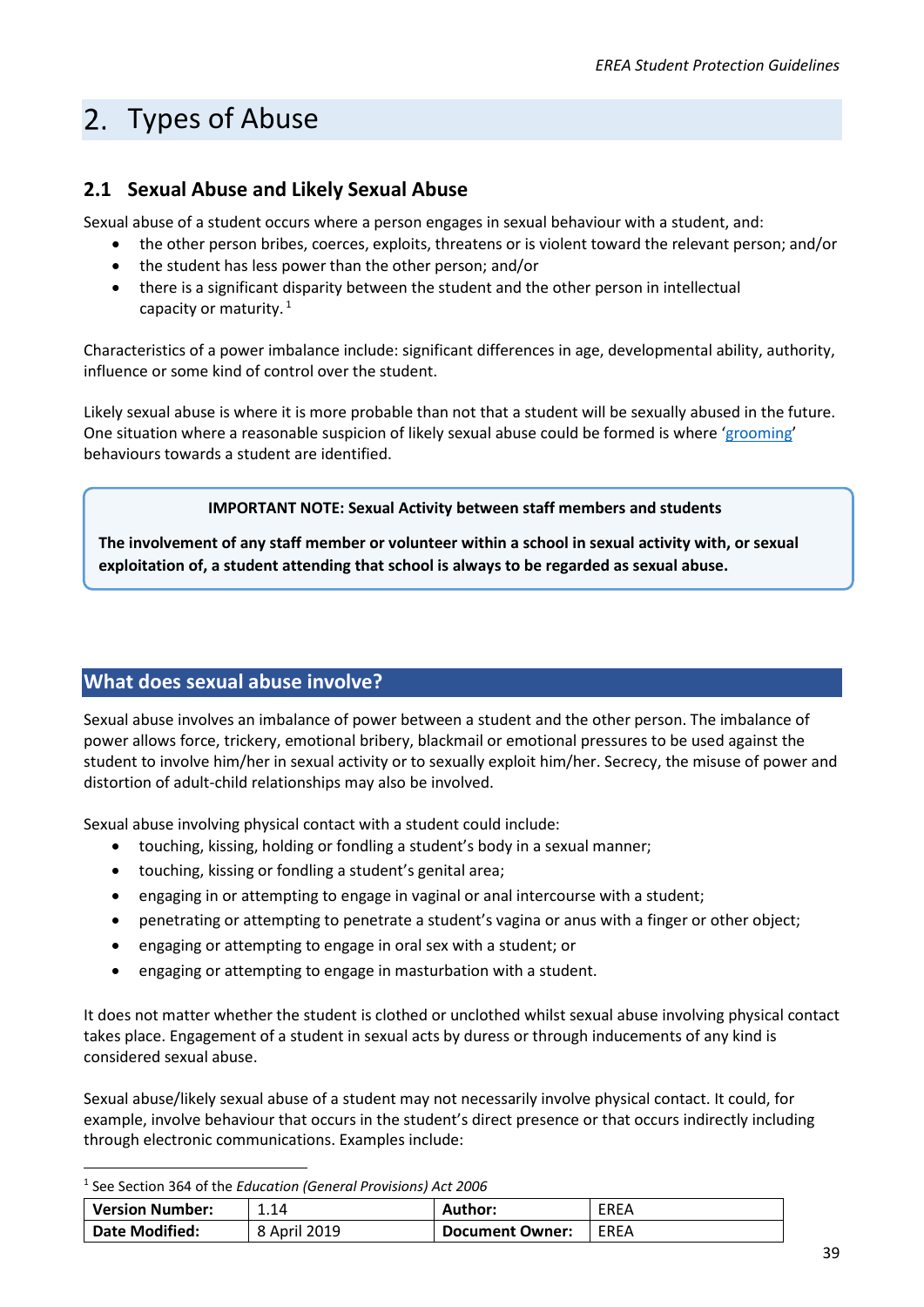# 2. Types of Abuse

## 2.1 Sexual Abuse and Likely Sexual Abuse

Sexual abuse of a student occurs where a person engages in sexual behaviour with a student, and:

- the other person bribes, coerces, exploits, threatens or is violent toward the relevant person; and/or
- the student has less power than the other person; and/or
- there is a significant disparity between the student and the other person in intellectual capacity or maturity.[1]

Characteristics of a power imbalance include: significant differences in age, developmental ability, authority, influence or some kind of control over the student.

Likely sexual abuse is where it is more probable than not that a student will be sexually abused in the future. One situation where a reasonable suspicion of likely sexual abuse could be formed is where 'grooming' behaviours towards a student are identified.

> **IMPORTANT NOTE: Sexual Activity between staff members and students**
>
> **The involvement of any staff member or volunteer within a school in sexual activity with, or sexual exploitation of, a student attending that school is always to be regarded as sexual abuse.**

### What does sexual abuse involve?

Sexual abuse involves an imbalance of power between a student and the other person. The imbalance of power allows force, trickery, emotional bribery, blackmail or emotional pressures to be used against the student to involve him/her in sexual activity or to sexually exploit him/her. Secrecy, the misuse of power and distortion of adult-child relationships may also be involved.

Sexual abuse involving physical contact with a student could include:

- touching, kissing, holding or fondling a student's body in a sexual manner;
- touching, kissing or fondling a student's genital area;
- engaging in or attempting to engage in vaginal or anal intercourse with a student;
- penetrating or attempting to penetrate a student's vagina or anus with a finger or other object;
- engaging or attempting to engage in oral sex with a student; or
- engaging or attempting to engage in masturbation with a student.

It does not matter whether the student is clothed or unclothed whilst sexual abuse involving physical contact takes place. Engagement of a student in sexual acts by duress or through inducements of any kind is considered sexual abuse.

Sexual abuse/likely sexual abuse of a student may not necessarily involve physical contact. It could, for example, involve behaviour that occurs in the student's direct presence or that occurs indirectly including through electronic communications. Examples include:

---

[1] See Section 364 of the *Education (General Provisions) Act 2006*

| Version Number: | 1.14 | Author: | EREA |
|---|---|---|---|
| Date Modified: | 8 April 2019 | Document Owner: | EREA |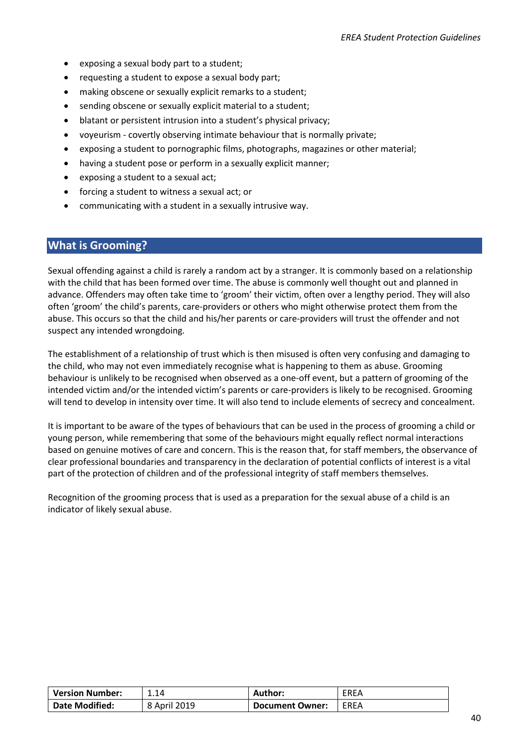- exposing a sexual body part to a student;
- requesting a student to expose a sexual body part;
- making obscene or sexually explicit remarks to a student;
- sending obscene or sexually explicit material to a student;
- blatant or persistent intrusion into a student's physical privacy;
- voyeurism - covertly observing intimate behaviour that is normally private;
- exposing a student to pornographic films, photographs, magazines or other material;
- having a student pose or perform in a sexually explicit manner;
- exposing a student to a sexual act;
- forcing a student to witness a sexual act; or
- communicating with a student in a sexually intrusive way.

## What is Grooming?

Sexual offending against a child is rarely a random act by a stranger. It is commonly based on a relationship with the child that has been formed over time. The abuse is commonly well thought out and planned in advance. Offenders may often take time to 'groom' their victim, often over a lengthy period. They will also often 'groom' the child's parents, care-providers or others who might otherwise protect them from the abuse. This occurs so that the child and his/her parents or care-providers will trust the offender and not suspect any intended wrongdoing.

The establishment of a relationship of trust which is then misused is often very confusing and damaging to the child, who may not even immediately recognise what is happening to them as abuse. Grooming behaviour is unlikely to be recognised when observed as a one-off event, but a pattern of grooming of the intended victim and/or the intended victim's parents or care-providers is likely to be recognised. Grooming will tend to develop in intensity over time. It will also tend to include elements of secrecy and concealment.

It is important to be aware of the types of behaviours that can be used in the process of grooming a child or young person, while remembering that some of the behaviours might equally reflect normal interactions based on genuine motives of care and concern. This is the reason that, for staff members, the observance of clear professional boundaries and transparency in the declaration of potential conflicts of interest is a vital part of the protection of children and of the professional integrity of staff members themselves.

Recognition of the grooming process that is used as a preparation for the sexual abuse of a child is an indicator of likely sexual abuse.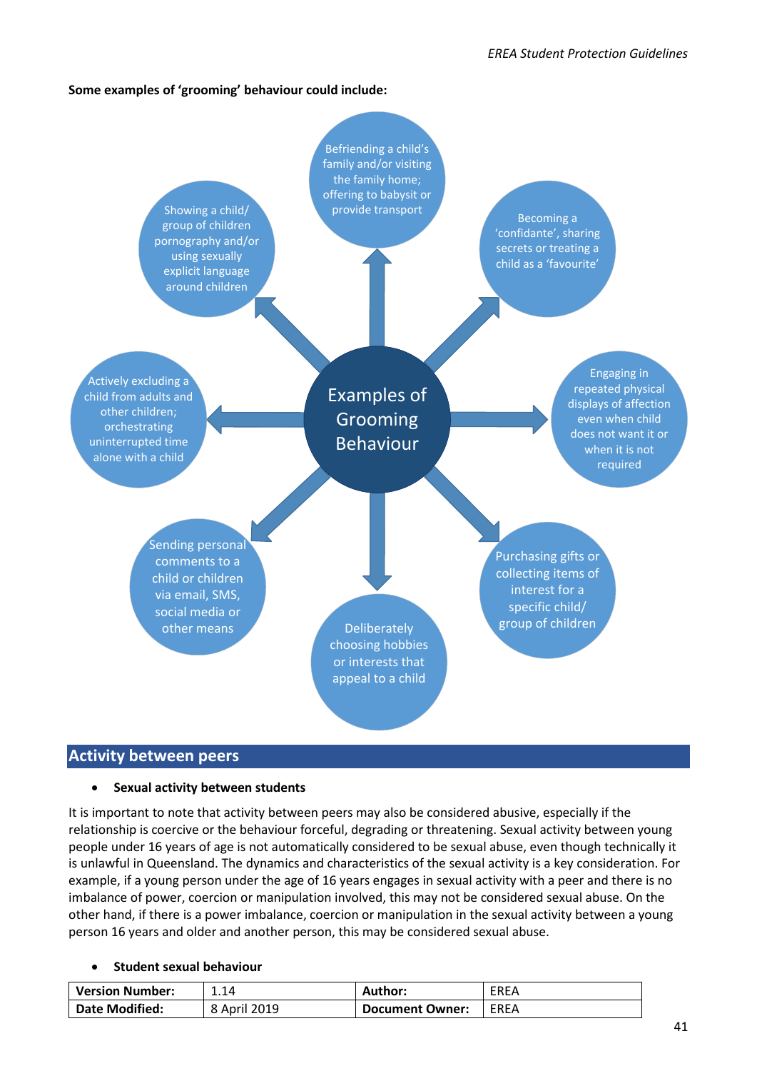**Some examples of 'grooming' behaviour could include:**

**Examples of Grooming Behaviour**

- Befriending a child's family and/or visiting the family home; offering to babysit or provide transport
- Becoming a 'confidante', sharing secrets or treating a child as a 'favourite'
- Engaging in repeated physical displays of affection even when child does not want it or when it is not required
- Purchasing gifts or collecting items of interest for a specific child/ group of children
- Deliberately choosing hobbies or interests that appeal to a child
- Sending personal comments to a child or children via email, SMS, social media or other means
- Actively excluding a child from adults and other children; orchestrating uninterrupted time alone with a child
- Showing a child/ group of children pornography and/or using sexually explicit language around children

## Activity between peers

- **Sexual activity between students**

It is important to note that activity between peers may also be considered abusive, especially if the relationship is coercive or the behaviour forceful, degrading or threatening. Sexual activity between young people under 16 years of age is not automatically considered to be sexual abuse, even though technically it is unlawful in Queensland. The dynamics and characteristics of the sexual activity is a key consideration. For example, if a young person under the age of 16 years engages in sexual activity with a peer and there is no imbalance of power, coercion or manipulation involved, this may not be considered sexual abuse. On the other hand, if there is a power imbalance, coercion or manipulation in the sexual activity between a young person 16 years and older and another person, this may be considered sexual abuse.

- **Student sexual behaviour**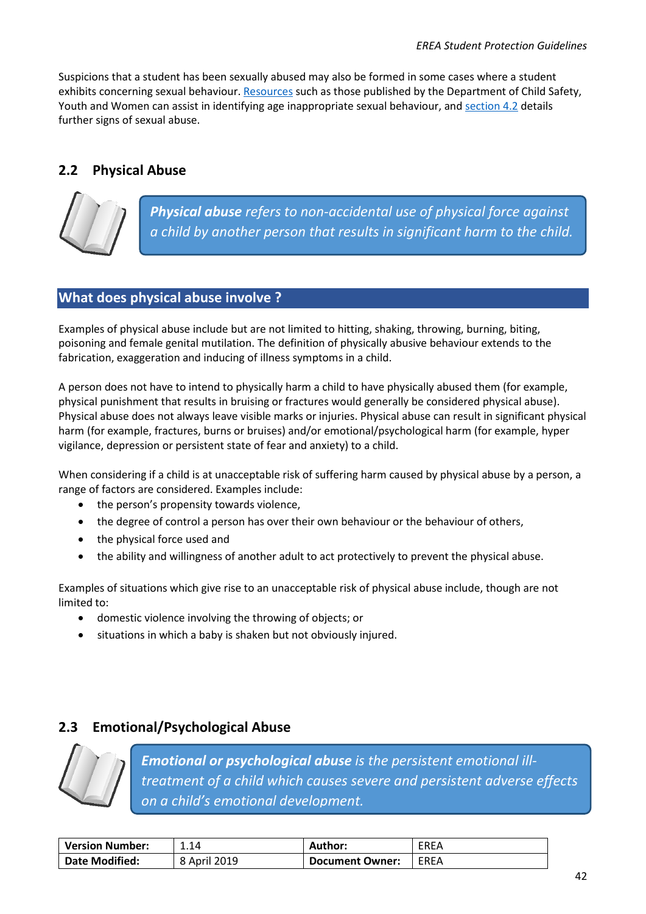Suspicions that a student has been sexually abused may also be formed in some cases where a student exhibits concerning sexual behaviour. [Resources](#) such as those published by the Department of Child Safety, Youth and Women can assist in identifying age inappropriate sexual behaviour, and [section 4.2](#) details further signs of sexual abuse.

## 2.2 Physical Abuse

> ***Physical abuse*** *refers to non-accidental use of physical force against a child by another person that results in significant harm to the child.*

### What does physical abuse involve ?

Examples of physical abuse include but are not limited to hitting, shaking, throwing, burning, biting, poisoning and female genital mutilation. The definition of physically abusive behaviour extends to the fabrication, exaggeration and inducing of illness symptoms in a child.

A person does not have to intend to physically harm a child to have physically abused them (for example, physical punishment that results in bruising or fractures would generally be considered physical abuse). Physical abuse does not always leave visible marks or injuries. Physical abuse can result in significant physical harm (for example, fractures, burns or bruises) and/or emotional/psychological harm (for example, hyper vigilance, depression or persistent state of fear and anxiety) to a child.

When considering if a child is at unacceptable risk of suffering harm caused by physical abuse by a person, a range of factors are considered. Examples include:

- the person's propensity towards violence,
- the degree of control a person has over their own behaviour or the behaviour of others,
- the physical force used and
- the ability and willingness of another adult to act protectively to prevent the physical abuse.

Examples of situations which give rise to an unacceptable risk of physical abuse include, though are not limited to:

- domestic violence involving the throwing of objects; or
- situations in which a baby is shaken but not obviously injured.

## 2.3 Emotional/Psychological Abuse

> ***Emotional or psychological abuse*** *is the persistent emotional ill-treatment of a child which causes severe and persistent adverse effects on a child's emotional development.*

| **Version Number:** | 1.14 | **Author:** | EREA |
|---|---|---|---|
| **Date Modified:** | 8 April 2019 | **Document Owner:** | EREA |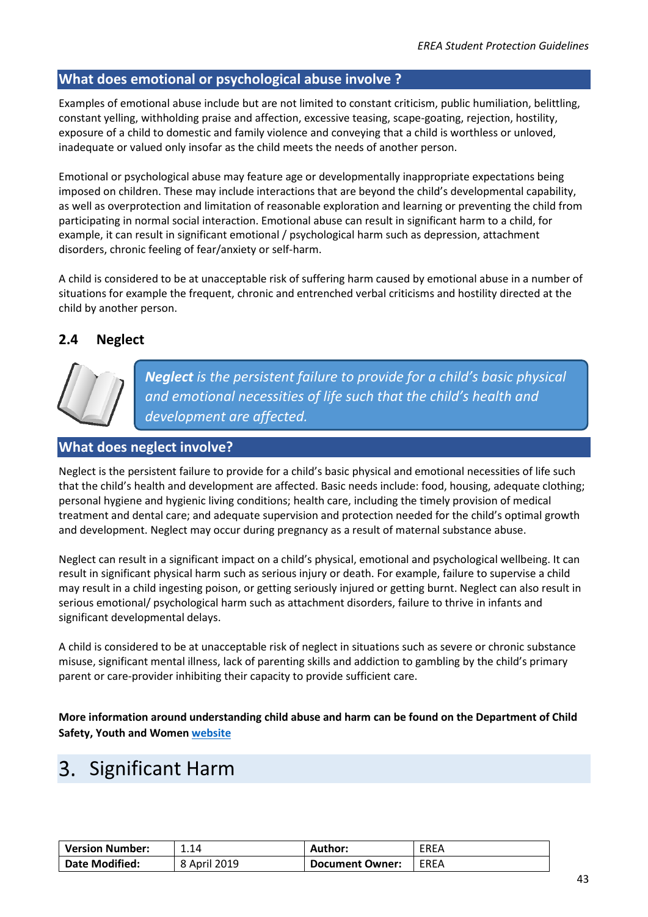## What does emotional or psychological abuse involve ?

Examples of emotional abuse include but are not limited to constant criticism, public humiliation, belittling, constant yelling, withholding praise and affection, excessive teasing, scape-goating, rejection, hostility, exposure of a child to domestic and family violence and conveying that a child is worthless or unloved, inadequate or valued only insofar as the child meets the needs of another person.

Emotional or psychological abuse may feature age or developmentally inappropriate expectations being imposed on children. These may include interactions that are beyond the child's developmental capability, as well as overprotection and limitation of reasonable exploration and learning or preventing the child from participating in normal social interaction. Emotional abuse can result in significant harm to a child, for example, it can result in significant emotional / psychological harm such as depression, attachment disorders, chronic feeling of fear/anxiety or self-harm.

A child is considered to be at unacceptable risk of suffering harm caused by emotional abuse in a number of situations for example the frequent, chronic and entrenched verbal criticisms and hostility directed at the child by another person.

### 2.4 Neglect

> ***Neglect*** *is the persistent failure to provide for a child's basic physical and emotional necessities of life such that the child's health and development are affected.*

## What does neglect involve?

Neglect is the persistent failure to provide for a child's basic physical and emotional necessities of life such that the child's health and development are affected. Basic needs include: food, housing, adequate clothing; personal hygiene and hygienic living conditions; health care, including the timely provision of medical treatment and dental care; and adequate supervision and protection needed for the child's optimal growth and development. Neglect may occur during pregnancy as a result of maternal substance abuse.

Neglect can result in a significant impact on a child's physical, emotional and psychological wellbeing. It can result in significant physical harm such as serious injury or death. For example, failure to supervise a child may result in a child ingesting poison, or getting seriously injured or getting burnt. Neglect can also result in serious emotional/ psychological harm such as attachment disorders, failure to thrive in infants and significant developmental delays.

A child is considered to be at unacceptable risk of neglect in situations such as severe or chronic substance misuse, significant mental illness, lack of parenting skills and addiction to gambling by the child's primary parent or care-provider inhibiting their capacity to provide sufficient care.

**More information around understanding child abuse and harm can be found on the Department of Child Safety, Youth and Women [website](#)**

# 3. Significant Harm

| Version Number: | 1.14 | Author: | EREA |
|---|---|---|---|
| Date Modified: | 8 April 2019 | Document Owner: | EREA |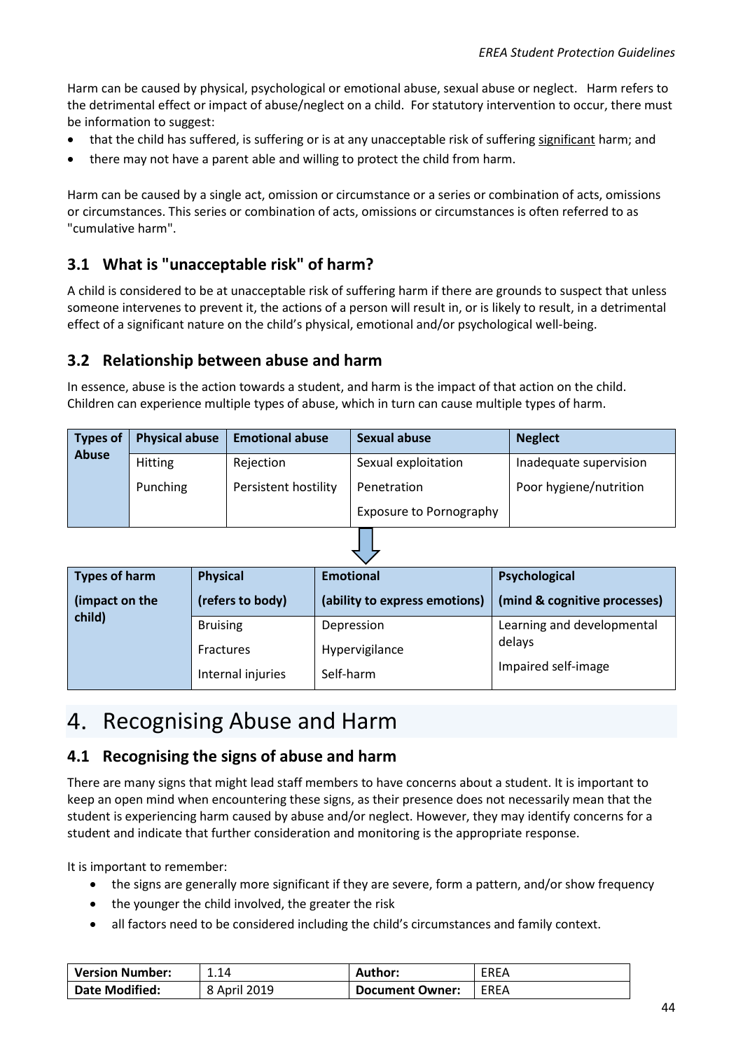Harm can be caused by physical, psychological or emotional abuse, sexual abuse or neglect. Harm refers to the detrimental effect or impact of abuse/neglect on a child. For statutory intervention to occur, there must be information to suggest:

- that the child has suffered, is suffering or is at any unacceptable risk of suffering significant harm; and
- there may not have a parent able and willing to protect the child from harm.

Harm can be caused by a single act, omission or circumstance or a series or combination of acts, omissions or circumstances. This series or combination of acts, omissions or circumstances is often referred to as "cumulative harm".

## 3.1 What is "unacceptable risk" of harm?

A child is considered to be at unacceptable risk of suffering harm if there are grounds to suspect that unless someone intervenes to prevent it, the actions of a person will result in, or is likely to result, in a detrimental effect of a significant nature on the child's physical, emotional and/or psychological well-being.

## 3.2 Relationship between abuse and harm

In essence, abuse is the action towards a student, and harm is the impact of that action on the child. Children can experience multiple types of abuse, which in turn can cause multiple types of harm.

| Types of Abuse | Physical abuse | Emotional abuse | Sexual abuse | Neglect |
|---|---|---|---|---|
| | Hitting | Rejection | Sexual exploitation | Inadequate supervision |
| | Punching | Persistent hostility | Penetration | Poor hygiene/nutrition |
| | | | Exposure to Pornography | |

| Types of harm (impact on the child) | Physical (refers to body) | Emotional (ability to express emotions) | Psychological (mind & cognitive processes) |
|---|---|---|---|
| | Bruising | Depression | Learning and developmental delays |
| | Fractures | Hypervigilance | Impaired self-image |
| | Internal injuries | Self-harm | |

# 4. Recognising Abuse and Harm

## 4.1 Recognising the signs of abuse and harm

There are many signs that might lead staff members to have concerns about a student. It is important to keep an open mind when encountering these signs, as their presence does not necessarily mean that the student is experiencing harm caused by abuse and/or neglect. However, they may identify concerns for a student and indicate that further consideration and monitoring is the appropriate response.

It is important to remember:

- the signs are generally more significant if they are severe, form a pattern, and/or show frequency
- the younger the child involved, the greater the risk
- all factors need to be considered including the child's circumstances and family context.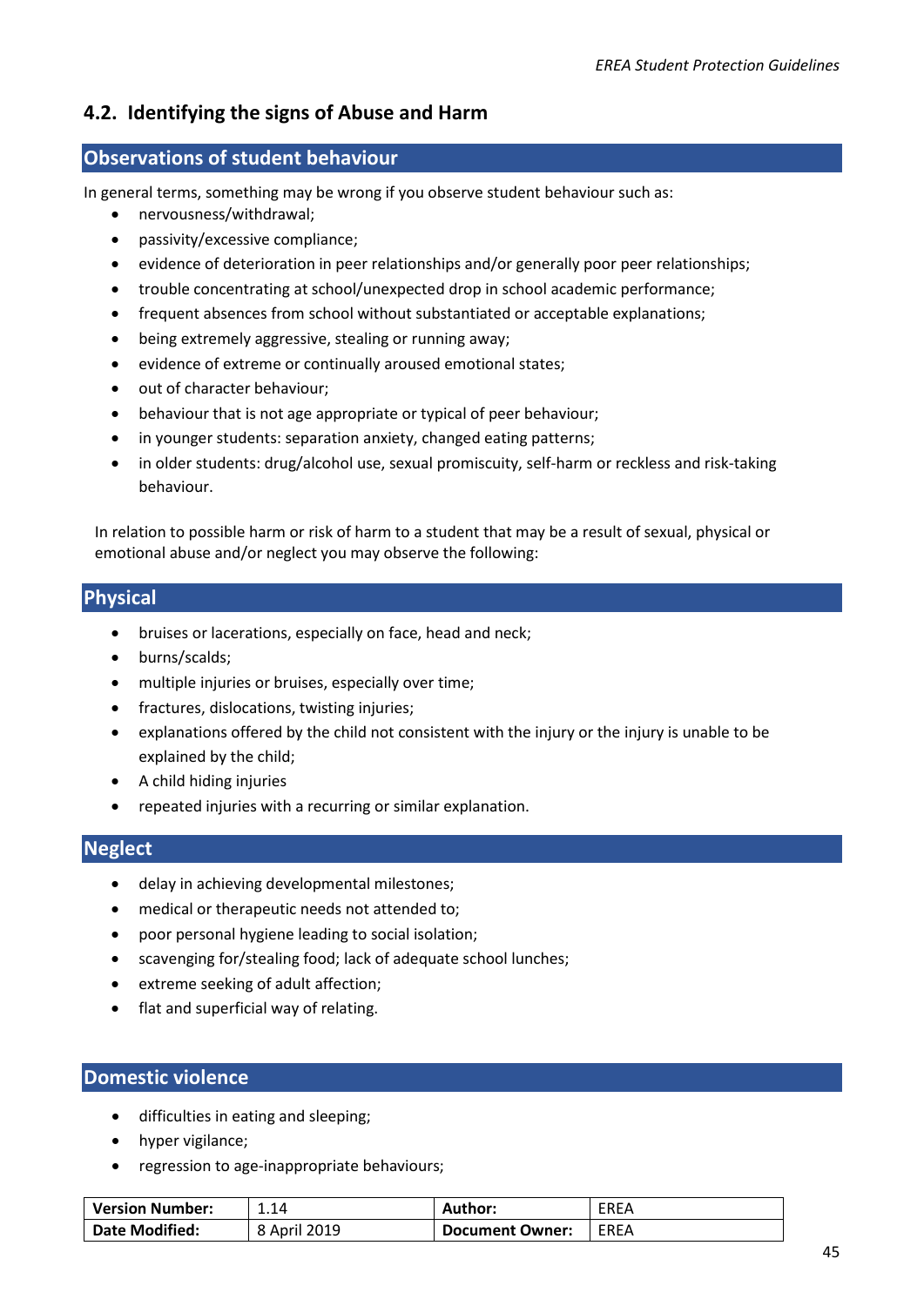## 4.2. Identifying the signs of Abuse and Harm

### Observations of student behaviour

In general terms, something may be wrong if you observe student behaviour such as:

- nervousness/withdrawal;
- passivity/excessive compliance;
- evidence of deterioration in peer relationships and/or generally poor peer relationships;
- trouble concentrating at school/unexpected drop in school academic performance;
- frequent absences from school without substantiated or acceptable explanations;
- being extremely aggressive, stealing or running away;
- evidence of extreme or continually aroused emotional states;
- out of character behaviour;
- behaviour that is not age appropriate or typical of peer behaviour;
- in younger students: separation anxiety, changed eating patterns;
- in older students: drug/alcohol use, sexual promiscuity, self-harm or reckless and risk-taking behaviour.

In relation to possible harm or risk of harm to a student that may be a result of sexual, physical or emotional abuse and/or neglect you may observe the following:

### Physical

- bruises or lacerations, especially on face, head and neck;
- burns/scalds;
- multiple injuries or bruises, especially over time;
- fractures, dislocations, twisting injuries;
- explanations offered by the child not consistent with the injury or the injury is unable to be explained by the child;
- A child hiding injuries
- repeated injuries with a recurring or similar explanation.

### Neglect

- delay in achieving developmental milestones;
- medical or therapeutic needs not attended to;
- poor personal hygiene leading to social isolation;
- scavenging for/stealing food; lack of adequate school lunches;
- extreme seeking of adult affection;
- flat and superficial way of relating.

### Domestic violence

- difficulties in eating and sleeping;
- hyper vigilance;
- regression to age-inappropriate behaviours;

| **Version Number:** | 1.14 | **Author:** | EREA |
|---|---|---|---|
| **Date Modified:** | 8 April 2019 | **Document Owner:** | EREA |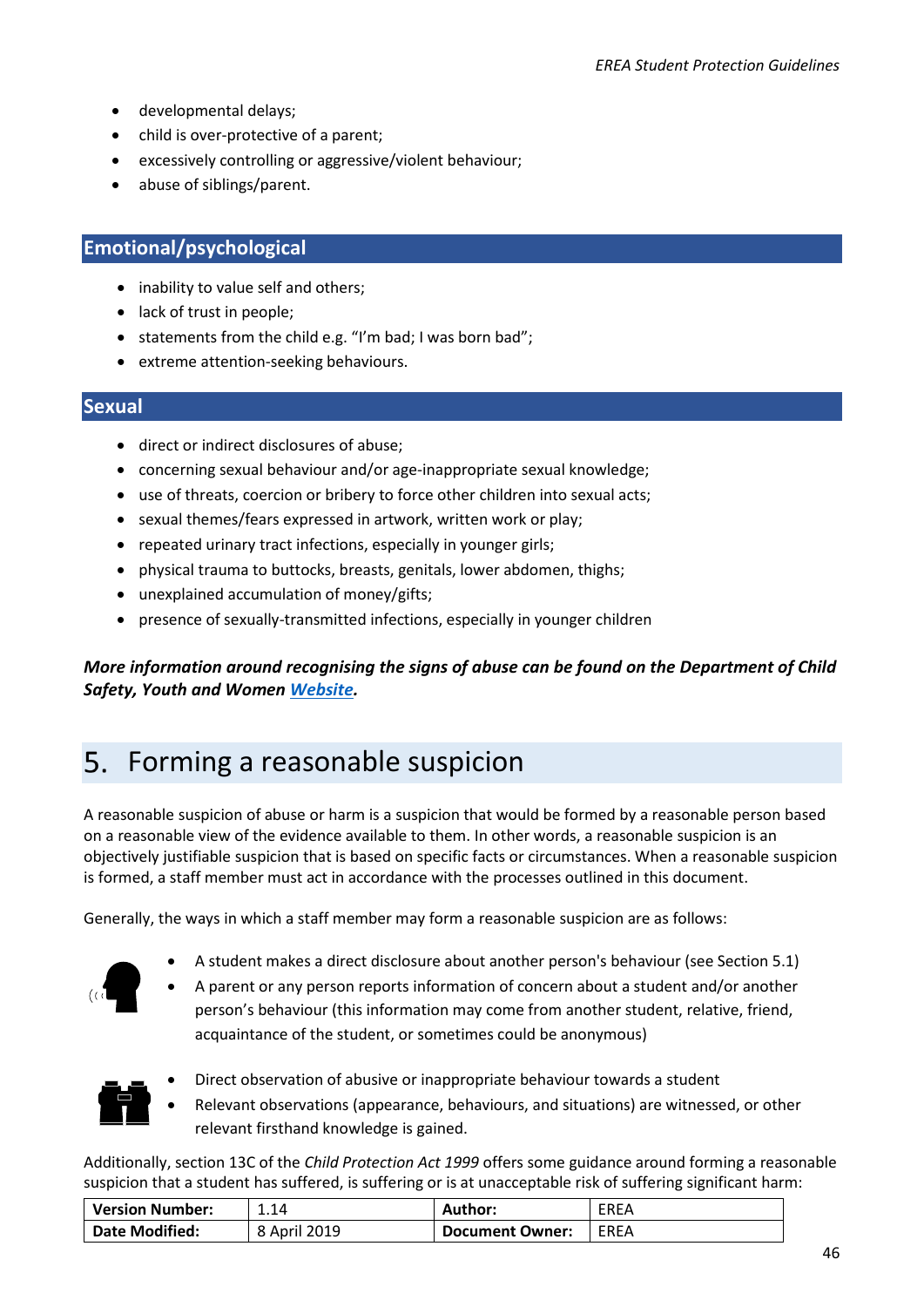- developmental delays;
- child is over-protective of a parent;
- excessively controlling or aggressive/violent behaviour;
- abuse of siblings/parent.

### Emotional/psychological

- inability to value self and others;
- lack of trust in people;
- statements from the child e.g. "I'm bad; I was born bad";
- extreme attention-seeking behaviours.

### Sexual

- direct or indirect disclosures of abuse;
- concerning sexual behaviour and/or age-inappropriate sexual knowledge;
- use of threats, coercion or bribery to force other children into sexual acts;
- sexual themes/fears expressed in artwork, written work or play;
- repeated urinary tract infections, especially in younger girls;
- physical trauma to buttocks, breasts, genitals, lower abdomen, thighs;
- unexplained accumulation of money/gifts;
- presence of sexually-transmitted infections, especially in younger children

***More information around recognising the signs of abuse can be found on the Department of Child Safety, Youth and Women [Website](#).***

## 5. Forming a reasonable suspicion

A reasonable suspicion of abuse or harm is a suspicion that would be formed by a reasonable person based on a reasonable view of the evidence available to them. In other words, a reasonable suspicion is an objectively justifiable suspicion that is based on specific facts or circumstances. When a reasonable suspicion is formed, a staff member must act in accordance with the processes outlined in this document.

Generally, the ways in which a staff member may form a reasonable suspicion are as follows:

- A student makes a direct disclosure about another person's behaviour (see Section 5.1)
- A parent or any person reports information of concern about a student and/or another person's behaviour (this information may come from another student, relative, friend, acquaintance of the student, or sometimes could be anonymous)

- Direct observation of abusive or inappropriate behaviour towards a student
- Relevant observations (appearance, behaviours, and situations) are witnessed, or other relevant firsthand knowledge is gained.

Additionally, section 13C of the *Child Protection Act 1999* offers some guidance around forming a reasonable suspicion that a student has suffered, is suffering or is at unacceptable risk of suffering significant harm:

| **Version Number:** | 1.14 | **Author:** | EREA |
|---|---|---|---|
| **Date Modified:** | 8 April 2019 | **Document Owner:** | EREA |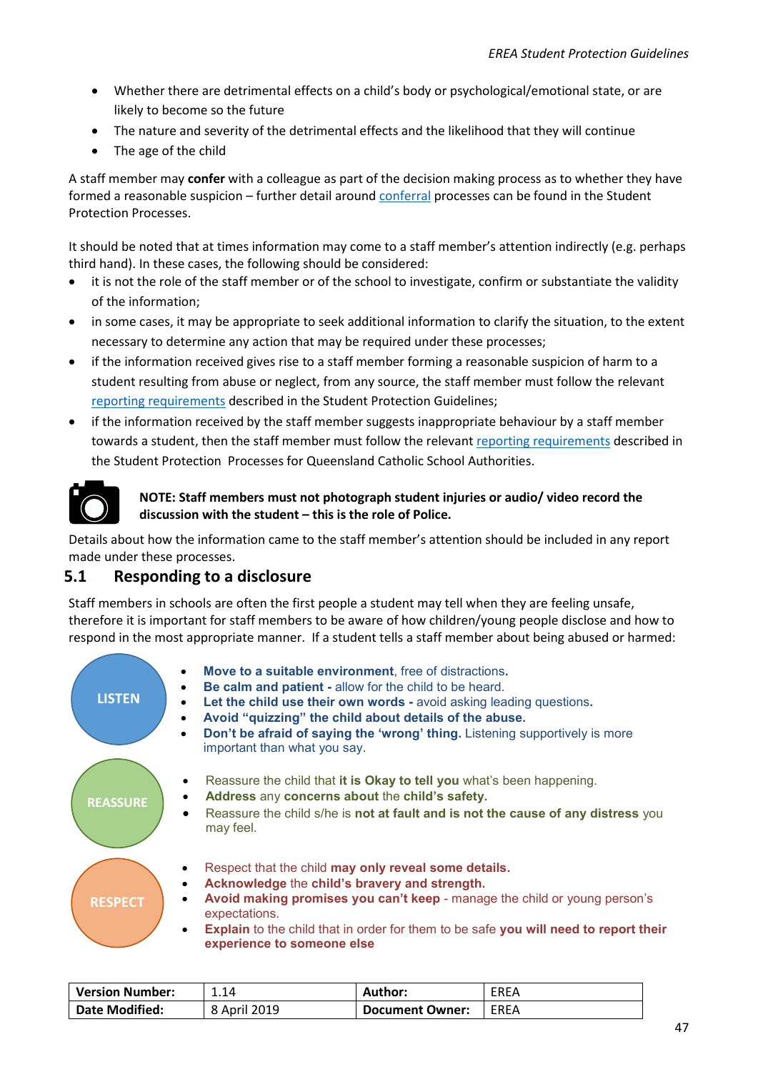- Whether there are detrimental effects on a child's body or psychological/emotional state, or are likely to become so the future
- The nature and severity of the detrimental effects and the likelihood that they will continue
- The age of the child

A staff member may **confer** with a colleague as part of the decision making process as to whether they have formed a reasonable suspicion – further detail around conferral processes can be found in the Student Protection Processes.

It should be noted that at times information may come to a staff member's attention indirectly (e.g. perhaps third hand). In these cases, the following should be considered:

- it is not the role of the staff member or of the school to investigate, confirm or substantiate the validity of the information;
- in some cases, it may be appropriate to seek additional information to clarify the situation, to the extent necessary to determine any action that may be required under these processes;
- if the information received gives rise to a staff member forming a reasonable suspicion of harm to a student resulting from abuse or neglect, from any source, the staff member must follow the relevant reporting requirements described in the Student Protection Guidelines;
- if the information received by the staff member suggests inappropriate behaviour by a staff member towards a student, then the staff member must follow the relevant reporting requirements described in the Student Protection Processes for Queensland Catholic School Authorities.

**NOTE: Staff members must not photograph student injuries or audio/ video record the discussion with the student – this is the role of Police.**

Details about how the information came to the staff member's attention should be included in any report made under these processes.

## 5.1 Responding to a disclosure

Staff members in schools are often the first people a student may tell when they are feeling unsafe, therefore it is important for staff members to be aware of how children/young people disclose and how to respond in the most appropriate manner. If a student tells a staff member about being abused or harmed:

**LISTEN**

- **Move to a suitable environment**, free of distractions**.**
- **Be calm and patient -** allow for the child to be heard.
- **Let the child use their own words -** avoid asking leading questions**.**
- **Avoid "quizzing" the child about details of the abuse.**
- **Don't be afraid of saying the 'wrong' thing.** Listening supportively is more important than what you say.

**REASSURE**

- Reassure the child that **it is Okay to tell you** what's been happening.
- **Address** any **concerns about** the **child's safety.**
- Reassure the child s/he is **not at fault and is not the cause of any distress** you may feel.

**RESPECT**

- Respect that the child **may only reveal some details.**
- **Acknowledge** the **child's bravery and strength.**
- **Avoid making promises you can't keep** - manage the child or young person's expectations.
- **Explain** to the child that in order for them to be safe **you will need to report their experience to someone else**

| **Version Number:** | 1.14 | **Author:** | EREA |
|---|---|---|---|
| **Date Modified:** | 8 April 2019 | **Document Owner:** | EREA |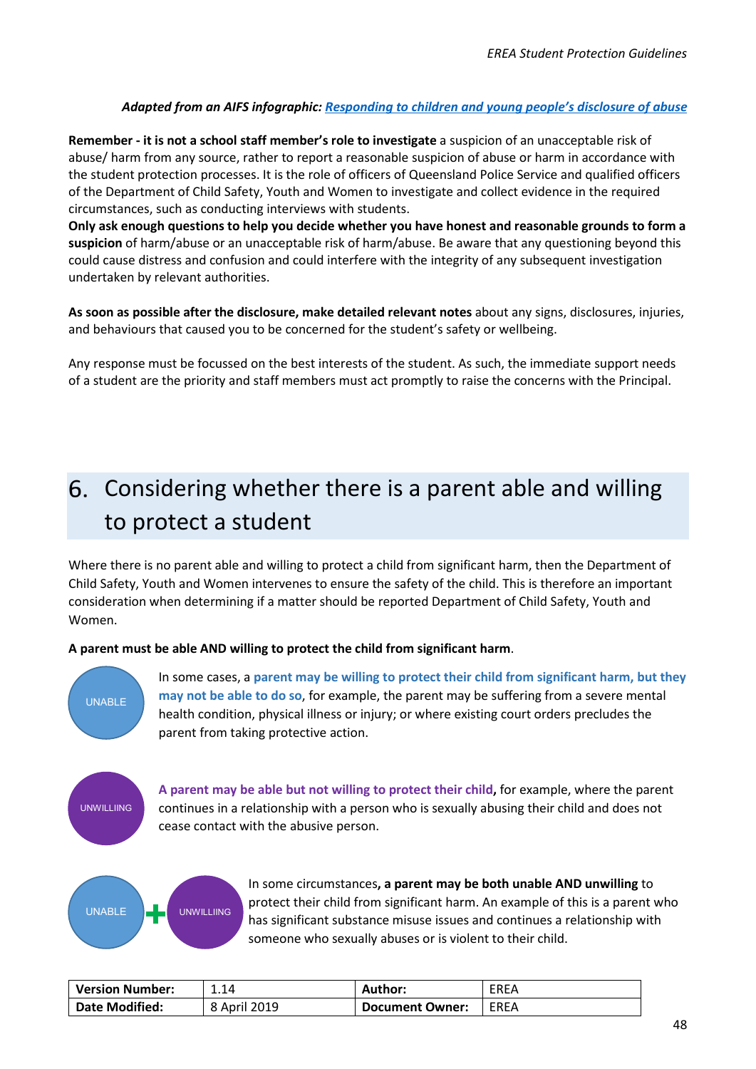***Adapted from an AIFS infographic: [Responding to children and young people's disclosure of abuse]()***

**Remember - it is not a school staff member's role to investigate** a suspicion of an unacceptable risk of abuse/ harm from any source, rather to report a reasonable suspicion of abuse or harm in accordance with the student protection processes. It is the role of officers of Queensland Police Service and qualified officers of the Department of Child Safety, Youth and Women to investigate and collect evidence in the required circumstances, such as conducting interviews with students.

**Only ask enough questions to help you decide whether you have honest and reasonable grounds to form a suspicion** of harm/abuse or an unacceptable risk of harm/abuse. Be aware that any questioning beyond this could cause distress and confusion and could interfere with the integrity of any subsequent investigation undertaken by relevant authorities.

**As soon as possible after the disclosure, make detailed relevant notes** about any signs, disclosures, injuries, and behaviours that caused you to be concerned for the student's safety or wellbeing.

Any response must be focussed on the best interests of the student. As such, the immediate support needs of a student are the priority and staff members must act promptly to raise the concerns with the Principal.

# 6. Considering whether there is a parent able and willing to protect a student

Where there is no parent able and willing to protect a child from significant harm, then the Department of Child Safety, Youth and Women intervenes to ensure the safety of the child. This is therefore an important consideration when determining if a matter should be reported Department of Child Safety, Youth and Women.

**A parent must be able AND willing to protect the child from significant harm**.

UNABLE

In some cases, a **parent may be willing to protect their child from significant harm, but they may not be able to do so**, for example, the parent may be suffering from a severe mental health condition, physical illness or injury; or where existing court orders precludes the parent from taking protective action.

UNWILLIING

**A parent may be able but not willing to protect their child,** for example, where the parent continues in a relationship with a person who is sexually abusing their child and does not cease contact with the abusive person.

UNABLE + UNWILLIING

In some circumstances**, a parent may be both unable AND unwilling** to protect their child from significant harm. An example of this is a parent who has significant substance misuse issues and continues a relationship with someone who sexually abuses or is violent to their child.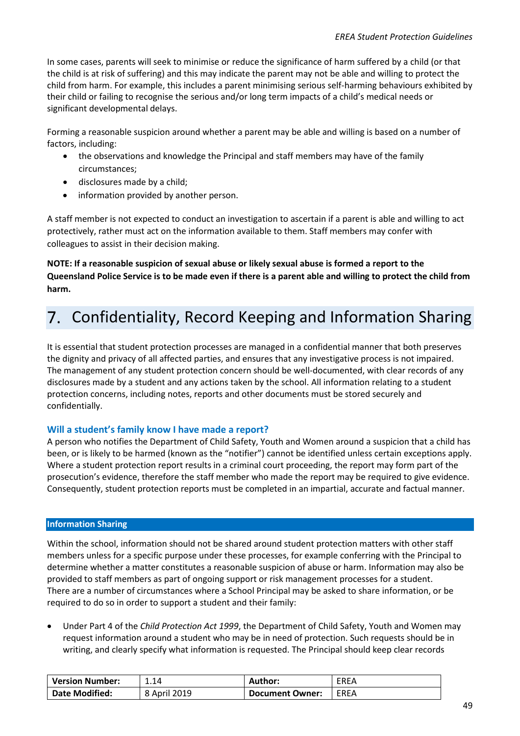In some cases, parents will seek to minimise or reduce the significance of harm suffered by a child (or that the child is at risk of suffering) and this may indicate the parent may not be able and willing to protect the child from harm. For example, this includes a parent minimising serious self-harming behaviours exhibited by their child or failing to recognise the serious and/or long term impacts of a child's medical needs or significant developmental delays.

Forming a reasonable suspicion around whether a parent may be able and willing is based on a number of factors, including:

- the observations and knowledge the Principal and staff members may have of the family circumstances;
- disclosures made by a child;
- information provided by another person.

A staff member is not expected to conduct an investigation to ascertain if a parent is able and willing to act protectively, rather must act on the information available to them. Staff members may confer with colleagues to assist in their decision making.

**NOTE: If a reasonable suspicion of sexual abuse or likely sexual abuse is formed a report to the Queensland Police Service is to be made even if there is a parent able and willing to protect the child from harm.**

# 7. Confidentiality, Record Keeping and Information Sharing

It is essential that student protection processes are managed in a confidential manner that both preserves the dignity and privacy of all affected parties, and ensures that any investigative process is not impaired. The management of any student protection concern should be well-documented, with clear records of any disclosures made by a student and any actions taken by the school. All information relating to a student protection concerns, including notes, reports and other documents must be stored securely and confidentially.

### Will a student's family know I have made a report?

A person who notifies the Department of Child Safety, Youth and Women around a suspicion that a child has been, or is likely to be harmed (known as the "notifier") cannot be identified unless certain exceptions apply. Where a student protection report results in a criminal court proceeding, the report may form part of the prosecution's evidence, therefore the staff member who made the report may be required to give evidence. Consequently, student protection reports must be completed in an impartial, accurate and factual manner.

### Information Sharing

Within the school, information should not be shared around student protection matters with other staff members unless for a specific purpose under these processes, for example conferring with the Principal to determine whether a matter constitutes a reasonable suspicion of abuse or harm. Information may also be provided to staff members as part of ongoing support or risk management processes for a student.
There are a number of circumstances where a School Principal may be asked to share information, or be required to do so in order to support a student and their family:

- Under Part 4 of the *Child Protection Act 1999*, the Department of Child Safety, Youth and Women may request information around a student who may be in need of protection. Such requests should be in writing, and clearly specify what information is requested. The Principal should keep clear records

| Version Number: | 1.14 | Author: | EREA |
|---|---|---|---|
| Date Modified: | 8 April 2019 | Document Owner: | EREA |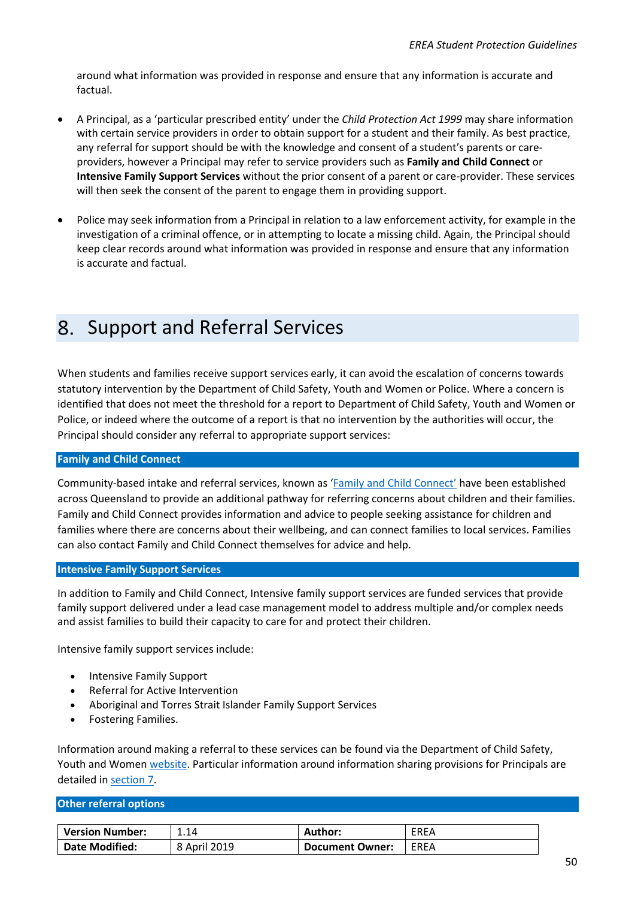around what information was provided in response and ensure that any information is accurate and factual.

- A Principal, as a 'particular prescribed entity' under the *Child Protection Act 1999* may share information with certain service providers in order to obtain support for a student and their family. As best practice, any referral for support should be with the knowledge and consent of a student's parents or care-providers, however a Principal may refer to service providers such as **Family and Child Connect** or **Intensive Family Support Services** without the prior consent of a parent or care-provider. These services will then seek the consent of the parent to engage them in providing support.

- Police may seek information from a Principal in relation to a law enforcement activity, for example in the investigation of a criminal offence, or in attempting to locate a missing child. Again, the Principal should keep clear records around what information was provided in response and ensure that any information is accurate and factual.

# 8. Support and Referral Services

When students and families receive support services early, it can avoid the escalation of concerns towards statutory intervention by the Department of Child Safety, Youth and Women or Police. Where a concern is identified that does not meet the threshold for a report to Department of Child Safety, Youth and Women or Police, or indeed where the outcome of a report is that no intervention by the authorities will occur, the Principal should consider any referral to appropriate support services:

### Family and Child Connect

Community-based intake and referral services, known as 'Family and Child Connect' have been established across Queensland to provide an additional pathway for referring concerns about children and their families. Family and Child Connect provides information and advice to people seeking assistance for children and families where there are concerns about their wellbeing, and can connect families to local services. Families can also contact Family and Child Connect themselves for advice and help.

### Intensive Family Support Services

In addition to Family and Child Connect, Intensive family support services are funded services that provide family support delivered under a lead case management model to address multiple and/or complex needs and assist families to build their capacity to care for and protect their children.

Intensive family support services include:

- Intensive Family Support
- Referral for Active Intervention
- Aboriginal and Torres Strait Islander Family Support Services
- Fostering Families.

Information around making a referral to these services can be found via the Department of Child Safety, Youth and Women website. Particular information around information sharing provisions for Principals are detailed in section 7.

### Other referral options

| Version Number: | 1.14 | Author: | EREA |
|---|---|---|---|
| Date Modified: | 8 April 2019 | Document Owner: | EREA |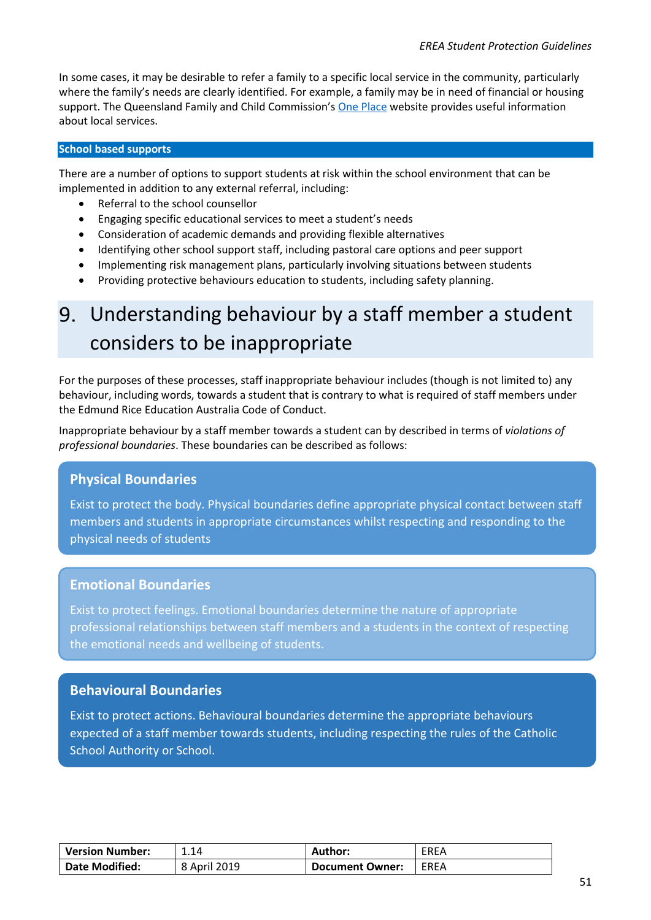In some cases, it may be desirable to refer a family to a specific local service in the community, particularly where the family's needs are clearly identified. For example, a family may be in need of financial or housing support. The Queensland Family and Child Commission's One Place website provides useful information about local services.

### School based supports

There are a number of options to support students at risk within the school environment that can be implemented in addition to any external referral, including:

- Referral to the school counsellor
- Engaging specific educational services to meet a student's needs
- Consideration of academic demands and providing flexible alternatives
- Identifying other school support staff, including pastoral care options and peer support
- Implementing risk management plans, particularly involving situations between students
- Providing protective behaviours education to students, including safety planning.

# 9. Understanding behaviour by a staff member a student considers to be inappropriate

For the purposes of these processes, staff inappropriate behaviour includes (though is not limited to) any behaviour, including words, towards a student that is contrary to what is required of staff members under the Edmund Rice Education Australia Code of Conduct.

Inappropriate behaviour by a staff member towards a student can by described in terms of *violations of professional boundaries*. These boundaries can be described as follows:

**Physical Boundaries**

Exist to protect the body. Physical boundaries define appropriate physical contact between staff members and students in appropriate circumstances whilst respecting and responding to the physical needs of students

**Emotional Boundaries**

Exist to protect feelings. Emotional boundaries determine the nature of appropriate professional relationships between staff members and a students in the context of respecting the emotional needs and wellbeing of students.

**Behavioural Boundaries**

Exist to protect actions. Behavioural boundaries determine the appropriate behaviours expected of a staff member towards students, including respecting the rules of the Catholic School Authority or School.

| Version Number: | 1.14 | Author: | EREA |
|---|---|---|---|
| Date Modified: | 8 April 2019 | Document Owner: | EREA |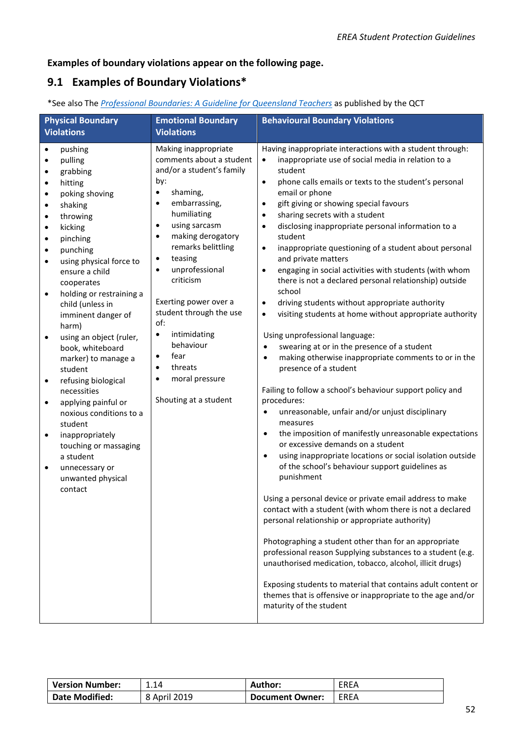**Examples of boundary violations appear on the following page.**

## 9.1 Examples of Boundary Violations*

*See also The *[Professional Boundaries: A Guideline for Queensland Teachers]()* as published by the QCT

| Physical Boundary Violations | Emotional Boundary Violations | Behavioural Boundary Violations |
|---|---|---|
| • pushing<br>• pulling<br>• grabbing<br>• hitting<br>• poking shoving<br>• shaking<br>• throwing<br>• kicking<br>• pinching<br>• punching<br>• using physical force to ensure a child cooperates<br>• holding or restraining a child (unless in imminent danger of harm)<br>• using an object (ruler, book, whiteboard marker) to manage a student<br>• refusing biological necessities<br>• applying painful or noxious conditions to a student<br>• inappropriately touching or massaging a student<br>• unnecessary or unwanted physical contact | Making inappropriate comments about a student and/or a student's family by:<br>• shaming,<br>• embarrassing, humiliating<br>• using sarcasm<br>• making derogatory remarks belittling<br>• teasing<br>• unprofessional criticism<br><br>Exerting power over a student through the use of:<br>• intimidating behaviour<br>• fear<br>• threats<br>• moral pressure<br><br>Shouting at a student | Having inappropriate interactions with a student through:<br>• inappropriate use of social media in relation to a student<br>• phone calls emails or texts to the student's personal email or phone<br>• gift giving or showing special favours<br>• sharing secrets with a student<br>• disclosing inappropriate personal information to a student<br>• inappropriate questioning of a student about personal and private matters<br>• engaging in social activities with students (with whom there is not a declared personal relationship) outside school<br>• driving students without appropriate authority<br>• visiting students at home without appropriate authority<br><br>Using unprofessional language:<br>• swearing at or in the presence of a student<br>• making otherwise inappropriate comments to or in the presence of a student<br><br>Failing to follow a school's behaviour support policy and procedures:<br>• unreasonable, unfair and/or unjust disciplinary measures<br>• the imposition of manifestly unreasonable expectations or excessive demands on a student<br>• using inappropriate locations or social isolation outside of the school's behaviour support guidelines as punishment<br><br>Using a personal device or private email address to make contact with a student (with whom there is not a declared personal relationship or appropriate authority)<br><br>Photographing a student other than for an appropriate professional reason Supplying substances to a student (e.g. unauthorised medication, tobacco, alcohol, illicit drugs)<br><br>Exposing students to material that contains adult content or themes that is offensive or inappropriate to the age and/or maturity of the student |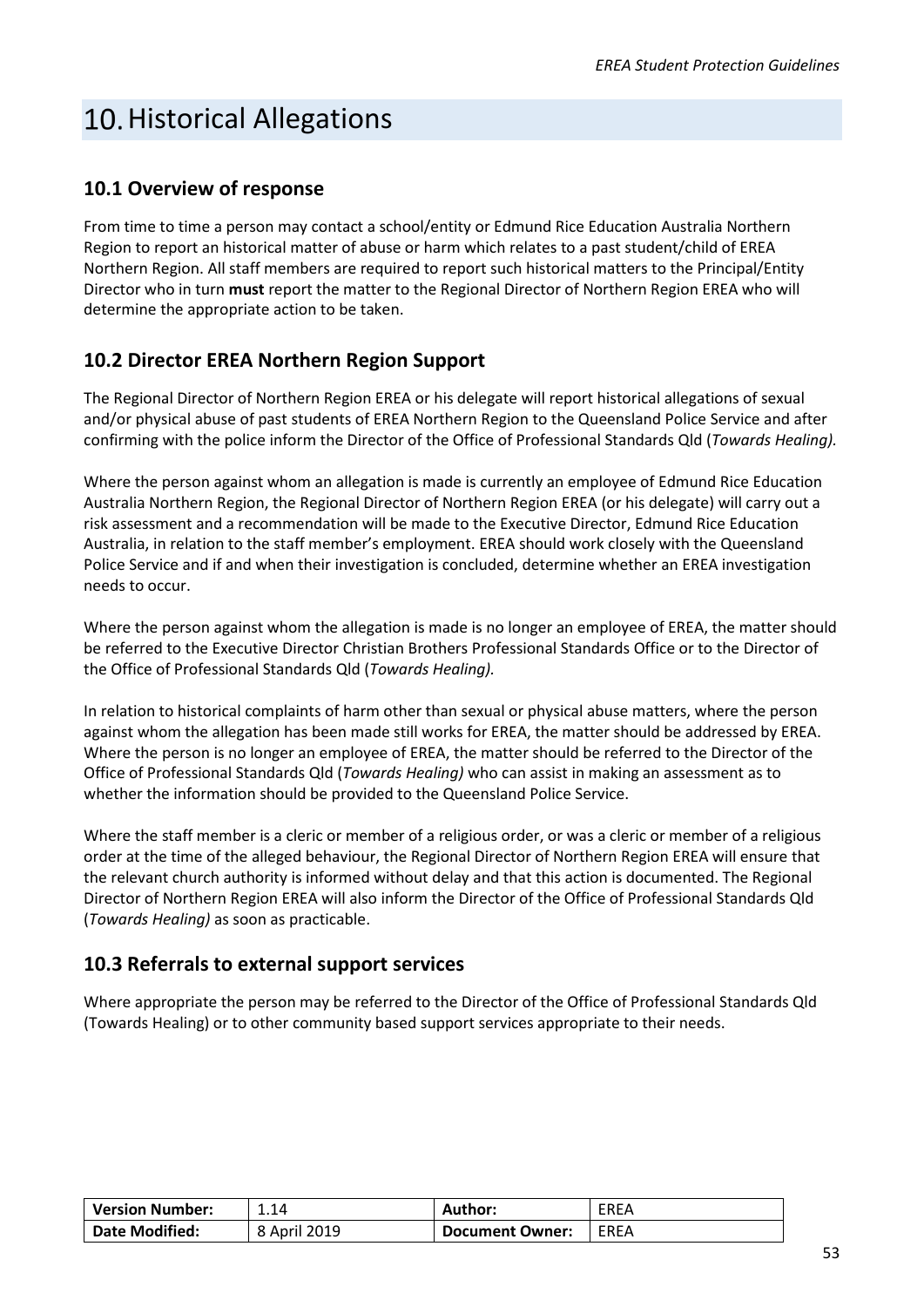// 10. Historical Allegations

## 10.1 Overview of response

From time to time a person may contact a school/entity or Edmund Rice Education Australia Northern Region to report an historical matter of abuse or harm which relates to a past student/child of EREA Northern Region. All staff members are required to report such historical matters to the Principal/Entity Director who in turn **must** report the matter to the Regional Director of Northern Region EREA who will determine the appropriate action to be taken.

## 10.2 Director EREA Northern Region Support

The Regional Director of Northern Region EREA or his delegate will report historical allegations of sexual and/or physical abuse of past students of EREA Northern Region to the Queensland Police Service and after confirming with the police inform the Director of the Office of Professional Standards Qld (*Towards Healing).*

Where the person against whom an allegation is made is currently an employee of Edmund Rice Education Australia Northern Region, the Regional Director of Northern Region EREA (or his delegate) will carry out a risk assessment and a recommendation will be made to the Executive Director, Edmund Rice Education Australia, in relation to the staff member's employment. EREA should work closely with the Queensland Police Service and if and when their investigation is concluded, determine whether an EREA investigation needs to occur.

Where the person against whom the allegation is made is no longer an employee of EREA, the matter should be referred to the Executive Director Christian Brothers Professional Standards Office or to the Director of the Office of Professional Standards Qld (*Towards Healing).*

In relation to historical complaints of harm other than sexual or physical abuse matters, where the person against whom the allegation has been made still works for EREA, the matter should be addressed by EREA. Where the person is no longer an employee of EREA, the matter should be referred to the Director of the Office of Professional Standards Qld (*Towards Healing)* who can assist in making an assessment as to whether the information should be provided to the Queensland Police Service.

Where the staff member is a cleric or member of a religious order, or was a cleric or member of a religious order at the time of the alleged behaviour, the Regional Director of Northern Region EREA will ensure that the relevant church authority is informed without delay and that this action is documented. The Regional Director of Northern Region EREA will also inform the Director of the Office of Professional Standards Qld (*Towards Healing)* as soon as practicable.

## 10.3 Referrals to external support services

Where appropriate the person may be referred to the Director of the Office of Professional Standards Qld (Towards Healing) or to other community based support services appropriate to their needs.